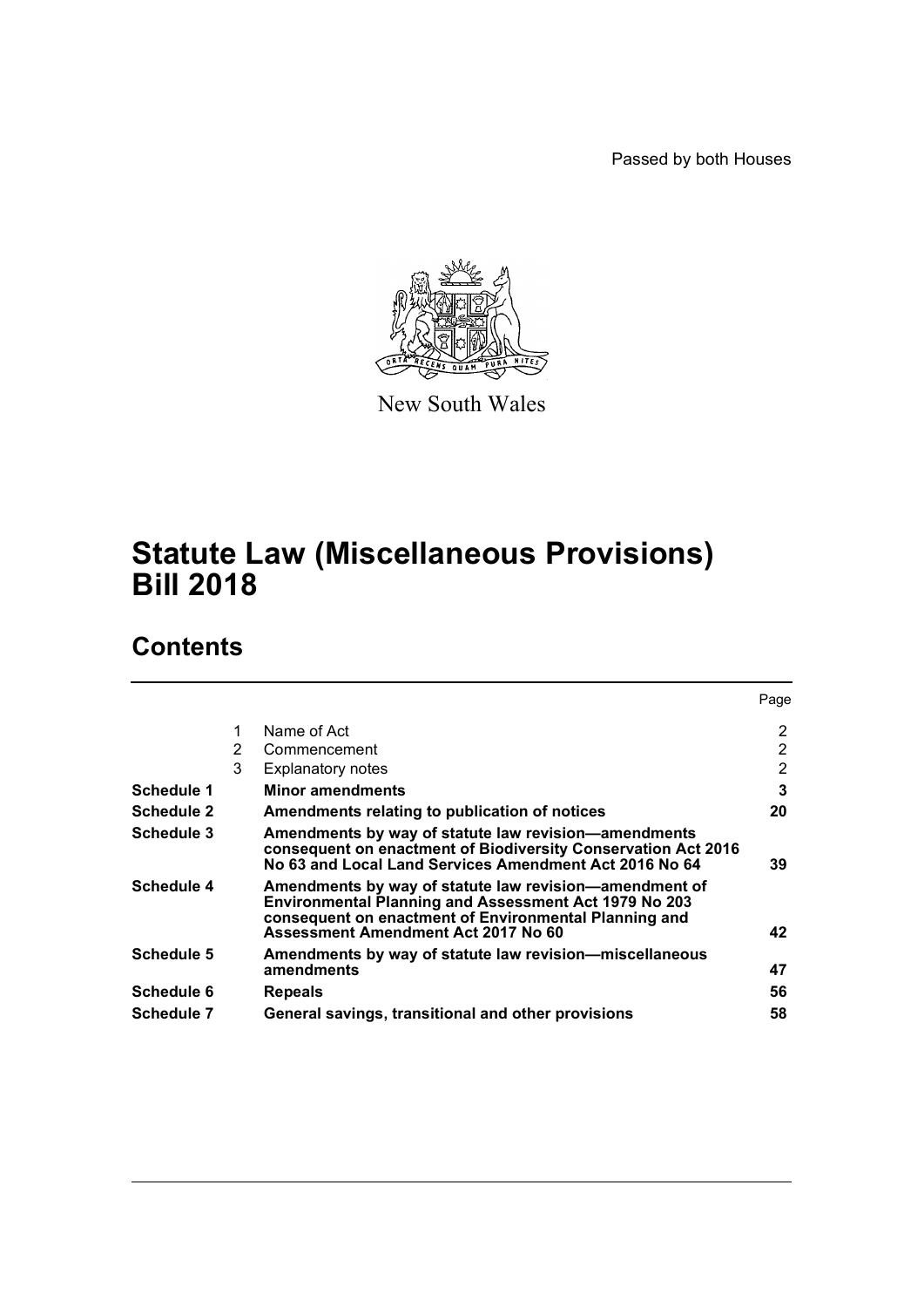Passed by both Houses

New South Wales

# Statute Law (Miscellaneous Provisions) Bill 2018

## Contents

| | | | Page |
|---|---|---|---|
| | 1 | Name of Act | 2 |
| | 2 | Commencement | 2 |
| | 3 | Explanatory notes | 2 |
| **Schedule 1** | | **Minor amendments** | **3** |
| **Schedule 2** | | **Amendments relating to publication of notices** | **20** |
| **Schedule 3** | | **Amendments by way of statute law revision—amendments consequent on enactment of Biodiversity Conservation Act 2016 No 63 and Local Land Services Amendment Act 2016 No 64** | **39** |
| **Schedule 4** | | **Amendments by way of statute law revision—amendment of Environmental Planning and Assessment Act 1979 No 203 consequent on enactment of Environmental Planning and Assessment Amendment Act 2017 No 60** | **42** |
| **Schedule 5** | | **Amendments by way of statute law revision—miscellaneous amendments** | **47** |
| **Schedule 6** | | **Repeals** | **56** |
| **Schedule 7** | | **General savings, transitional and other provisions** | **58** |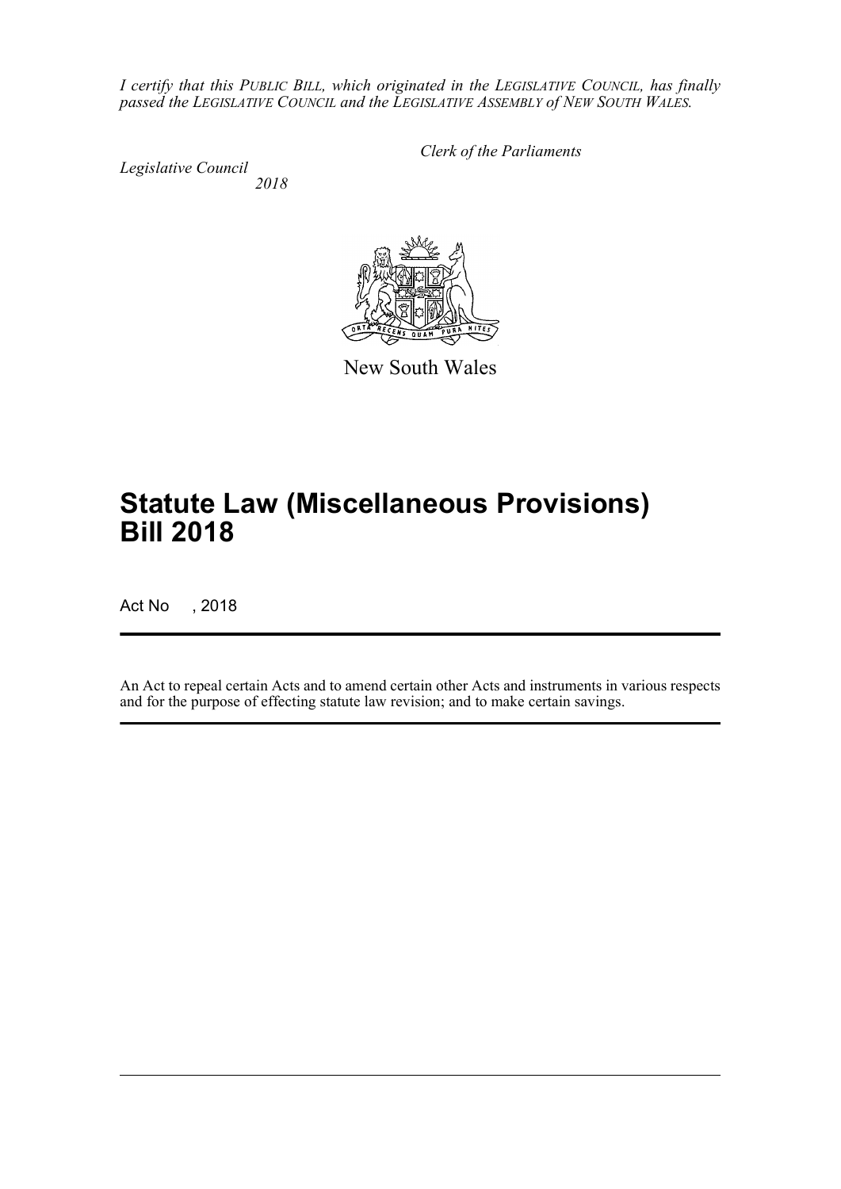*I certify that this PUBLIC BILL, which originated in the LEGISLATIVE COUNCIL, has finally passed the LEGISLATIVE COUNCIL and the LEGISLATIVE ASSEMBLY of NEW SOUTH WALES.*

*Clerk of the Parliaments*

*Legislative Council*
*2018*

New South Wales

# Statute Law (Miscellaneous Provisions) Bill 2018

Act No , 2018

An Act to repeal certain Acts and to amend certain other Acts and instruments in various respects and for the purpose of effecting statute law revision; and to make certain savings.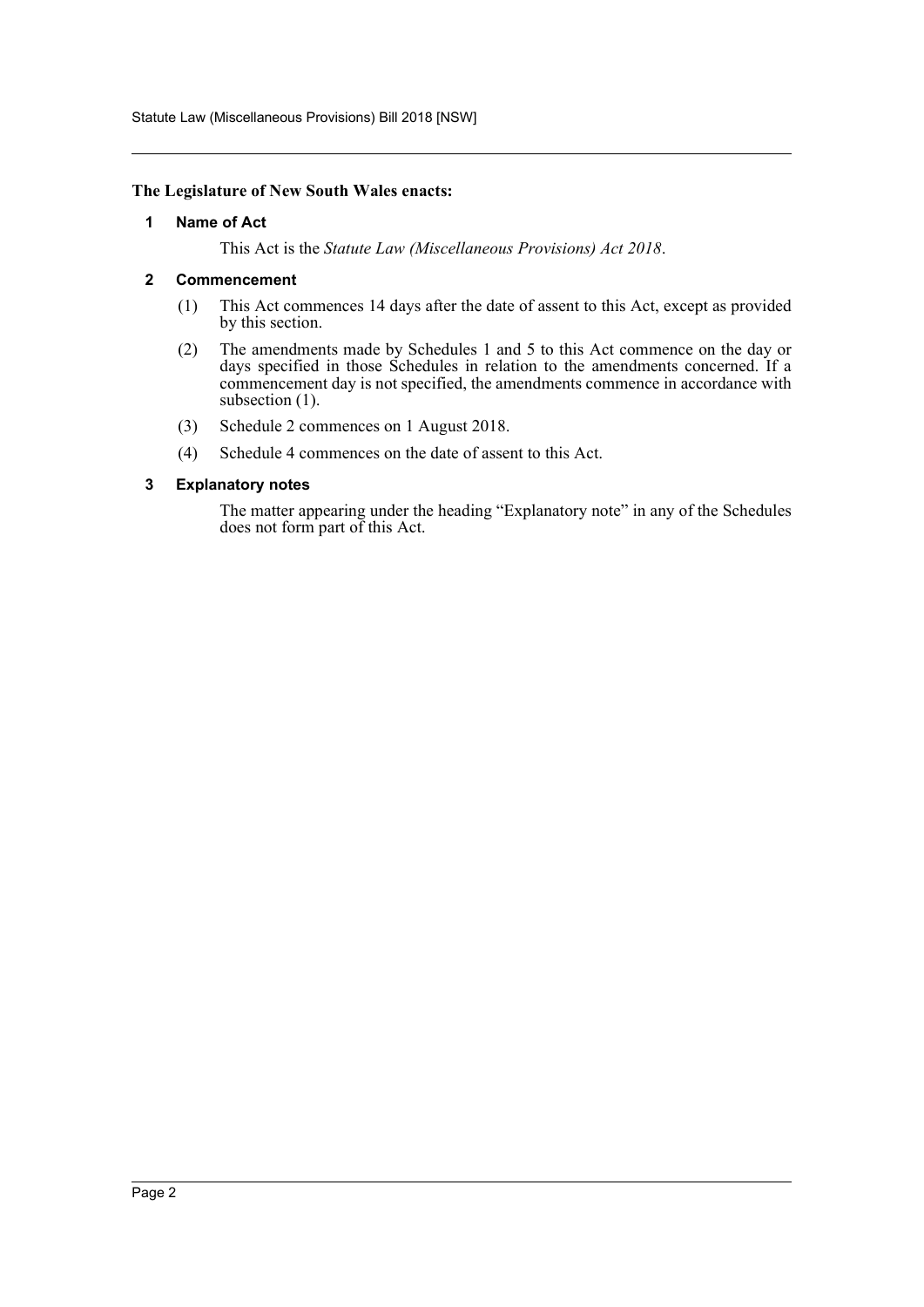**The Legislature of New South Wales enacts:**

## 1 Name of Act

This Act is the *Statute Law (Miscellaneous Provisions) Act 2018*.

## 2 Commencement

(1) This Act commences 14 days after the date of assent to this Act, except as provided by this section.

(2) The amendments made by Schedules 1 and 5 to this Act commence on the day or days specified in those Schedules in relation to the amendments concerned. If a commencement day is not specified, the amendments commence in accordance with subsection (1).

(3) Schedule 2 commences on 1 August 2018.

(4) Schedule 4 commences on the date of assent to this Act.

## 3 Explanatory notes

The matter appearing under the heading "Explanatory note" in any of the Schedules does not form part of this Act.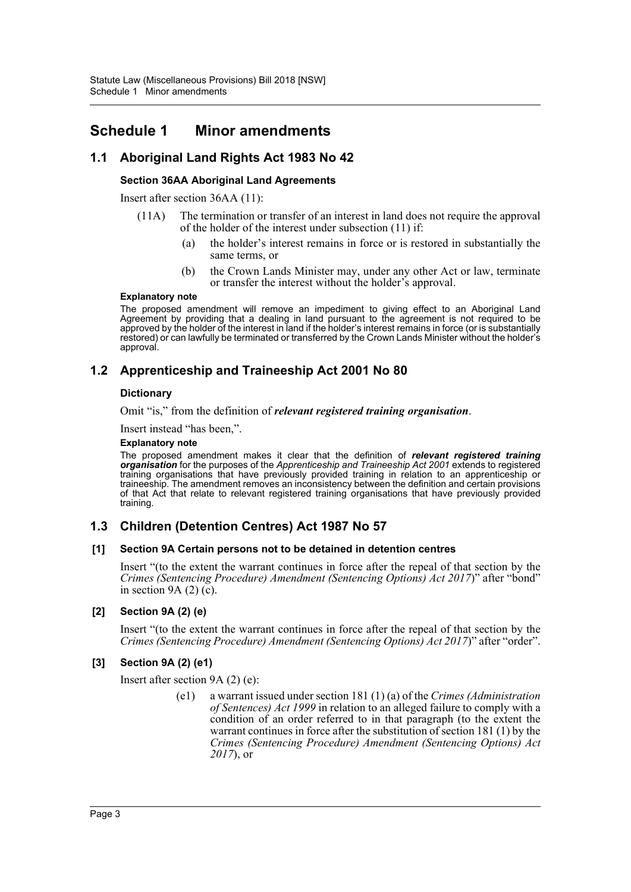# Schedule 1 Minor amendments

## 1.1 Aboriginal Land Rights Act 1983 No 42

### Section 36AA Aboriginal Land Agreements

Insert after section 36AA (11):

(11A) The termination or transfer of an interest in land does not require the approval of the holder of the interest under subsection (11) if:

- (a) the holder's interest remains in force or is restored in substantially the same terms, or
- (b) the Crown Lands Minister may, under any other Act or law, terminate or transfer the interest without the holder's approval.

**Explanatory note**

The proposed amendment will remove an impediment to giving effect to an Aboriginal Land Agreement by providing that a dealing in land pursuant to the agreement is not required to be approved by the holder of the interest in land if the holder's interest remains in force (or is substantially restored) or can lawfully be terminated or transferred by the Crown Lands Minister without the holder's approval.

## 1.2 Apprenticeship and Traineeship Act 2001 No 80

### Dictionary

Omit "is," from the definition of ***relevant registered training organisation***.

Insert instead "has been,".

**Explanatory note**

The proposed amendment makes it clear that the definition of ***relevant registered training organisation*** for the purposes of the *Apprenticeship and Traineeship Act 2001* extends to registered training organisations that have previously provided training in relation to an apprenticeship or traineeship. The amendment removes an inconsistency between the definition and certain provisions of that Act that relate to relevant registered training organisations that have previously provided training.

## 1.3 Children (Detention Centres) Act 1987 No 57

### [1] Section 9A Certain persons not to be detained in detention centres

Insert "(to the extent the warrant continues in force after the repeal of that section by the *Crimes (Sentencing Procedure) Amendment (Sentencing Options) Act 2017*)" after "bond" in section 9A (2) (c).

### [2] Section 9A (2) (e)

Insert "(to the extent the warrant continues in force after the repeal of that section by the *Crimes (Sentencing Procedure) Amendment (Sentencing Options) Act 2017*)" after "order".

### [3] Section 9A (2) (e1)

Insert after section 9A (2) (e):

(e1) a warrant issued under section 181 (1) (a) of the *Crimes (Administration of Sentences) Act 1999* in relation to an alleged failure to comply with a condition of an order referred to in that paragraph (to the extent the warrant continues in force after the substitution of section 181 (1) by the *Crimes (Sentencing Procedure) Amendment (Sentencing Options) Act 2017*), or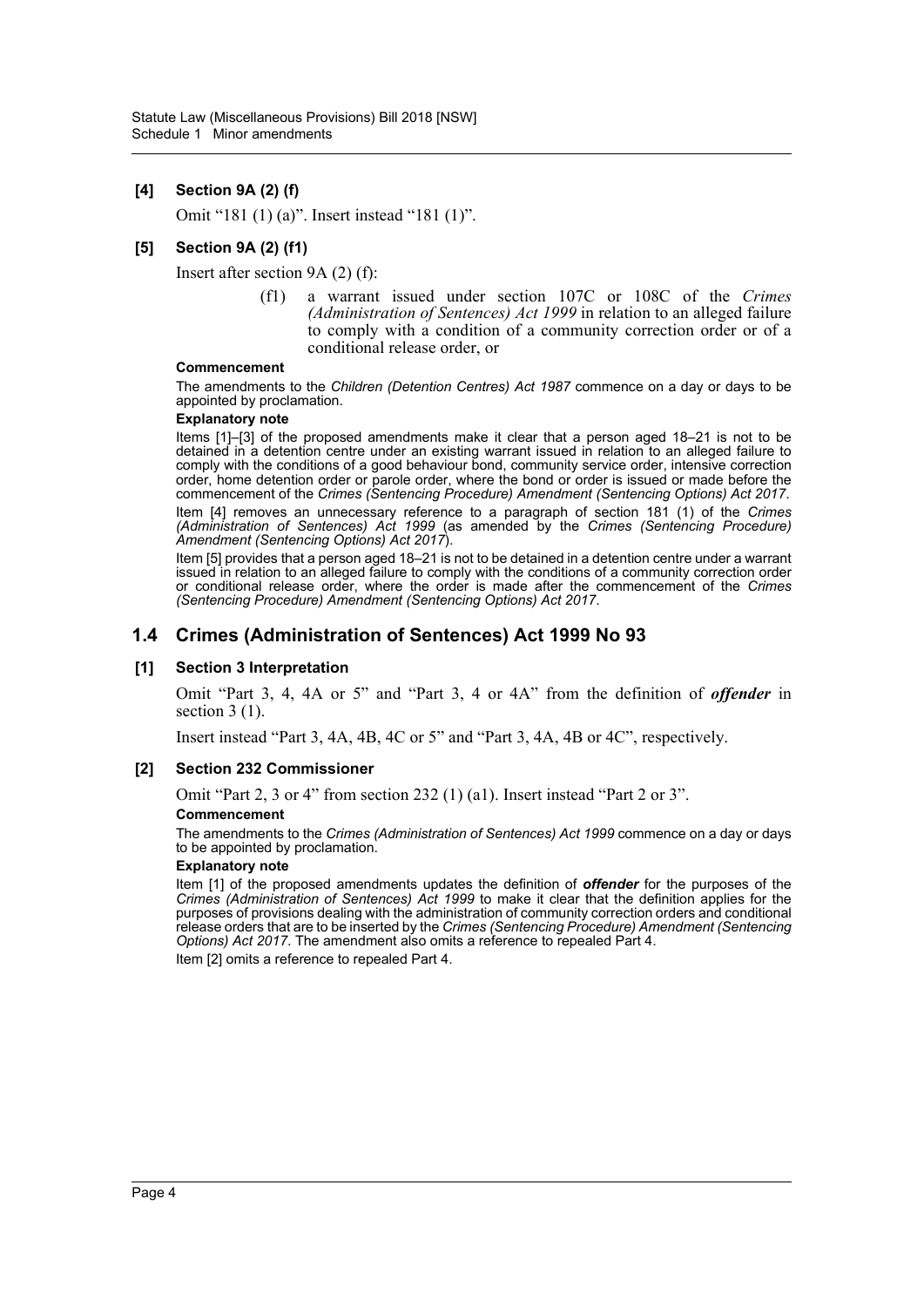### [4] Section 9A (2) (f)

Omit "181 (1) (a)". Insert instead "181 (1)".

### [5] Section 9A (2) (f1)

Insert after section 9A (2) (f):

> (f1) a warrant issued under section 107C or 108C of the *Crimes (Administration of Sentences) Act 1999* in relation to an alleged failure to comply with a condition of a community correction order or of a conditional release order, or

**Commencement**

The amendments to the *Children (Detention Centres) Act 1987* commence on a day or days to be appointed by proclamation.

**Explanatory note**

Items [1]–[3] of the proposed amendments make it clear that a person aged 18–21 is not to be detained in a detention centre under an existing warrant issued in relation to an alleged failure to comply with the conditions of a good behaviour bond, community service order, intensive correction order, home detention order or parole order, where the bond or order is issued or made before the commencement of the *Crimes (Sentencing Procedure) Amendment (Sentencing Options) Act 2017*.

Item [4] removes an unnecessary reference to a paragraph of section 181 (1) of the *Crimes (Administration of Sentences) Act 1999* (as amended by the *Crimes (Sentencing Procedure) Amendment (Sentencing Options) Act 2017*).

Item [5] provides that a person aged 18–21 is not to be detained in a detention centre under a warrant issued in relation to an alleged failure to comply with the conditions of a community correction order or conditional release order, where the order is made after the commencement of the *Crimes (Sentencing Procedure) Amendment (Sentencing Options) Act 2017*.

## 1.4 Crimes (Administration of Sentences) Act 1999 No 93

### [1] Section 3 Interpretation

Omit "Part 3, 4, 4A or 5" and "Part 3, 4 or 4A" from the definition of ***offender*** in section 3 (1).

Insert instead "Part 3, 4A, 4B, 4C or 5" and "Part 3, 4A, 4B or 4C", respectively.

### [2] Section 232 Commissioner

Omit "Part 2, 3 or 4" from section 232 (1) (a1). Insert instead "Part 2 or 3".

**Commencement**

The amendments to the *Crimes (Administration of Sentences) Act 1999* commence on a day or days to be appointed by proclamation.

**Explanatory note**

Item [1] of the proposed amendments updates the definition of ***offender*** for the purposes of the *Crimes (Administration of Sentences) Act 1999* to make it clear that the definition applies for the purposes of provisions dealing with the administration of community correction orders and conditional release orders that are to be inserted by the *Crimes (Sentencing Procedure) Amendment (Sentencing Options) Act 2017*. The amendment also omits a reference to repealed Part 4.

Item [2] omits a reference to repealed Part 4.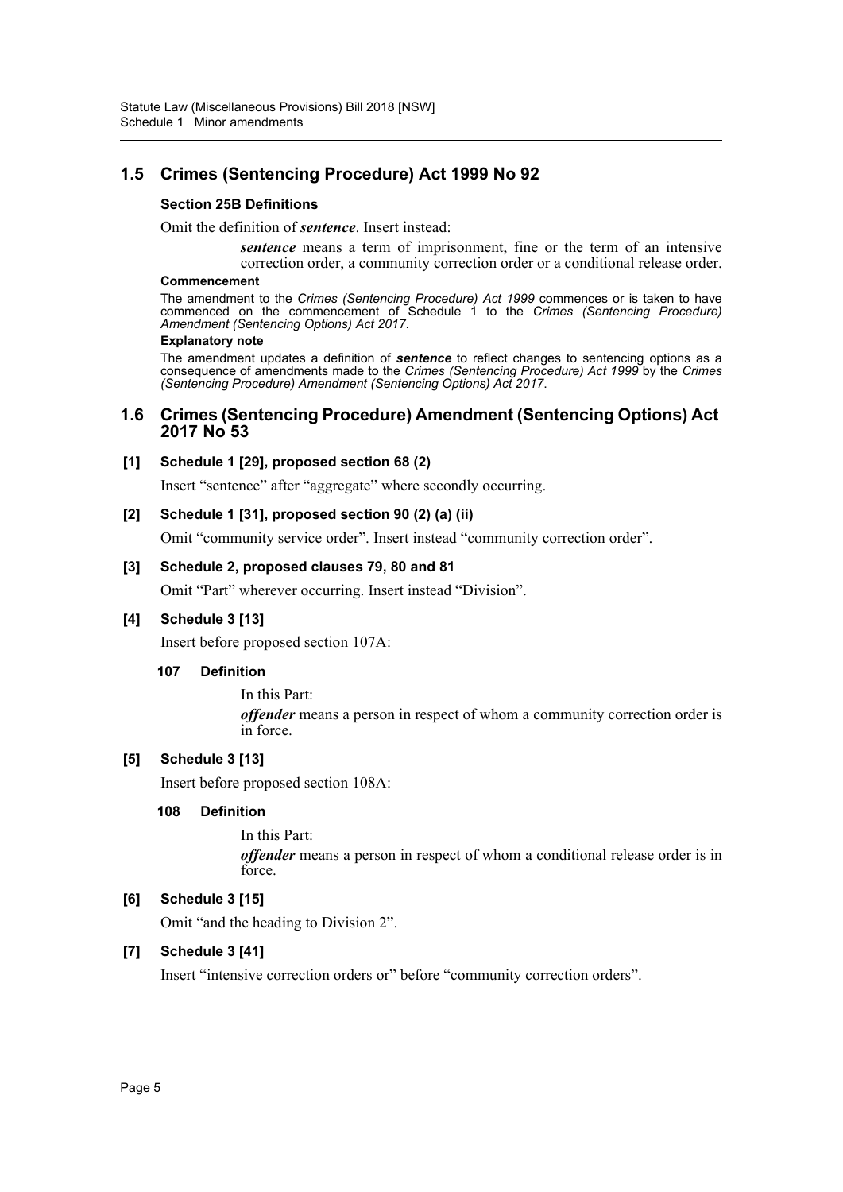## 1.5 Crimes (Sentencing Procedure) Act 1999 No 92

**Section 25B Definitions**

Omit the definition of ***sentence***. Insert instead:

> ***sentence*** means a term of imprisonment, fine or the term of an intensive correction order, a community correction order or a conditional release order.

**Commencement**

The amendment to the *Crimes (Sentencing Procedure) Act 1999* commences or is taken to have commenced on the commencement of Schedule 1 to the *Crimes (Sentencing Procedure) Amendment (Sentencing Options) Act 2017*.

**Explanatory note**

The amendment updates a definition of ***sentence*** to reflect changes to sentencing options as a consequence of amendments made to the *Crimes (Sentencing Procedure) Act 1999* by the *Crimes (Sentencing Procedure) Amendment (Sentencing Options) Act 2017*.

## 1.6 Crimes (Sentencing Procedure) Amendment (Sentencing Options) Act 2017 No 53

**[1] Schedule 1 [29], proposed section 68 (2)**

Insert “sentence” after “aggregate” where secondly occurring.

**[2] Schedule 1 [31], proposed section 90 (2) (a) (ii)**

Omit “community service order”. Insert instead “community correction order”.

**[3] Schedule 2, proposed clauses 79, 80 and 81**

Omit “Part” wherever occurring. Insert instead “Division”.

**[4] Schedule 3 [13]**

Insert before proposed section 107A:

**107 Definition**

In this Part:

***offender*** means a person in respect of whom a community correction order is in force.

**[5] Schedule 3 [13]**

Insert before proposed section 108A:

**108 Definition**

In this Part:

***offender*** means a person in respect of whom a conditional release order is in force.

**[6] Schedule 3 [15]**

Omit “and the heading to Division 2”.

**[7] Schedule 3 [41]**

Insert “intensive correction orders or” before “community correction orders”.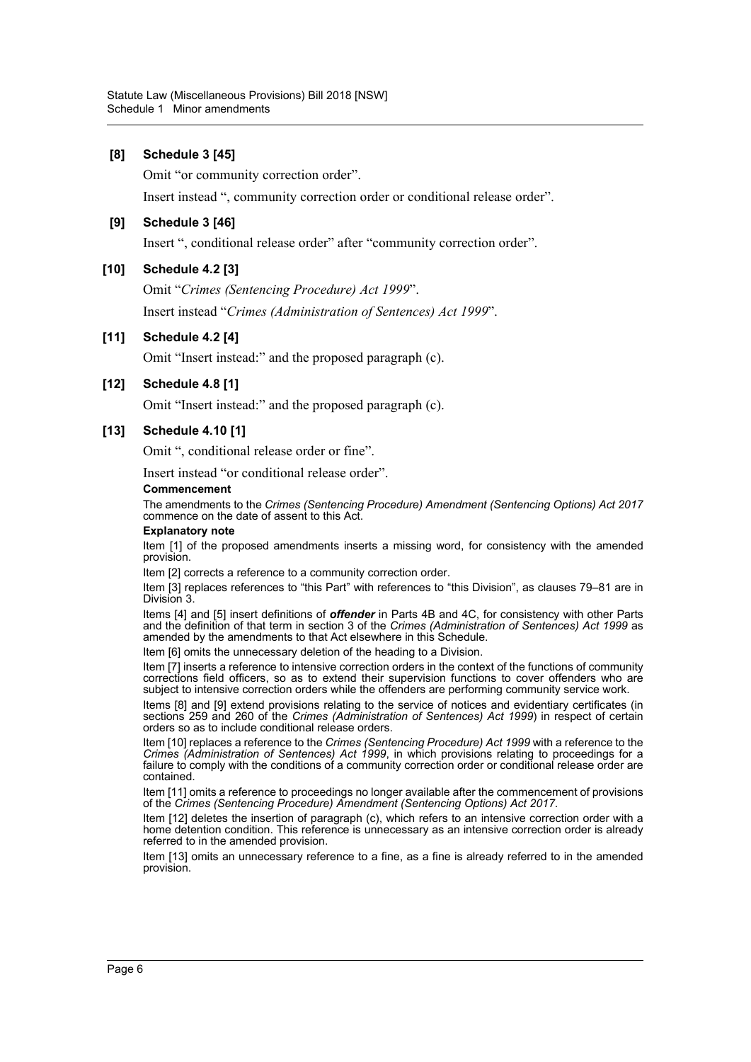**[8] Schedule 3 [45]**

Omit "or community correction order".

Insert instead ", community correction order or conditional release order".

**[9] Schedule 3 [46]**

Insert ", conditional release order" after "community correction order".

**[10] Schedule 4.2 [3]**

Omit "*Crimes (Sentencing Procedure) Act 1999*".

Insert instead "*Crimes (Administration of Sentences) Act 1999*".

**[11] Schedule 4.2 [4]**

Omit "Insert instead:" and the proposed paragraph (c).

**[12] Schedule 4.8 [1]**

Omit "Insert instead:" and the proposed paragraph (c).

**[13] Schedule 4.10 [1]**

Omit ", conditional release order or fine".

Insert instead "or conditional release order".

**Commencement**

The amendments to the *Crimes (Sentencing Procedure) Amendment (Sentencing Options) Act 2017* commence on the date of assent to this Act.

**Explanatory note**

Item [1] of the proposed amendments inserts a missing word, for consistency with the amended provision.

Item [2] corrects a reference to a community correction order.

Item [3] replaces references to "this Part" with references to "this Division", as clauses 79–81 are in Division 3.

Items [4] and [5] insert definitions of ***offender*** in Parts 4B and 4C, for consistency with other Parts and the definition of that term in section 3 of the *Crimes (Administration of Sentences) Act 1999* as amended by the amendments to that Act elsewhere in this Schedule.

Item [6] omits the unnecessary deletion of the heading to a Division.

Item [7] inserts a reference to intensive correction orders in the context of the functions of community corrections field officers, so as to extend their supervision functions to cover offenders who are subject to intensive correction orders while the offenders are performing community service work.

Items [8] and [9] extend provisions relating to the service of notices and evidentiary certificates (in sections 259 and 260 of the *Crimes (Administration of Sentences) Act 1999*) in respect of certain orders so as to include conditional release orders.

Item [10] replaces a reference to the *Crimes (Sentencing Procedure) Act 1999* with a reference to the *Crimes (Administration of Sentences) Act 1999*, in which provisions relating to proceedings for a failure to comply with the conditions of a community correction order or conditional release order are contained.

Item [11] omits a reference to proceedings no longer available after the commencement of provisions of the *Crimes (Sentencing Procedure) Amendment (Sentencing Options) Act 2017*.

Item [12] deletes the insertion of paragraph (c), which refers to an intensive correction order with a home detention condition. This reference is unnecessary as an intensive correction order is already referred to in the amended provision.

Item [13] omits an unnecessary reference to a fine, as a fine is already referred to in the amended provision.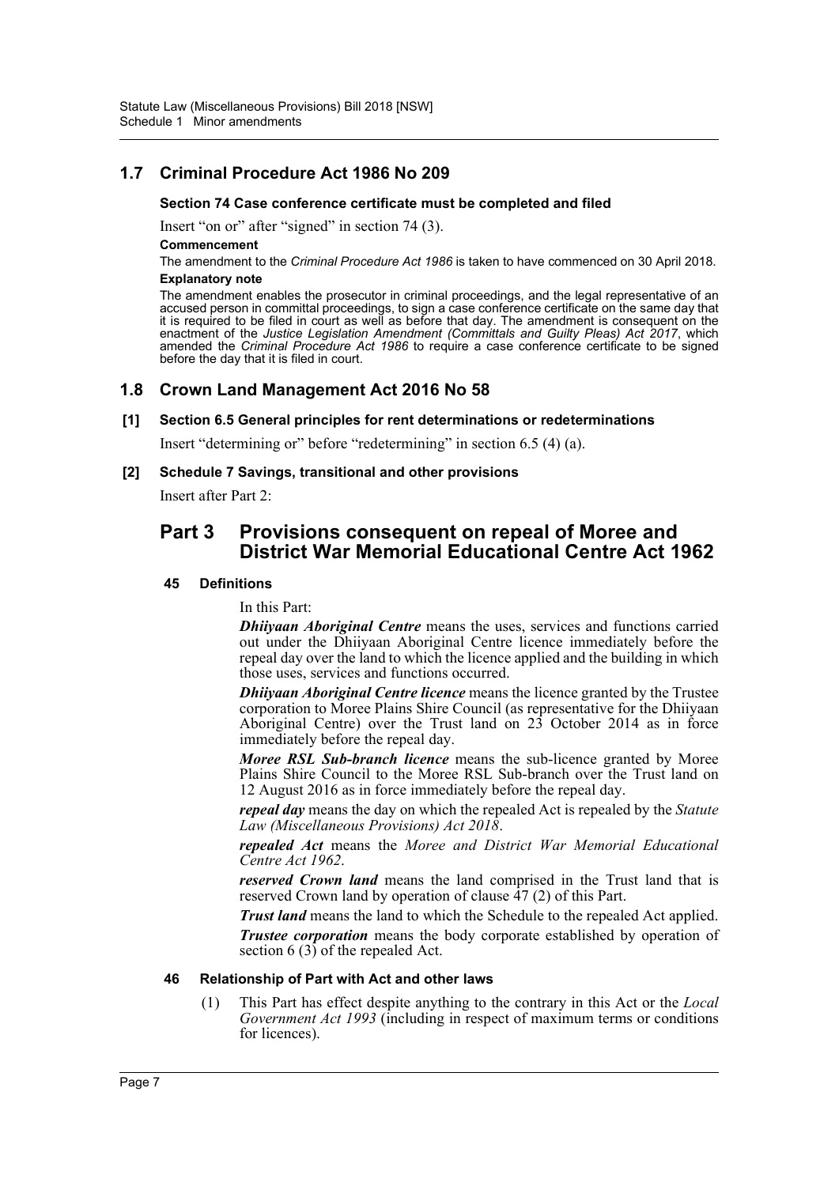## 1.7 Criminal Procedure Act 1986 No 209

**Section 74 Case conference certificate must be completed and filed**

Insert "on or" after "signed" in section 74 (3).

**Commencement**

The amendment to the *Criminal Procedure Act 1986* is taken to have commenced on 30 April 2018.

**Explanatory note**

The amendment enables the prosecutor in criminal proceedings, and the legal representative of an accused person in committal proceedings, to sign a case conference certificate on the same day that it is required to be filed in court as well as before that day. The amendment is consequent on the enactment of the *Justice Legislation Amendment (Committals and Guilty Pleas) Act 2017*, which amended the *Criminal Procedure Act 1986* to require a case conference certificate to be signed before the day that it is filed in court.

## 1.8 Crown Land Management Act 2016 No 58

**[1] Section 6.5 General principles for rent determinations or redeterminations**

Insert "determining or" before "redetermining" in section 6.5 (4) (a).

**[2] Schedule 7 Savings, transitional and other provisions**

Insert after Part 2:

# Part 3 Provisions consequent on repeal of Moree and District War Memorial Educational Centre Act 1962

**45 Definitions**

In this Part:

***Dhiiyaan Aboriginal Centre*** means the uses, services and functions carried out under the Dhiiyaan Aboriginal Centre licence immediately before the repeal day over the land to which the licence applied and the building in which those uses, services and functions occurred.

***Dhiiyaan Aboriginal Centre licence*** means the licence granted by the Trustee corporation to Moree Plains Shire Council (as representative for the Dhiiyaan Aboriginal Centre) over the Trust land on 23 October 2014 as in force immediately before the repeal day.

***Moree RSL Sub-branch licence*** means the sub-licence granted by Moree Plains Shire Council to the Moree RSL Sub-branch over the Trust land on 12 August 2016 as in force immediately before the repeal day.

***repeal day*** means the day on which the repealed Act is repealed by the *Statute Law (Miscellaneous Provisions) Act 2018*.

***repealed Act*** means the *Moree and District War Memorial Educational Centre Act 1962*.

***reserved Crown land*** means the land comprised in the Trust land that is reserved Crown land by operation of clause 47 (2) of this Part.

***Trust land*** means the land to which the Schedule to the repealed Act applied.

***Trustee corporation*** means the body corporate established by operation of section 6 (3) of the repealed Act.

**46 Relationship of Part with Act and other laws**

(1) This Part has effect despite anything to the contrary in this Act or the *Local Government Act 1993* (including in respect of maximum terms or conditions for licences).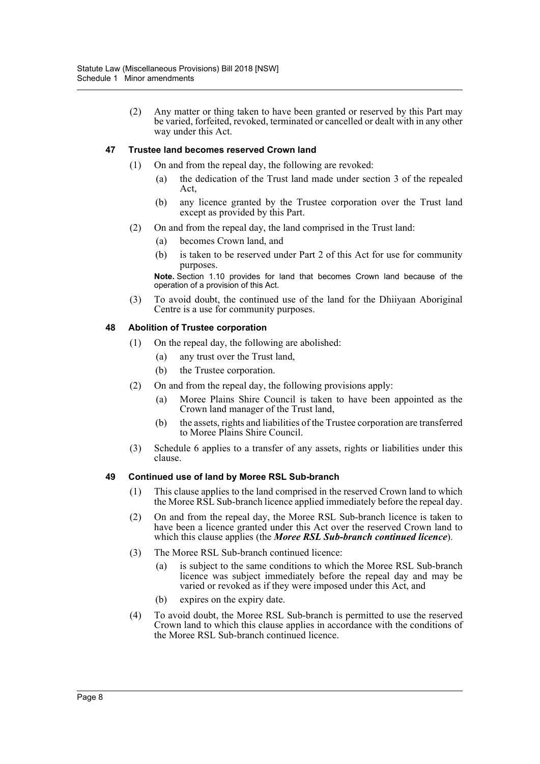(2) Any matter or thing taken to have been granted or reserved by this Part may be varied, forfeited, revoked, terminated or cancelled or dealt with in any other way under this Act.

#### 47 Trustee land becomes reserved Crown land

(1) On and from the repeal day, the following are revoked:

(a) the dedication of the Trust land made under section 3 of the repealed Act,

(b) any licence granted by the Trustee corporation over the Trust land except as provided by this Part.

(2) On and from the repeal day, the land comprised in the Trust land:

(a) becomes Crown land, and

(b) is taken to be reserved under Part 2 of this Act for use for community purposes.

**Note.** Section 1.10 provides for land that becomes Crown land because of the operation of a provision of this Act.

(3) To avoid doubt, the continued use of the land for the Dhiiyaan Aboriginal Centre is a use for community purposes.

#### 48 Abolition of Trustee corporation

(1) On the repeal day, the following are abolished:

(a) any trust over the Trust land,

(b) the Trustee corporation.

(2) On and from the repeal day, the following provisions apply:

(a) Moree Plains Shire Council is taken to have been appointed as the Crown land manager of the Trust land,

(b) the assets, rights and liabilities of the Trustee corporation are transferred to Moree Plains Shire Council.

(3) Schedule 6 applies to a transfer of any assets, rights or liabilities under this clause.

#### 49 Continued use of land by Moree RSL Sub-branch

(1) This clause applies to the land comprised in the reserved Crown land to which the Moree RSL Sub-branch licence applied immediately before the repeal day.

(2) On and from the repeal day, the Moree RSL Sub-branch licence is taken to have been a licence granted under this Act over the reserved Crown land to which this clause applies (the ***Moree RSL Sub-branch continued licence***).

(3) The Moree RSL Sub-branch continued licence:

(a) is subject to the same conditions to which the Moree RSL Sub-branch licence was subject immediately before the repeal day and may be varied or revoked as if they were imposed under this Act, and

(b) expires on the expiry date.

(4) To avoid doubt, the Moree RSL Sub-branch is permitted to use the reserved Crown land to which this clause applies in accordance with the conditions of the Moree RSL Sub-branch continued licence.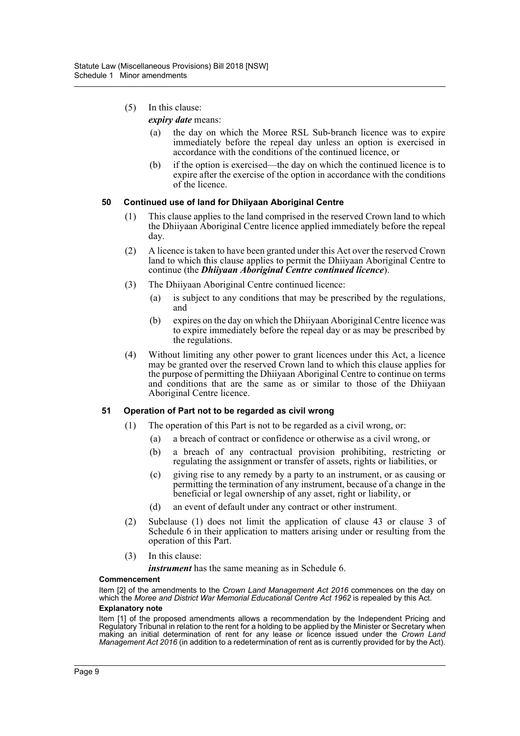(5) In this clause:

***expiry date*** means:

(a) the day on which the Moree RSL Sub-branch licence was to expire immediately before the repeal day unless an option is exercised in accordance with the conditions of the continued licence, or

(b) if the option is exercised—the day on which the continued licence is to expire after the exercise of the option in accordance with the conditions of the licence.

### 50 Continued use of land for Dhiiyaan Aboriginal Centre

(1) This clause applies to the land comprised in the reserved Crown land to which the Dhiiyaan Aboriginal Centre licence applied immediately before the repeal day.

(2) A licence is taken to have been granted under this Act over the reserved Crown land to which this clause applies to permit the Dhiiyaan Aboriginal Centre to continue (the ***Dhiiyaan Aboriginal Centre continued licence***).

(3) The Dhiiyaan Aboriginal Centre continued licence:

(a) is subject to any conditions that may be prescribed by the regulations, and

(b) expires on the day on which the Dhiiyaan Aboriginal Centre licence was to expire immediately before the repeal day or as may be prescribed by the regulations.

(4) Without limiting any other power to grant licences under this Act, a licence may be granted over the reserved Crown land to which this clause applies for the purpose of permitting the Dhiiyaan Aboriginal Centre to continue on terms and conditions that are the same as or similar to those of the Dhiiyaan Aboriginal Centre licence.

### 51 Operation of Part not to be regarded as civil wrong

(1) The operation of this Part is not to be regarded as a civil wrong, or:

(a) a breach of contract or confidence or otherwise as a civil wrong, or

(b) a breach of any contractual provision prohibiting, restricting or regulating the assignment or transfer of assets, rights or liabilities, or

(c) giving rise to any remedy by a party to an instrument, or as causing or permitting the termination of any instrument, because of a change in the beneficial or legal ownership of any asset, right or liability, or

(d) an event of default under any contract or other instrument.

(2) Subclause (1) does not limit the application of clause 43 or clause 3 of Schedule 6 in their application to matters arising under or resulting from the operation of this Part.

(3) In this clause:

***instrument*** has the same meaning as in Schedule 6.

**Commencement**

Item [2] of the amendments to the *Crown Land Management Act 2016* commences on the day on which the *Moree and District War Memorial Educational Centre Act 1962* is repealed by this Act.

**Explanatory note**

Item [1] of the proposed amendments allows a recommendation by the Independent Pricing and Regulatory Tribunal in relation to the rent for a holding to be applied by the Minister or Secretary when making an initial determination of rent for any lease or licence issued under the *Crown Land Management Act 2016* (in addition to a redetermination of rent as is currently provided for by the Act).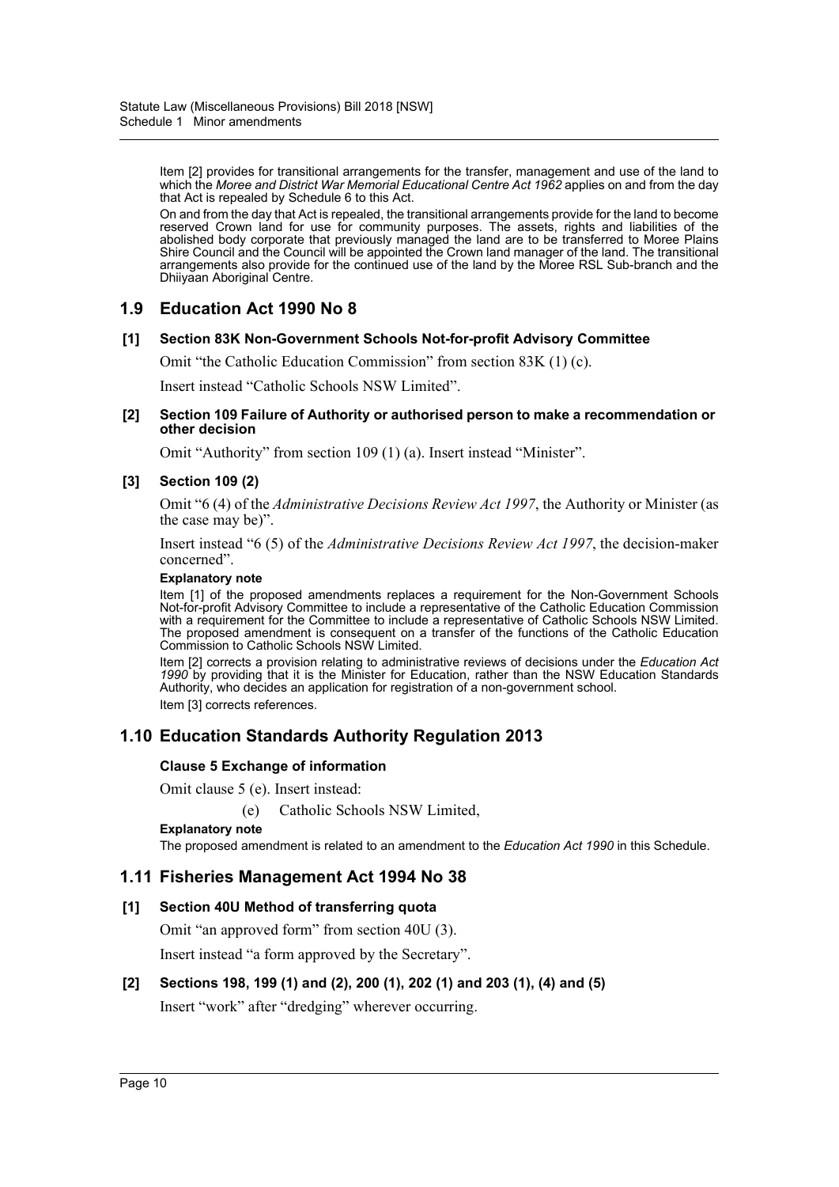Item [2] provides for transitional arrangements for the transfer, management and use of the land to which the *Moree and District War Memorial Educational Centre Act 1962* applies on and from the day that Act is repealed by Schedule 6 to this Act.

On and from the day that Act is repealed, the transitional arrangements provide for the land to become reserved Crown land for use for community purposes. The assets, rights and liabilities of the abolished body corporate that previously managed the land are to be transferred to Moree Plains Shire Council and the Council will be appointed the Crown land manager of the land. The transitional arrangements also provide for the continued use of the land by the Moree RSL Sub-branch and the Dhiiyaan Aboriginal Centre.

## 1.9 Education Act 1990 No 8

### [1] Section 83K Non-Government Schools Not-for-profit Advisory Committee

Omit "the Catholic Education Commission" from section 83K (1) (c).

Insert instead "Catholic Schools NSW Limited".

### [2] Section 109 Failure of Authority or authorised person to make a recommendation or other decision

Omit "Authority" from section 109 (1) (a). Insert instead "Minister".

### [3] Section 109 (2)

Omit "6 (4) of the *Administrative Decisions Review Act 1997*, the Authority or Minister (as the case may be)".

Insert instead "6 (5) of the *Administrative Decisions Review Act 1997*, the decision-maker concerned".

**Explanatory note**

Item [1] of the proposed amendments replaces a requirement for the Non-Government Schools Not-for-profit Advisory Committee to include a representative of the Catholic Education Commission with a requirement for the Committee to include a representative of Catholic Schools NSW Limited. The proposed amendment is consequent on a transfer of the functions of the Catholic Education Commission to Catholic Schools NSW Limited.

Item [2] corrects a provision relating to administrative reviews of decisions under the *Education Act 1990* by providing that it is the Minister for Education, rather than the NSW Education Standards Authority, who decides an application for registration of a non-government school.

Item [3] corrects references.

## 1.10 Education Standards Authority Regulation 2013

### Clause 5 Exchange of information

Omit clause 5 (e). Insert instead:

(e) Catholic Schools NSW Limited,

**Explanatory note**

The proposed amendment is related to an amendment to the *Education Act 1990* in this Schedule.

## 1.11 Fisheries Management Act 1994 No 38

### [1] Section 40U Method of transferring quota

Omit "an approved form" from section 40U (3).

Insert instead "a form approved by the Secretary".

### [2] Sections 198, 199 (1) and (2), 200 (1), 202 (1) and 203 (1), (4) and (5)

Insert "work" after "dredging" wherever occurring.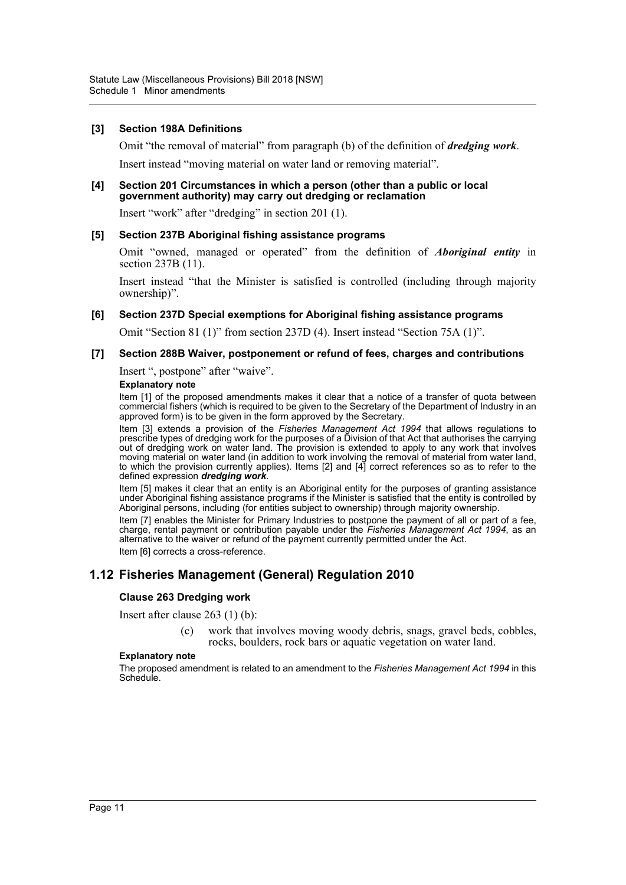**[3] Section 198A Definitions**

Omit "the removal of material" from paragraph (b) of the definition of ***dredging work***.

Insert instead "moving material on water land or removing material".

**[4] Section 201 Circumstances in which a person (other than a public or local government authority) may carry out dredging or reclamation**

Insert "work" after "dredging" in section 201 (1).

**[5] Section 237B Aboriginal fishing assistance programs**

Omit "owned, managed or operated" from the definition of ***Aboriginal entity*** in section 237B (11).

Insert instead "that the Minister is satisfied is controlled (including through majority ownership)".

**[6] Section 237D Special exemptions for Aboriginal fishing assistance programs**

Omit "Section 81 (1)" from section 237D (4). Insert instead "Section 75A (1)".

**[7] Section 288B Waiver, postponement or refund of fees, charges and contributions**

Insert ", postpone" after "waive".

**Explanatory note**

Item [1] of the proposed amendments makes it clear that a notice of a transfer of quota between commercial fishers (which is required to be given to the Secretary of the Department of Industry in an approved form) is to be given in the form approved by the Secretary.

Item [3] extends a provision of the *Fisheries Management Act 1994* that allows regulations to prescribe types of dredging work for the purposes of a Division of that Act that authorises the carrying out of dredging work on water land. The provision is extended to apply to any work that involves moving material on water land (in addition to work involving the removal of material from water land, to which the provision currently applies). Items [2] and [4] correct references so as to refer to the defined expression ***dredging work***.

Item [5] makes it clear that an entity is an Aboriginal entity for the purposes of granting assistance under Aboriginal fishing assistance programs if the Minister is satisfied that the entity is controlled by Aboriginal persons, including (for entities subject to ownership) through majority ownership.

Item [7] enables the Minister for Primary Industries to postpone the payment of all or part of a fee, charge, rental payment or contribution payable under the *Fisheries Management Act 1994*, as an alternative to the waiver or refund of the payment currently permitted under the Act.

Item [6] corrects a cross-reference.

## 1.12 Fisheries Management (General) Regulation 2010

**Clause 263 Dredging work**

Insert after clause 263 (1) (b):

(c) work that involves moving woody debris, snags, gravel beds, cobbles, rocks, boulders, rock bars or aquatic vegetation on water land.

**Explanatory note**

The proposed amendment is related to an amendment to the *Fisheries Management Act 1994* in this Schedule.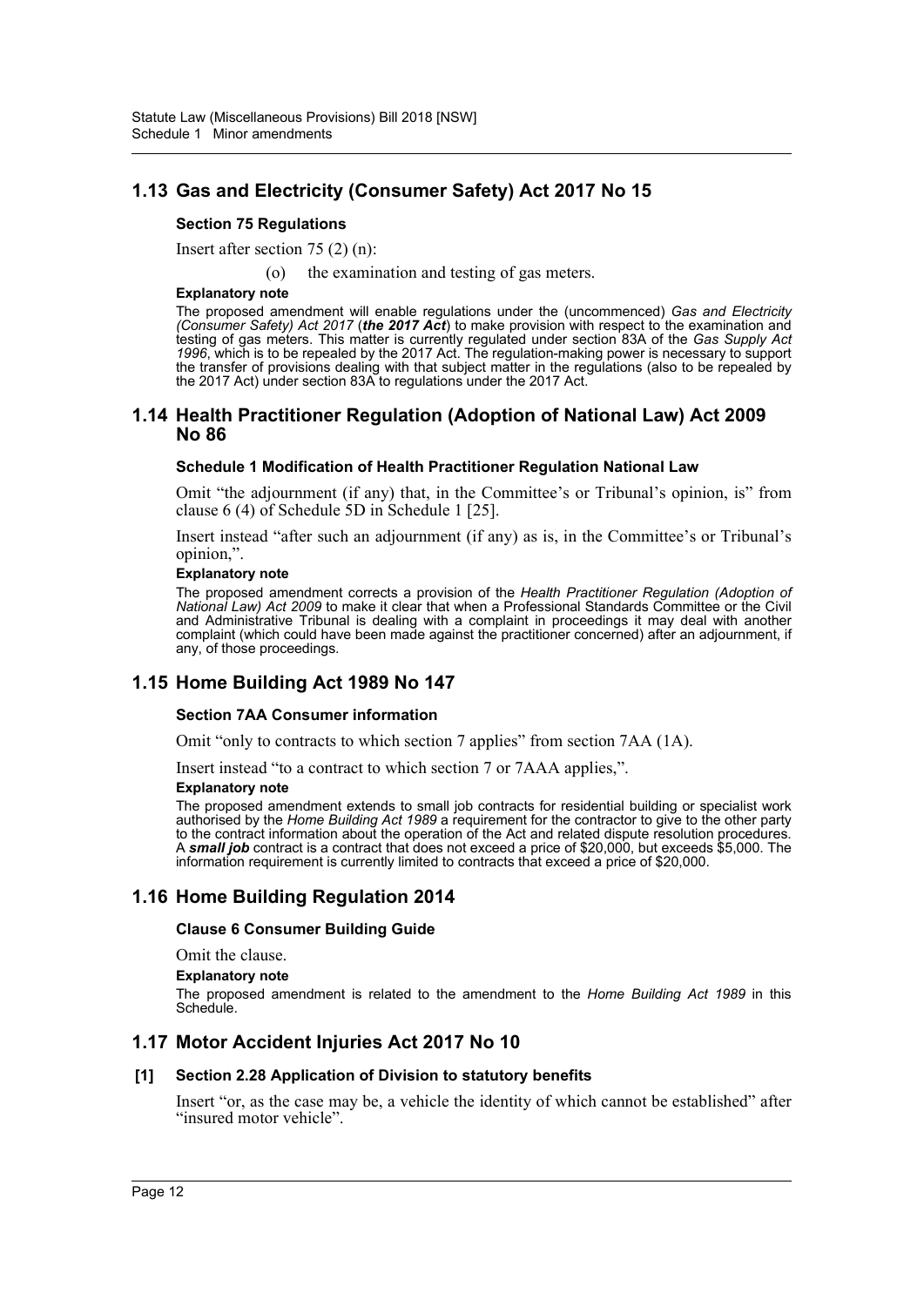## 1.13 Gas and Electricity (Consumer Safety) Act 2017 No 15

### Section 75 Regulations

Insert after section 75 (2) (n):

(o) the examination and testing of gas meters.

#### Explanatory note

The proposed amendment will enable regulations under the (uncommenced) *Gas and Electricity (Consumer Safety) Act 2017* (***the 2017 Act***) to make provision with respect to the examination and testing of gas meters. This matter is currently regulated under section 83A of the *Gas Supply Act 1996*, which is to be repealed by the 2017 Act. The regulation-making power is necessary to support the transfer of provisions dealing with that subject matter in the regulations (also to be repealed by the 2017 Act) under section 83A to regulations under the 2017 Act.

## 1.14 Health Practitioner Regulation (Adoption of National Law) Act 2009 No 86

### Schedule 1 Modification of Health Practitioner Regulation National Law

Omit "the adjournment (if any) that, in the Committee's or Tribunal's opinion, is" from clause 6 (4) of Schedule 5D in Schedule 1 [25].

Insert instead "after such an adjournment (if any) as is, in the Committee's or Tribunal's opinion,".

#### Explanatory note

The proposed amendment corrects a provision of the *Health Practitioner Regulation (Adoption of National Law) Act 2009* to make it clear that when a Professional Standards Committee or the Civil and Administrative Tribunal is dealing with a complaint in proceedings it may deal with another complaint (which could have been made against the practitioner concerned) after an adjournment, if any, of those proceedings.

## 1.15 Home Building Act 1989 No 147

### Section 7AA Consumer information

Omit "only to contracts to which section 7 applies" from section 7AA (1A).

Insert instead "to a contract to which section 7 or 7AAA applies,".

#### Explanatory note

The proposed amendment extends to small job contracts for residential building or specialist work authorised by the *Home Building Act 1989* a requirement for the contractor to give to the other party to the contract information about the operation of the Act and related dispute resolution procedures. A ***small job*** contract is a contract that does not exceed a price of $20,000, but exceeds $5,000. The information requirement is currently limited to contracts that exceed a price of $20,000.

## 1.16 Home Building Regulation 2014

### Clause 6 Consumer Building Guide

Omit the clause.

#### Explanatory note

The proposed amendment is related to the amendment to the *Home Building Act 1989* in this Schedule.

## 1.17 Motor Accident Injuries Act 2017 No 10

### [1] Section 2.28 Application of Division to statutory benefits

Insert "or, as the case may be, a vehicle the identity of which cannot be established" after "insured motor vehicle".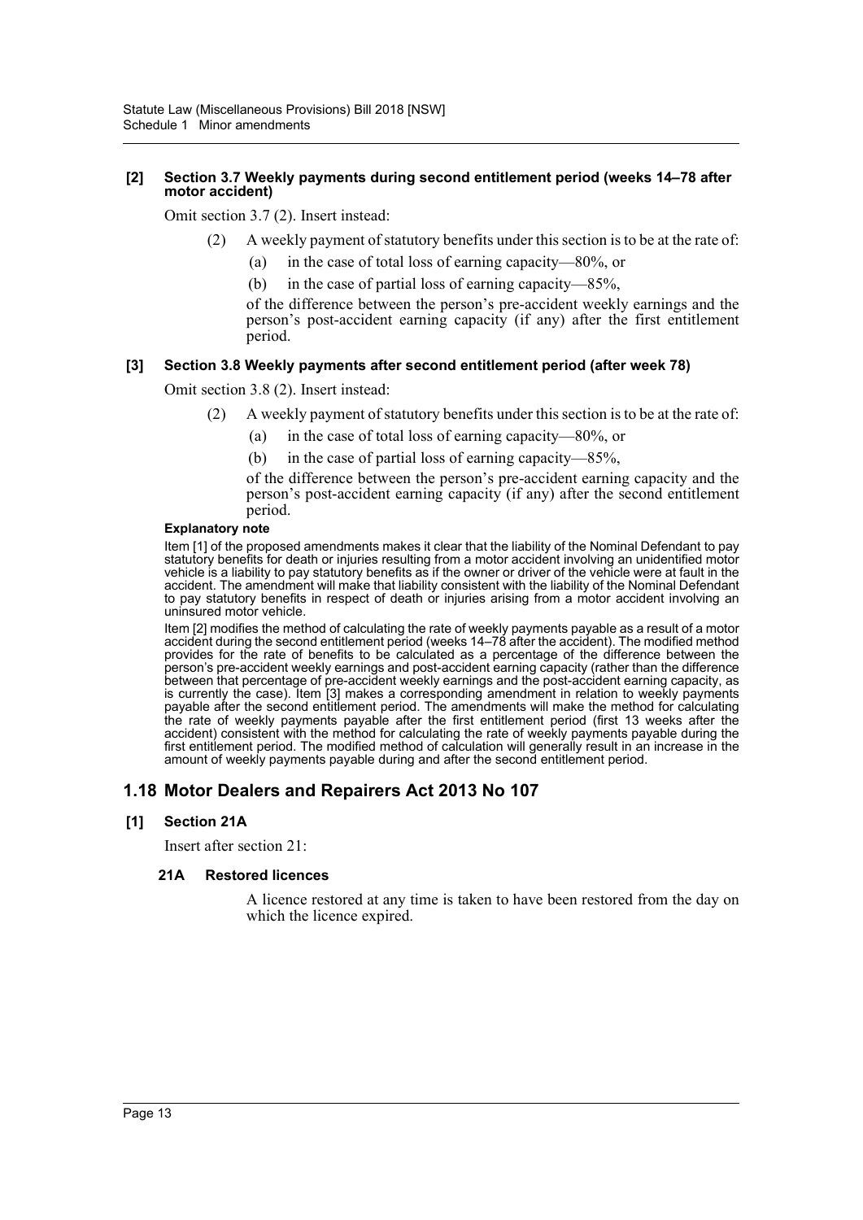**[2] Section 3.7 Weekly payments during second entitlement period (weeks 14–78 after motor accident)**

Omit section 3.7 (2). Insert instead:

(2) A weekly payment of statutory benefits under this section is to be at the rate of:

(a) in the case of total loss of earning capacity—80%, or

(b) in the case of partial loss of earning capacity—85%,

of the difference between the person's pre-accident weekly earnings and the person's post-accident earning capacity (if any) after the first entitlement period.

**[3] Section 3.8 Weekly payments after second entitlement period (after week 78)**

Omit section 3.8 (2). Insert instead:

(2) A weekly payment of statutory benefits under this section is to be at the rate of:

(a) in the case of total loss of earning capacity—80%, or

(b) in the case of partial loss of earning capacity—85%,

of the difference between the person's pre-accident earning capacity and the person's post-accident earning capacity (if any) after the second entitlement period.

**Explanatory note**

Item [1] of the proposed amendments makes it clear that the liability of the Nominal Defendant to pay statutory benefits for death or injuries resulting from a motor accident involving an unidentified motor vehicle is a liability to pay statutory benefits as if the owner or driver of the vehicle were at fault in the accident. The amendment will make that liability consistent with the liability of the Nominal Defendant to pay statutory benefits in respect of death or injuries arising from a motor accident involving an uninsured motor vehicle.

Item [2] modifies the method of calculating the rate of weekly payments payable as a result of a motor accident during the second entitlement period (weeks 14–78 after the accident). The modified method provides for the rate of benefits to be calculated as a percentage of the difference between the person's pre-accident weekly earnings and post-accident earning capacity (rather than the difference between that percentage of pre-accident weekly earnings and the post-accident earning capacity, as is currently the case). Item [3] makes a corresponding amendment in relation to weekly payments payable after the second entitlement period. The amendments will make the method for calculating the rate of weekly payments payable after the first entitlement period (first 13 weeks after the accident) consistent with the method for calculating the rate of weekly payments payable during the first entitlement period. The modified method of calculation will generally result in an increase in the amount of weekly payments payable during and after the second entitlement period.

## 1.18 Motor Dealers and Repairers Act 2013 No 107

**[1] Section 21A**

Insert after section 21:

**21A Restored licences**

A licence restored at any time is taken to have been restored from the day on which the licence expired.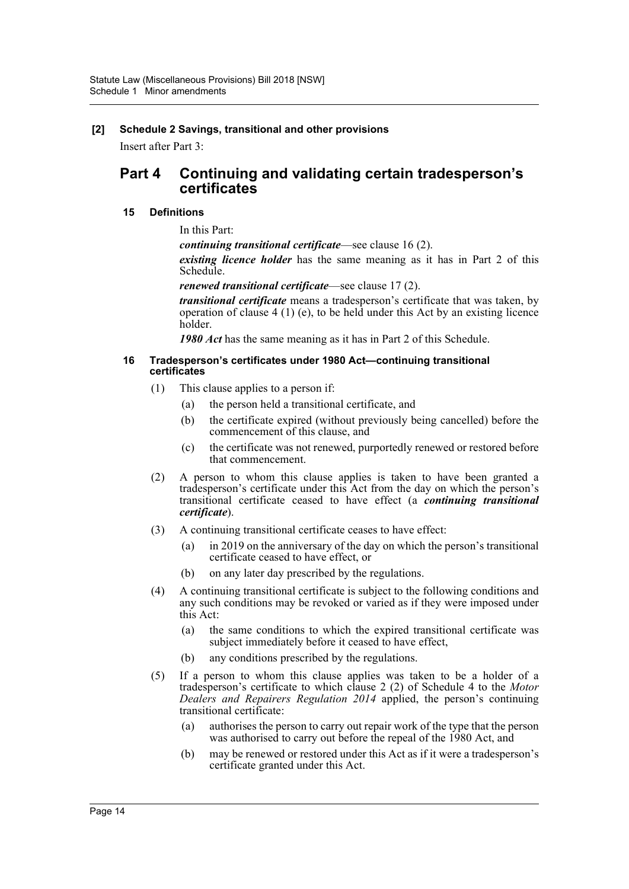**[2] Schedule 2 Savings, transitional and other provisions**

Insert after Part 3:

# Part 4 Continuing and validating certain tradesperson's certificates

### 15 Definitions

In this Part:

***continuing transitional certificate***—see clause 16 (2).

***existing licence holder*** has the same meaning as it has in Part 2 of this Schedule.

***renewed transitional certificate***—see clause 17 (2).

***transitional certificate*** means a tradesperson's certificate that was taken, by operation of clause 4 (1) (e), to be held under this Act by an existing licence holder.

***1980 Act*** has the same meaning as it has in Part 2 of this Schedule.

### 16 Tradesperson's certificates under 1980 Act—continuing transitional certificates

(1) This clause applies to a person if:

- (a) the person held a transitional certificate, and
- (b) the certificate expired (without previously being cancelled) before the commencement of this clause, and
- (c) the certificate was not renewed, purportedly renewed or restored before that commencement.

(2) A person to whom this clause applies is taken to have been granted a tradesperson's certificate under this Act from the day on which the person's transitional certificate ceased to have effect (a ***continuing transitional certificate***).

(3) A continuing transitional certificate ceases to have effect:

- (a) in 2019 on the anniversary of the day on which the person's transitional certificate ceased to have effect, or
- (b) on any later day prescribed by the regulations.

(4) A continuing transitional certificate is subject to the following conditions and any such conditions may be revoked or varied as if they were imposed under this Act:

- (a) the same conditions to which the expired transitional certificate was subject immediately before it ceased to have effect,
- (b) any conditions prescribed by the regulations.

(5) If a person to whom this clause applies was taken to be a holder of a tradesperson's certificate to which clause 2 (2) of Schedule 4 to the *Motor Dealers and Repairers Regulation 2014* applied, the person's continuing transitional certificate:

- (a) authorises the person to carry out repair work of the type that the person was authorised to carry out before the repeal of the 1980 Act, and
- (b) may be renewed or restored under this Act as if it were a tradesperson's certificate granted under this Act.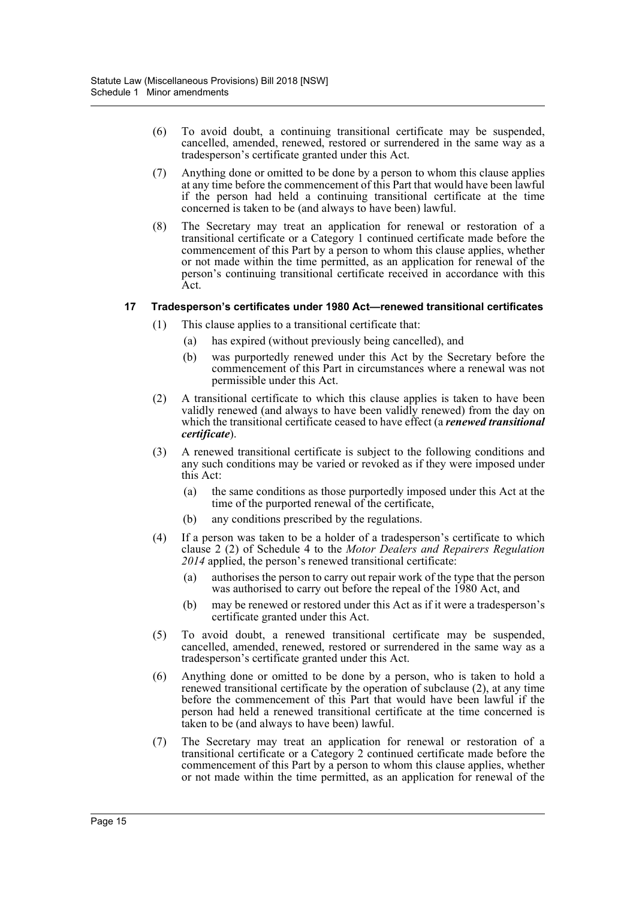(6) To avoid doubt, a continuing transitional certificate may be suspended, cancelled, amended, renewed, restored or surrendered in the same way as a tradesperson's certificate granted under this Act.

(7) Anything done or omitted to be done by a person to whom this clause applies at any time before the commencement of this Part that would have been lawful if the person had held a continuing transitional certificate at the time concerned is taken to be (and always to have been) lawful.

(8) The Secretary may treat an application for renewal or restoration of a transitional certificate or a Category 1 continued certificate made before the commencement of this Part by a person to whom this clause applies, whether or not made within the time permitted, as an application for renewal of the person's continuing transitional certificate received in accordance with this Act.

**17 Tradesperson's certificates under 1980 Act—renewed transitional certificates**

(1) This clause applies to a transitional certificate that:

(a) has expired (without previously being cancelled), and

(b) was purportedly renewed under this Act by the Secretary before the commencement of this Part in circumstances where a renewal was not permissible under this Act.

(2) A transitional certificate to which this clause applies is taken to have been validly renewed (and always to have been validly renewed) from the day on which the transitional certificate ceased to have effect (a ***renewed transitional certificate***).

(3) A renewed transitional certificate is subject to the following conditions and any such conditions may be varied or revoked as if they were imposed under this Act:

(a) the same conditions as those purportedly imposed under this Act at the time of the purported renewal of the certificate,

(b) any conditions prescribed by the regulations.

(4) If a person was taken to be a holder of a tradesperson's certificate to which clause 2 (2) of Schedule 4 to the *Motor Dealers and Repairers Regulation 2014* applied, the person's renewed transitional certificate:

(a) authorises the person to carry out repair work of the type that the person was authorised to carry out before the repeal of the 1980 Act, and

(b) may be renewed or restored under this Act as if it were a tradesperson's certificate granted under this Act.

(5) To avoid doubt, a renewed transitional certificate may be suspended, cancelled, amended, renewed, restored or surrendered in the same way as a tradesperson's certificate granted under this Act.

(6) Anything done or omitted to be done by a person, who is taken to hold a renewed transitional certificate by the operation of subclause (2), at any time before the commencement of this Part that would have been lawful if the person had held a renewed transitional certificate at the time concerned is taken to be (and always to have been) lawful.

(7) The Secretary may treat an application for renewal or restoration of a transitional certificate or a Category 2 continued certificate made before the commencement of this Part by a person to whom this clause applies, whether or not made within the time permitted, as an application for renewal of the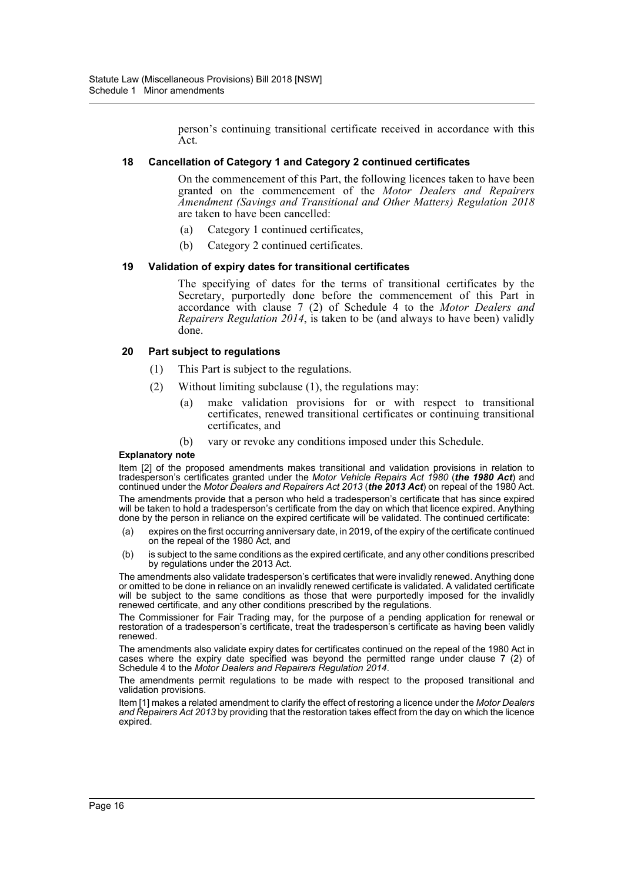person's continuing transitional certificate received in accordance with this Act.

#### 18 Cancellation of Category 1 and Category 2 continued certificates

On the commencement of this Part, the following licences taken to have been granted on the commencement of the *Motor Dealers and Repairers Amendment (Savings and Transitional and Other Matters) Regulation 2018* are taken to have been cancelled:

- (a) Category 1 continued certificates,
- (b) Category 2 continued certificates.

#### 19 Validation of expiry dates for transitional certificates

The specifying of dates for the terms of transitional certificates by the Secretary, purportedly done before the commencement of this Part in accordance with clause 7 (2) of Schedule 4 to the *Motor Dealers and Repairers Regulation 2014*, is taken to be (and always to have been) validly done.

#### 20 Part subject to regulations

- (1) This Part is subject to the regulations.
- (2) Without limiting subclause (1), the regulations may:
  - (a) make validation provisions for or with respect to transitional certificates, renewed transitional certificates or continuing transitional certificates, and
  - (b) vary or revoke any conditions imposed under this Schedule.

**Explanatory note**

Item [2] of the proposed amendments makes transitional and validation provisions in relation to tradesperson's certificates granted under the *Motor Vehicle Repairs Act 1980* (***the 1980 Act***) and continued under the *Motor Dealers and Repairers Act 2013* (***the 2013 Act***) on repeal of the 1980 Act.

The amendments provide that a person who held a tradesperson's certificate that has since expired will be taken to hold a tradesperson's certificate from the day on which that licence expired. Anything done by the person in reliance on the expired certificate will be validated. The continued certificate:

- (a) expires on the first occurring anniversary date, in 2019, of the expiry of the certificate continued on the repeal of the 1980 Act, and
- (b) is subject to the same conditions as the expired certificate, and any other conditions prescribed by regulations under the 2013 Act.

The amendments also validate tradesperson's certificates that were invalidly renewed. Anything done or omitted to be done in reliance on an invalidly renewed certificate is validated. A validated certificate will be subject to the same conditions as those that were purportedly imposed for the invalidly renewed certificate, and any other conditions prescribed by the regulations.

The Commissioner for Fair Trading may, for the purpose of a pending application for renewal or restoration of a tradesperson's certificate, treat the tradesperson's certificate as having been validly renewed.

The amendments also validate expiry dates for certificates continued on the repeal of the 1980 Act in cases where the expiry date specified was beyond the permitted range under clause 7 (2) of Schedule 4 to the *Motor Dealers and Repairers Regulation 2014*.

The amendments permit regulations to be made with respect to the proposed transitional and validation provisions.

Item [1] makes a related amendment to clarify the effect of restoring a licence under the *Motor Dealers and Repairers Act 2013* by providing that the restoration takes effect from the day on which the licence expired.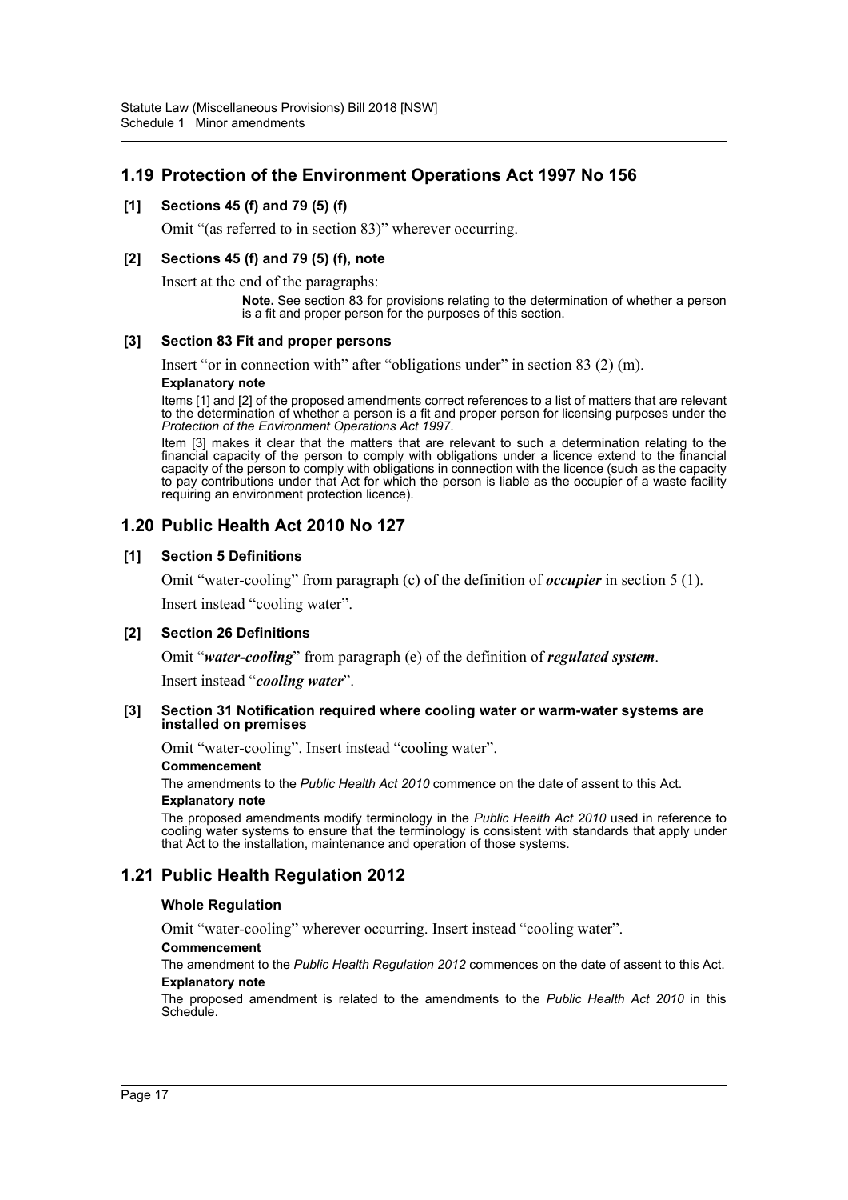## 1.19 Protection of the Environment Operations Act 1997 No 156

### [1] Sections 45 (f) and 79 (5) (f)

Omit "(as referred to in section 83)" wherever occurring.

### [2] Sections 45 (f) and 79 (5) (f), note

Insert at the end of the paragraphs:

> **Note.** See section 83 for provisions relating to the determination of whether a person is a fit and proper person for the purposes of this section.

### [3] Section 83 Fit and proper persons

Insert "or in connection with" after "obligations under" in section 83 (2) (m).

**Explanatory note**

Items [1] and [2] of the proposed amendments correct references to a list of matters that are relevant to the determination of whether a person is a fit and proper person for licensing purposes under the *Protection of the Environment Operations Act 1997*.

Item [3] makes it clear that the matters that are relevant to such a determination relating to the financial capacity of the person to comply with obligations under a licence extend to the financial capacity of the person to comply with obligations in connection with the licence (such as the capacity to pay contributions under that Act for which the person is liable as the occupier of a waste facility requiring an environment protection licence).

## 1.20 Public Health Act 2010 No 127

### [1] Section 5 Definitions

Omit "water-cooling" from paragraph (c) of the definition of ***occupier*** in section 5 (1).

Insert instead "cooling water".

### [2] Section 26 Definitions

Omit "***water-cooling***" from paragraph (e) of the definition of ***regulated system***.

Insert instead "***cooling water***".

### [3] Section 31 Notification required where cooling water or warm-water systems are installed on premises

Omit "water-cooling". Insert instead "cooling water".

**Commencement**

The amendments to the *Public Health Act 2010* commence on the date of assent to this Act.

**Explanatory note**

The proposed amendments modify terminology in the *Public Health Act 2010* used in reference to cooling water systems to ensure that the terminology is consistent with standards that apply under that Act to the installation, maintenance and operation of those systems.

## 1.21 Public Health Regulation 2012

### Whole Regulation

Omit "water-cooling" wherever occurring. Insert instead "cooling water".

**Commencement**

The amendment to the *Public Health Regulation 2012* commences on the date of assent to this Act.

**Explanatory note**

The proposed amendment is related to the amendments to the *Public Health Act 2010* in this Schedule.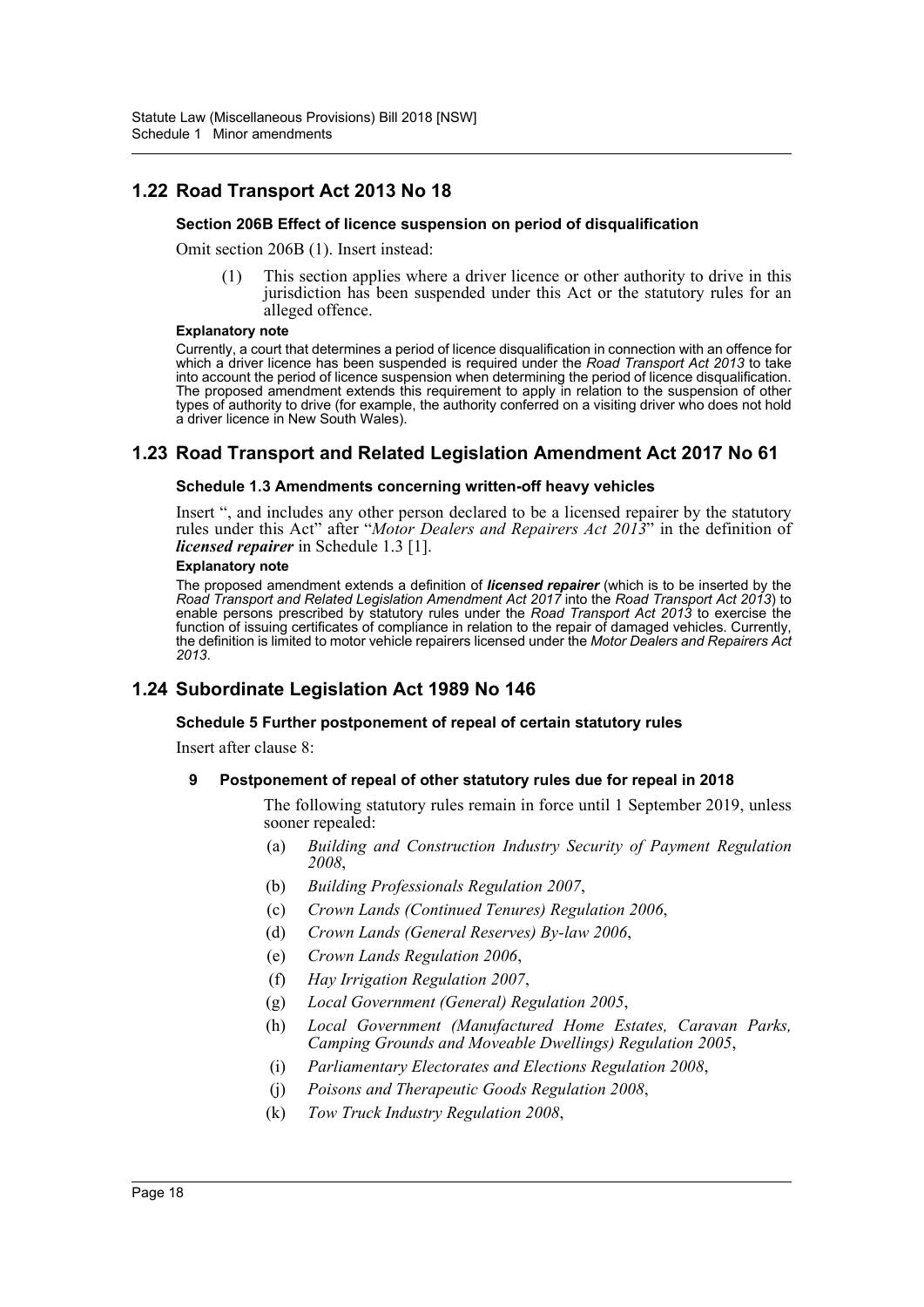## 1.22 Road Transport Act 2013 No 18

### Section 206B Effect of licence suspension on period of disqualification

Omit section 206B (1). Insert instead:

(1) This section applies where a driver licence or other authority to drive in this jurisdiction has been suspended under this Act or the statutory rules for an alleged offence.

#### Explanatory note

Currently, a court that determines a period of licence disqualification in connection with an offence for which a driver licence has been suspended is required under the *Road Transport Act 2013* to take into account the period of licence suspension when determining the period of licence disqualification. The proposed amendment extends this requirement to apply in relation to the suspension of other types of authority to drive (for example, the authority conferred on a visiting driver who does not hold a driver licence in New South Wales).

## 1.23 Road Transport and Related Legislation Amendment Act 2017 No 61

### Schedule 1.3 Amendments concerning written-off heavy vehicles

Insert ", and includes any other person declared to be a licensed repairer by the statutory rules under this Act" after "*Motor Dealers and Repairers Act 2013*" in the definition of ***licensed repairer*** in Schedule 1.3 [1].

#### Explanatory note

The proposed amendment extends a definition of ***licensed repairer*** (which is to be inserted by the *Road Transport and Related Legislation Amendment Act 2017* into the *Road Transport Act 2013*) to enable persons prescribed by statutory rules under the *Road Transport Act 2013* to exercise the function of issuing certificates of compliance in relation to the repair of damaged vehicles. Currently, the definition is limited to motor vehicle repairers licensed under the *Motor Dealers and Repairers Act 2013*.

## 1.24 Subordinate Legislation Act 1989 No 146

### Schedule 5 Further postponement of repeal of certain statutory rules

Insert after clause 8:

**9 Postponement of repeal of other statutory rules due for repeal in 2018**

The following statutory rules remain in force until 1 September 2019, unless sooner repealed:

(a) *Building and Construction Industry Security of Payment Regulation 2008*,

(b) *Building Professionals Regulation 2007*,

(c) *Crown Lands (Continued Tenures) Regulation 2006*,

(d) *Crown Lands (General Reserves) By-law 2006*,

(e) *Crown Lands Regulation 2006*,

(f) *Hay Irrigation Regulation 2007*,

(g) *Local Government (General) Regulation 2005*,

(h) *Local Government (Manufactured Home Estates, Caravan Parks, Camping Grounds and Moveable Dwellings) Regulation 2005*,

(i) *Parliamentary Electorates and Elections Regulation 2008*,

(j) *Poisons and Therapeutic Goods Regulation 2008*,

(k) *Tow Truck Industry Regulation 2008*,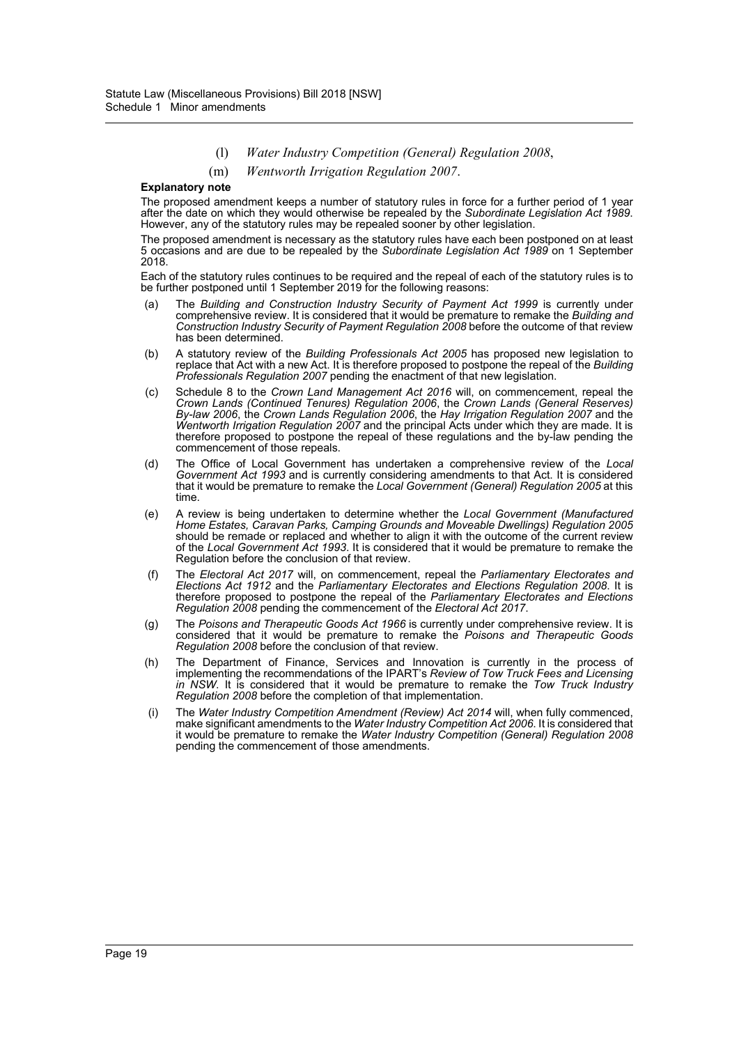(l) *Water Industry Competition (General) Regulation 2008*,

(m) *Wentworth Irrigation Regulation 2007*.

**Explanatory note**

The proposed amendment keeps a number of statutory rules in force for a further period of 1 year after the date on which they would otherwise be repealed by the *Subordinate Legislation Act 1989*. However, any of the statutory rules may be repealed sooner by other legislation.

The proposed amendment is necessary as the statutory rules have each been postponed on at least 5 occasions and are due to be repealed by the *Subordinate Legislation Act 1989* on 1 September 2018.

Each of the statutory rules continues to be required and the repeal of each of the statutory rules is to be further postponed until 1 September 2019 for the following reasons:

(a) The *Building and Construction Industry Security of Payment Act 1999* is currently under comprehensive review. It is considered that it would be premature to remake the *Building and Construction Industry Security of Payment Regulation 2008* before the outcome of that review has been determined.

(b) A statutory review of the *Building Professionals Act 2005* has proposed new legislation to replace that Act with a new Act. It is therefore proposed to postpone the repeal of the *Building Professionals Regulation 2007* pending the enactment of that new legislation.

(c) Schedule 8 to the *Crown Land Management Act 2016* will, on commencement, repeal the *Crown Lands (Continued Tenures) Regulation 2006*, the *Crown Lands (General Reserves) By-law 2006*, the *Crown Lands Regulation 2006*, the *Hay Irrigation Regulation 2007* and the *Wentworth Irrigation Regulation 2007* and the principal Acts under which they are made. It is therefore proposed to postpone the repeal of these regulations and the by-law pending the commencement of those repeals.

(d) The Office of Local Government has undertaken a comprehensive review of the *Local Government Act 1993* and is currently considering amendments to that Act. It is considered that it would be premature to remake the *Local Government (General) Regulation 2005* at this time.

(e) A review is being undertaken to determine whether the *Local Government (Manufactured Home Estates, Caravan Parks, Camping Grounds and Moveable Dwellings) Regulation 2005* should be remade or replaced and whether to align it with the outcome of the current review of the *Local Government Act 1993*. It is considered that it would be premature to remake the Regulation before the conclusion of that review.

(f) The *Electoral Act 2017* will, on commencement, repeal the *Parliamentary Electorates and Elections Act 1912* and the *Parliamentary Electorates and Elections Regulation 2008*. It is therefore proposed to postpone the repeal of the *Parliamentary Electorates and Elections Regulation 2008* pending the commencement of the *Electoral Act 2017*.

(g) The *Poisons and Therapeutic Goods Act 1966* is currently under comprehensive review. It is considered that it would be premature to remake the *Poisons and Therapeutic Goods Regulation 2008* before the conclusion of that review.

(h) The Department of Finance, Services and Innovation is currently in the process of implementing the recommendations of the IPART's *Review of Tow Truck Fees and Licensing in NSW*. It is considered that it would be premature to remake the *Tow Truck Industry Regulation 2008* before the completion of that implementation.

(i) The *Water Industry Competition Amendment (Review) Act 2014* will, when fully commenced, make significant amendments to the *Water Industry Competition Act 2006*. It is considered that it would be premature to remake the *Water Industry Competition (General) Regulation 2008* pending the commencement of those amendments.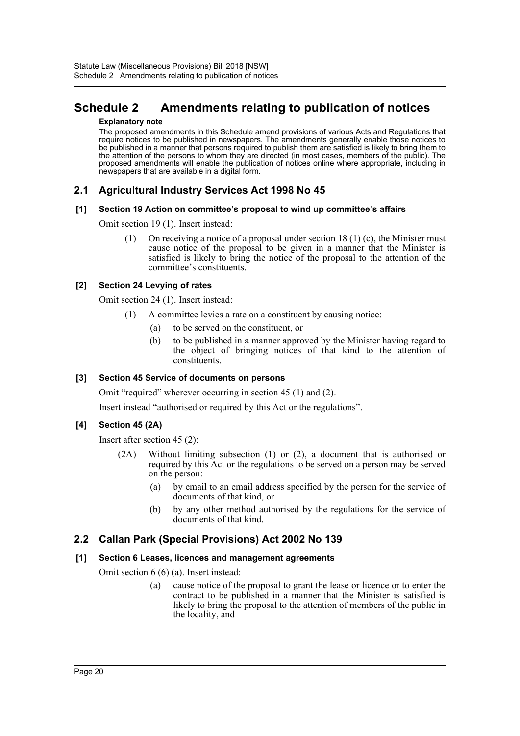# Schedule 2 Amendments relating to publication of notices

**Explanatory note**

The proposed amendments in this Schedule amend provisions of various Acts and Regulations that require notices to be published in newspapers. The amendments generally enable those notices to be published in a manner that persons required to publish them are satisfied is likely to bring them to the attention of the persons to whom they are directed (in most cases, members of the public). The proposed amendments will enable the publication of notices online where appropriate, including in newspapers that are available in a digital form.

## 2.1 Agricultural Industry Services Act 1998 No 45

### [1] Section 19 Action on committee's proposal to wind up committee's affairs

Omit section 19 (1). Insert instead:

(1) On receiving a notice of a proposal under section 18 (1) (c), the Minister must cause notice of the proposal to be given in a manner that the Minister is satisfied is likely to bring the notice of the proposal to the attention of the committee's constituents.

### [2] Section 24 Levying of rates

Omit section 24 (1). Insert instead:

(1) A committee levies a rate on a constituent by causing notice:

(a) to be served on the constituent, or

(b) to be published in a manner approved by the Minister having regard to the object of bringing notices of that kind to the attention of constituents.

### [3] Section 45 Service of documents on persons

Omit "required" wherever occurring in section 45 (1) and (2).

Insert instead "authorised or required by this Act or the regulations".

### [4] Section 45 (2A)

Insert after section 45 (2):

(2A) Without limiting subsection (1) or (2), a document that is authorised or required by this Act or the regulations to be served on a person may be served on the person:

(a) by email to an email address specified by the person for the service of documents of that kind, or

(b) by any other method authorised by the regulations for the service of documents of that kind.

## 2.2 Callan Park (Special Provisions) Act 2002 No 139

### [1] Section 6 Leases, licences and management agreements

Omit section 6 (6) (a). Insert instead:

(a) cause notice of the proposal to grant the lease or licence or to enter the contract to be published in a manner that the Minister is satisfied is likely to bring the proposal to the attention of members of the public in the locality, and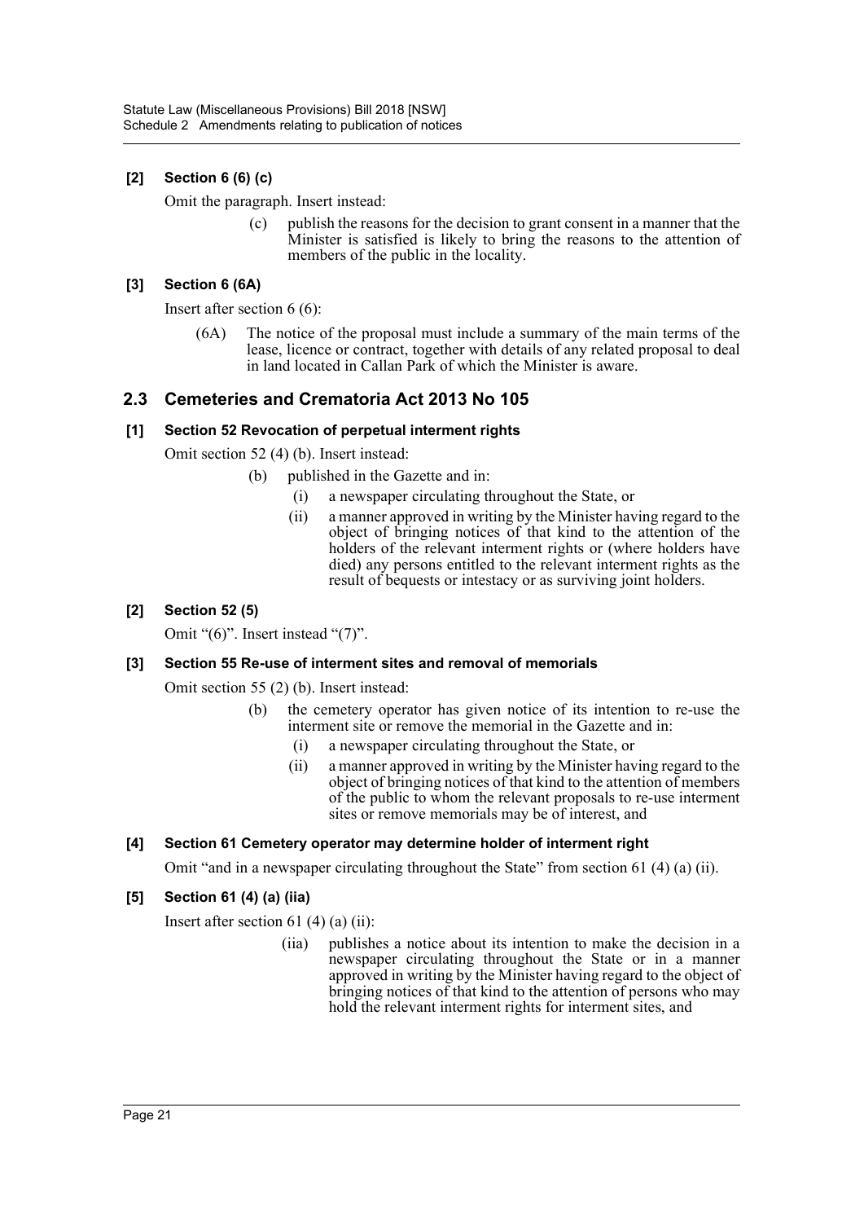**[2] Section 6 (6) (c)**

Omit the paragraph. Insert instead:

> (c) publish the reasons for the decision to grant consent in a manner that the Minister is satisfied is likely to bring the reasons to the attention of members of the public in the locality.

**[3] Section 6 (6A)**

Insert after section 6 (6):

> (6A) The notice of the proposal must include a summary of the main terms of the lease, licence or contract, together with details of any related proposal to deal in land located in Callan Park of which the Minister is aware.

## 2.3 Cemeteries and Crematoria Act 2013 No 105

**[1] Section 52 Revocation of perpetual interment rights**

Omit section 52 (4) (b). Insert instead:

> (b) published in the Gazette and in:
>
> (i) a newspaper circulating throughout the State, or
>
> (ii) a manner approved in writing by the Minister having regard to the object of bringing notices of that kind to the attention of the holders of the relevant interment rights or (where holders have died) any persons entitled to the relevant interment rights as the result of bequests or intestacy or as surviving joint holders.

**[2] Section 52 (5)**

Omit "(6)". Insert instead "(7)".

**[3] Section 55 Re-use of interment sites and removal of memorials**

Omit section 55 (2) (b). Insert instead:

> (b) the cemetery operator has given notice of its intention to re-use the interment site or remove the memorial in the Gazette and in:
>
> (i) a newspaper circulating throughout the State, or
>
> (ii) a manner approved in writing by the Minister having regard to the object of bringing notices of that kind to the attention of members of the public to whom the relevant proposals to re-use interment sites or remove memorials may be of interest, and

**[4] Section 61 Cemetery operator may determine holder of interment right**

Omit "and in a newspaper circulating throughout the State" from section 61 (4) (a) (ii).

**[5] Section 61 (4) (a) (iia)**

Insert after section 61 (4) (a) (ii):

> (iia) publishes a notice about its intention to make the decision in a newspaper circulating throughout the State or in a manner approved in writing by the Minister having regard to the object of bringing notices of that kind to the attention of persons who may hold the relevant interment rights for interment sites, and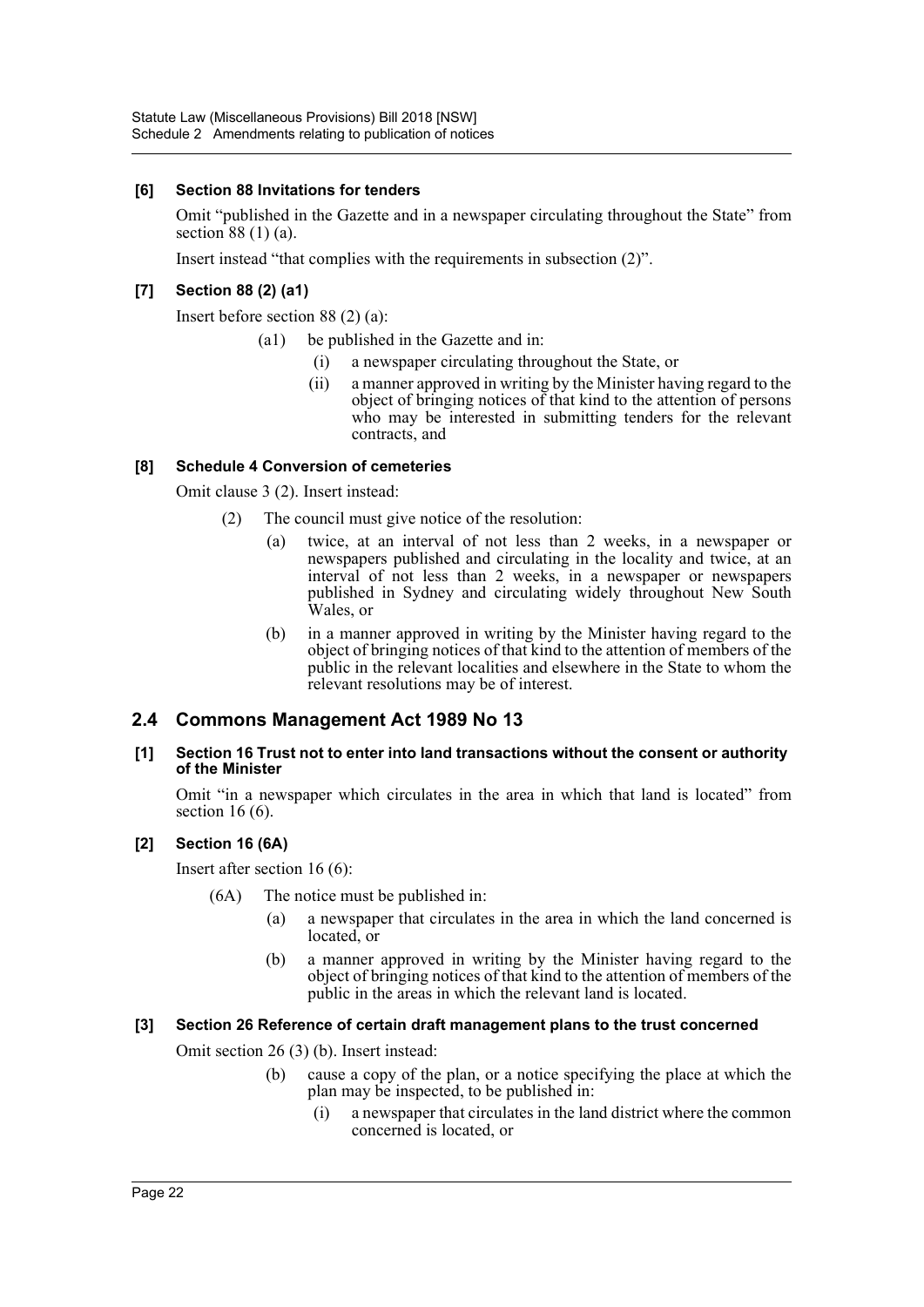#### [6] Section 88 Invitations for tenders

Omit "published in the Gazette and in a newspaper circulating throughout the State" from section 88 (1) (a).

Insert instead "that complies with the requirements in subsection (2)".

#### [7] Section 88 (2) (a1)

Insert before section 88 (2) (a):

(a1) be published in the Gazette and in:

(i) a newspaper circulating throughout the State, or

(ii) a manner approved in writing by the Minister having regard to the object of bringing notices of that kind to the attention of persons who may be interested in submitting tenders for the relevant contracts, and

#### [8] Schedule 4 Conversion of cemeteries

Omit clause 3 (2). Insert instead:

(2) The council must give notice of the resolution:

(a) twice, at an interval of not less than 2 weeks, in a newspaper or newspapers published and circulating in the locality and twice, at an interval of not less than 2 weeks, in a newspaper or newspapers published in Sydney and circulating widely throughout New South Wales, or

(b) in a manner approved in writing by the Minister having regard to the object of bringing notices of that kind to the attention of members of the public in the relevant localities and elsewhere in the State to whom the relevant resolutions may be of interest.

## 2.4 Commons Management Act 1989 No 13

#### [1] Section 16 Trust not to enter into land transactions without the consent or authority of the Minister

Omit "in a newspaper which circulates in the area in which that land is located" from section 16 (6).

#### [2] Section 16 (6A)

Insert after section 16 (6):

(6A) The notice must be published in:

(a) a newspaper that circulates in the area in which the land concerned is located, or

(b) a manner approved in writing by the Minister having regard to the object of bringing notices of that kind to the attention of members of the public in the areas in which the relevant land is located.

#### [3] Section 26 Reference of certain draft management plans to the trust concerned

Omit section 26 (3) (b). Insert instead:

(b) cause a copy of the plan, or a notice specifying the place at which the plan may be inspected, to be published in:

(i) a newspaper that circulates in the land district where the common concerned is located, or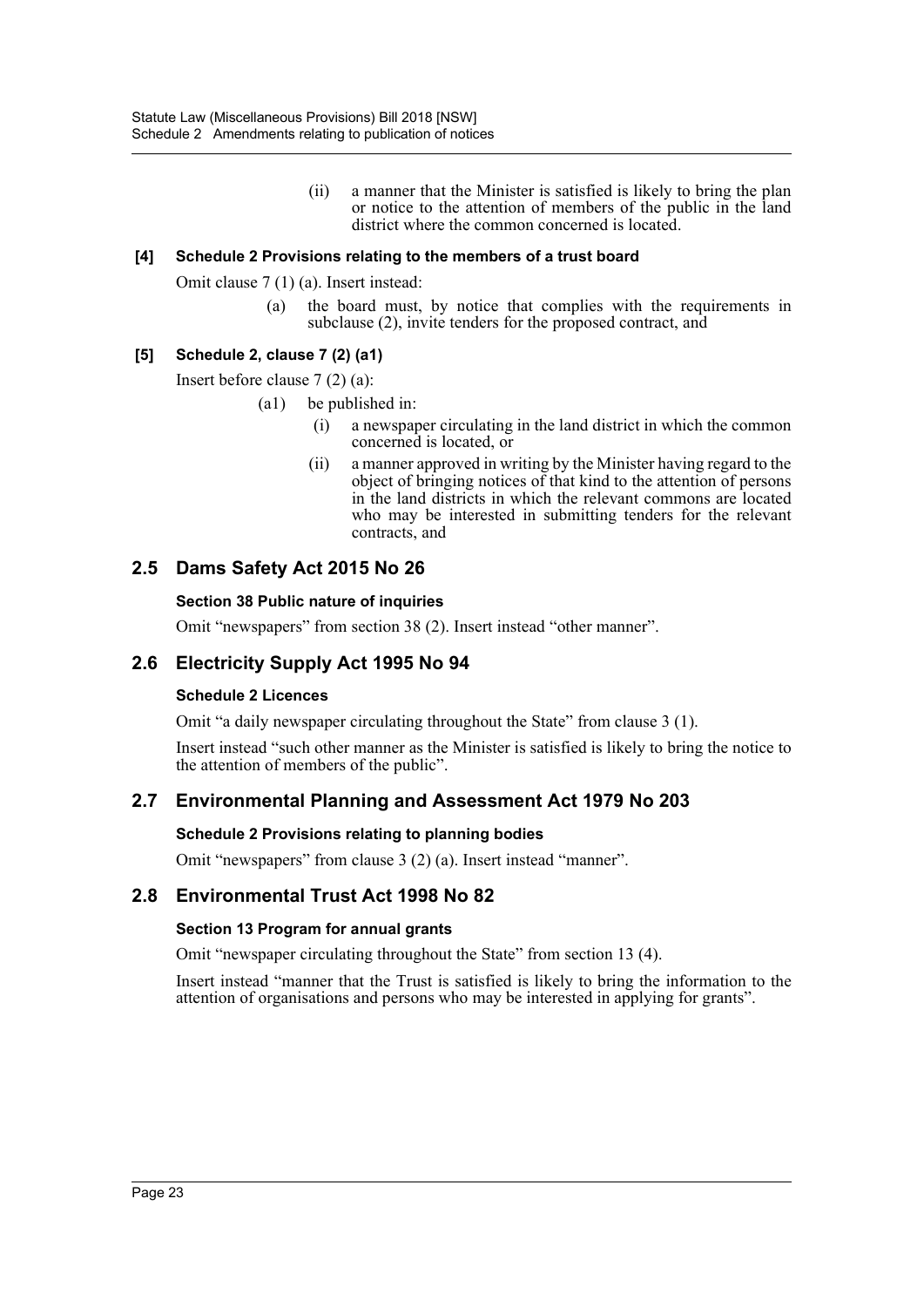(ii) a manner that the Minister is satisfied is likely to bring the plan or notice to the attention of members of the public in the land district where the common concerned is located.

**[4] Schedule 2 Provisions relating to the members of a trust board**

Omit clause 7 (1) (a). Insert instead:

(a) the board must, by notice that complies with the requirements in subclause (2), invite tenders for the proposed contract, and

**[5] Schedule 2, clause 7 (2) (a1)**

Insert before clause 7 (2) (a):

(a1) be published in:

(i) a newspaper circulating in the land district in which the common concerned is located, or

(ii) a manner approved in writing by the Minister having regard to the object of bringing notices of that kind to the attention of persons in the land districts in which the relevant commons are located who may be interested in submitting tenders for the relevant contracts, and

## 2.5 Dams Safety Act 2015 No 26

**Section 38 Public nature of inquiries**

Omit "newspapers" from section 38 (2). Insert instead "other manner".

## 2.6 Electricity Supply Act 1995 No 94

**Schedule 2 Licences**

Omit "a daily newspaper circulating throughout the State" from clause 3 (1).

Insert instead "such other manner as the Minister is satisfied is likely to bring the notice to the attention of members of the public".

## 2.7 Environmental Planning and Assessment Act 1979 No 203

**Schedule 2 Provisions relating to planning bodies**

Omit "newspapers" from clause 3 (2) (a). Insert instead "manner".

## 2.8 Environmental Trust Act 1998 No 82

**Section 13 Program for annual grants**

Omit "newspaper circulating throughout the State" from section 13 (4).

Insert instead "manner that the Trust is satisfied is likely to bring the information to the attention of organisations and persons who may be interested in applying for grants".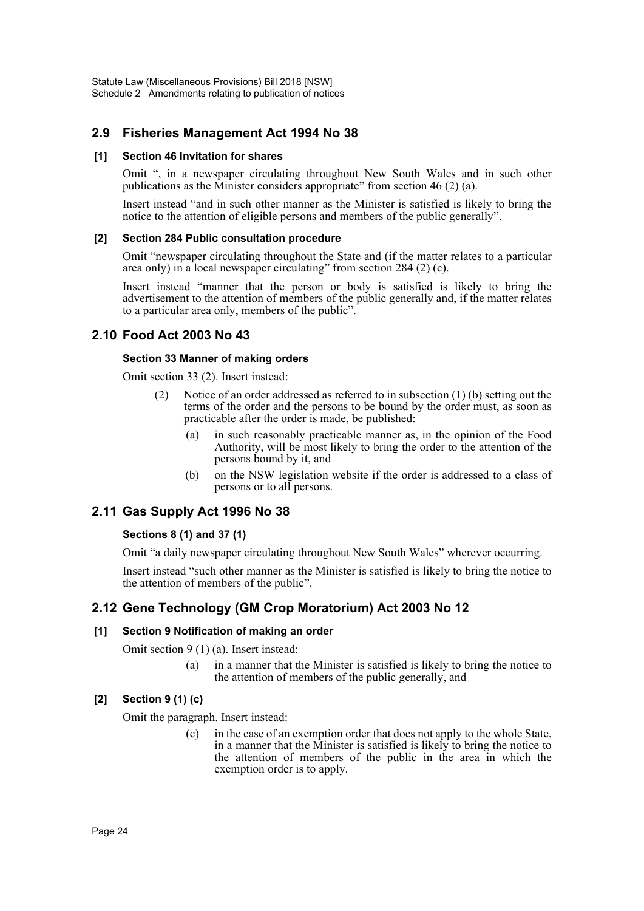## 2.9 Fisheries Management Act 1994 No 38

### [1] Section 46 Invitation for shares

Omit ", in a newspaper circulating throughout New South Wales and in such other publications as the Minister considers appropriate" from section 46 (2) (a).

Insert instead "and in such other manner as the Minister is satisfied is likely to bring the notice to the attention of eligible persons and members of the public generally".

### [2] Section 284 Public consultation procedure

Omit "newspaper circulating throughout the State and (if the matter relates to a particular area only) in a local newspaper circulating" from section 284 (2) (c).

Insert instead "manner that the person or body is satisfied is likely to bring the advertisement to the attention of members of the public generally and, if the matter relates to a particular area only, members of the public".

## 2.10 Food Act 2003 No 43

### Section 33 Manner of making orders

Omit section 33 (2). Insert instead:

(2) Notice of an order addressed as referred to in subsection (1) (b) setting out the terms of the order and the persons to be bound by the order must, as soon as practicable after the order is made, be published:

(a) in such reasonably practicable manner as, in the opinion of the Food Authority, will be most likely to bring the order to the attention of the persons bound by it, and

(b) on the NSW legislation website if the order is addressed to a class of persons or to all persons.

## 2.11 Gas Supply Act 1996 No 38

### Sections 8 (1) and 37 (1)

Omit "a daily newspaper circulating throughout New South Wales" wherever occurring.

Insert instead "such other manner as the Minister is satisfied is likely to bring the notice to the attention of members of the public".

## 2.12 Gene Technology (GM Crop Moratorium) Act 2003 No 12

### [1] Section 9 Notification of making an order

Omit section 9 (1) (a). Insert instead:

(a) in a manner that the Minister is satisfied is likely to bring the notice to the attention of members of the public generally, and

### [2] Section 9 (1) (c)

Omit the paragraph. Insert instead:

(c) in the case of an exemption order that does not apply to the whole State, in a manner that the Minister is satisfied is likely to bring the notice to the attention of members of the public in the area in which the exemption order is to apply.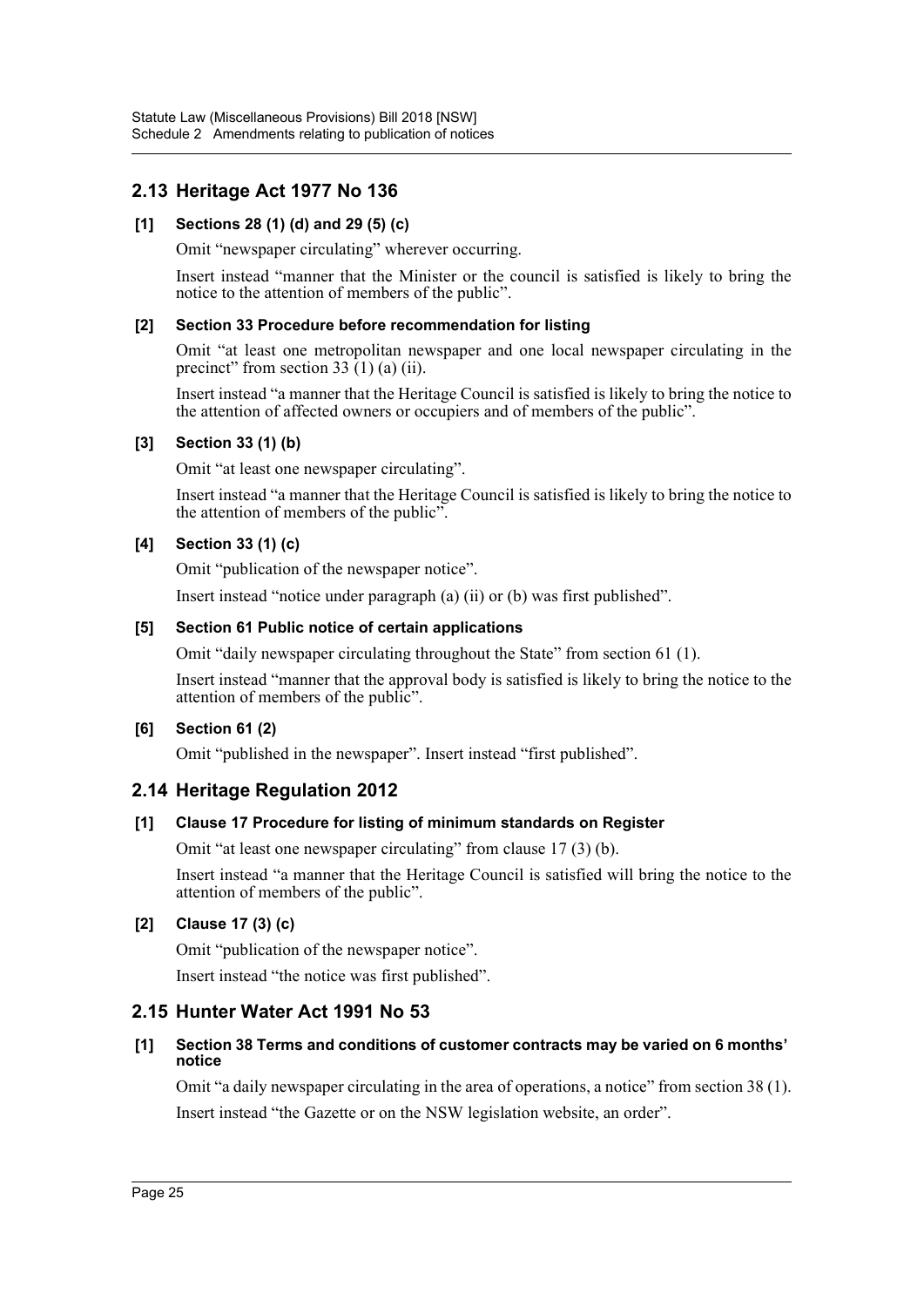## 2.13 Heritage Act 1977 No 136

**[1] Sections 28 (1) (d) and 29 (5) (c)**

Omit "newspaper circulating" wherever occurring.

Insert instead "manner that the Minister or the council is satisfied is likely to bring the notice to the attention of members of the public".

**[2] Section 33 Procedure before recommendation for listing**

Omit "at least one metropolitan newspaper and one local newspaper circulating in the precinct" from section 33 (1) (a) (ii).

Insert instead "a manner that the Heritage Council is satisfied is likely to bring the notice to the attention of affected owners or occupiers and of members of the public".

**[3] Section 33 (1) (b)**

Omit "at least one newspaper circulating".

Insert instead "a manner that the Heritage Council is satisfied is likely to bring the notice to the attention of members of the public".

**[4] Section 33 (1) (c)**

Omit "publication of the newspaper notice".

Insert instead "notice under paragraph (a) (ii) or (b) was first published".

**[5] Section 61 Public notice of certain applications**

Omit "daily newspaper circulating throughout the State" from section 61 (1).

Insert instead "manner that the approval body is satisfied is likely to bring the notice to the attention of members of the public".

**[6] Section 61 (2)**

Omit "published in the newspaper". Insert instead "first published".

## 2.14 Heritage Regulation 2012

**[1] Clause 17 Procedure for listing of minimum standards on Register**

Omit "at least one newspaper circulating" from clause 17 (3) (b).

Insert instead "a manner that the Heritage Council is satisfied will bring the notice to the attention of members of the public".

**[2] Clause 17 (3) (c)**

Omit "publication of the newspaper notice".

Insert instead "the notice was first published".

## 2.15 Hunter Water Act 1991 No 53

**[1] Section 38 Terms and conditions of customer contracts may be varied on 6 months' notice**

Omit "a daily newspaper circulating in the area of operations, a notice" from section 38 (1).

Insert instead "the Gazette or on the NSW legislation website, an order".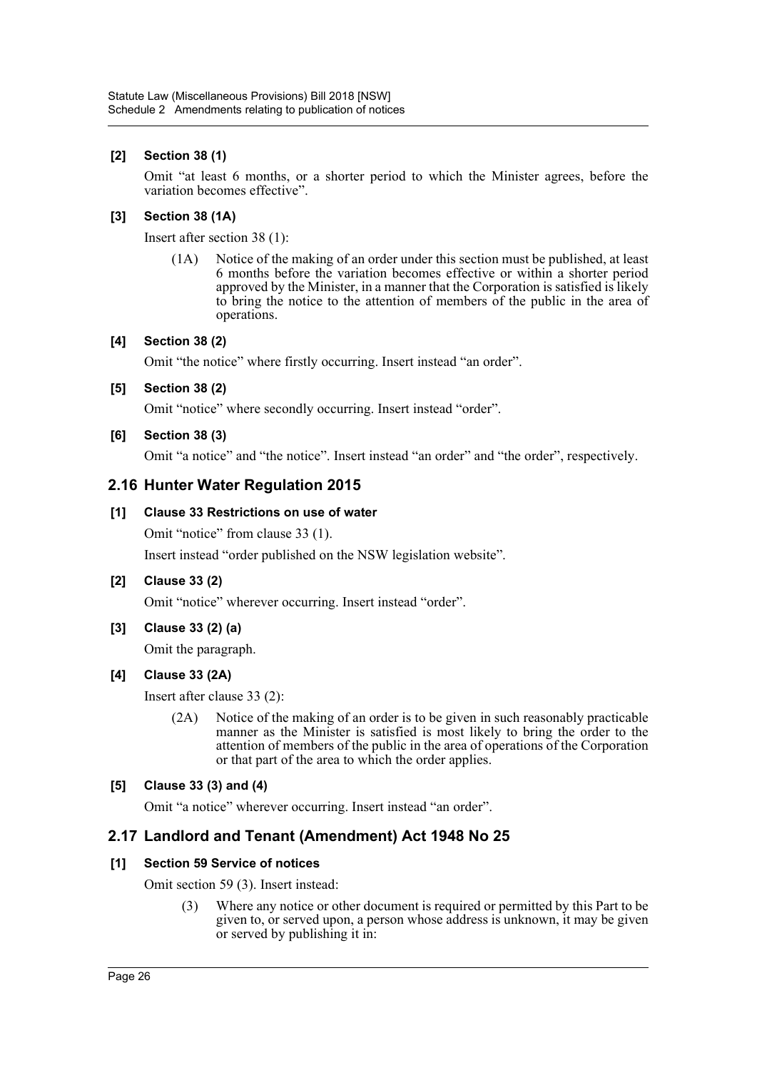**[2] Section 38 (1)**

Omit "at least 6 months, or a shorter period to which the Minister agrees, before the variation becomes effective".

**[3] Section 38 (1A)**

Insert after section 38 (1):

> (1A) Notice of the making of an order under this section must be published, at least 6 months before the variation becomes effective or within a shorter period approved by the Minister, in a manner that the Corporation is satisfied is likely to bring the notice to the attention of members of the public in the area of operations.

**[4] Section 38 (2)**

Omit "the notice" where firstly occurring. Insert instead "an order".

**[5] Section 38 (2)**

Omit "notice" where secondly occurring. Insert instead "order".

**[6] Section 38 (3)**

Omit "a notice" and "the notice". Insert instead "an order" and "the order", respectively.

## 2.16 Hunter Water Regulation 2015

**[1] Clause 33 Restrictions on use of water**

Omit "notice" from clause 33 (1).

Insert instead "order published on the NSW legislation website".

**[2] Clause 33 (2)**

Omit "notice" wherever occurring. Insert instead "order".

**[3] Clause 33 (2) (a)**

Omit the paragraph.

**[4] Clause 33 (2A)**

Insert after clause 33 (2):

> (2A) Notice of the making of an order is to be given in such reasonably practicable manner as the Minister is satisfied is most likely to bring the order to the attention of members of the public in the area of operations of the Corporation or that part of the area to which the order applies.

**[5] Clause 33 (3) and (4)**

Omit "a notice" wherever occurring. Insert instead "an order".

## 2.17 Landlord and Tenant (Amendment) Act 1948 No 25

**[1] Section 59 Service of notices**

Omit section 59 (3). Insert instead:

> (3) Where any notice or other document is required or permitted by this Part to be given to, or served upon, a person whose address is unknown, it may be given or served by publishing it in: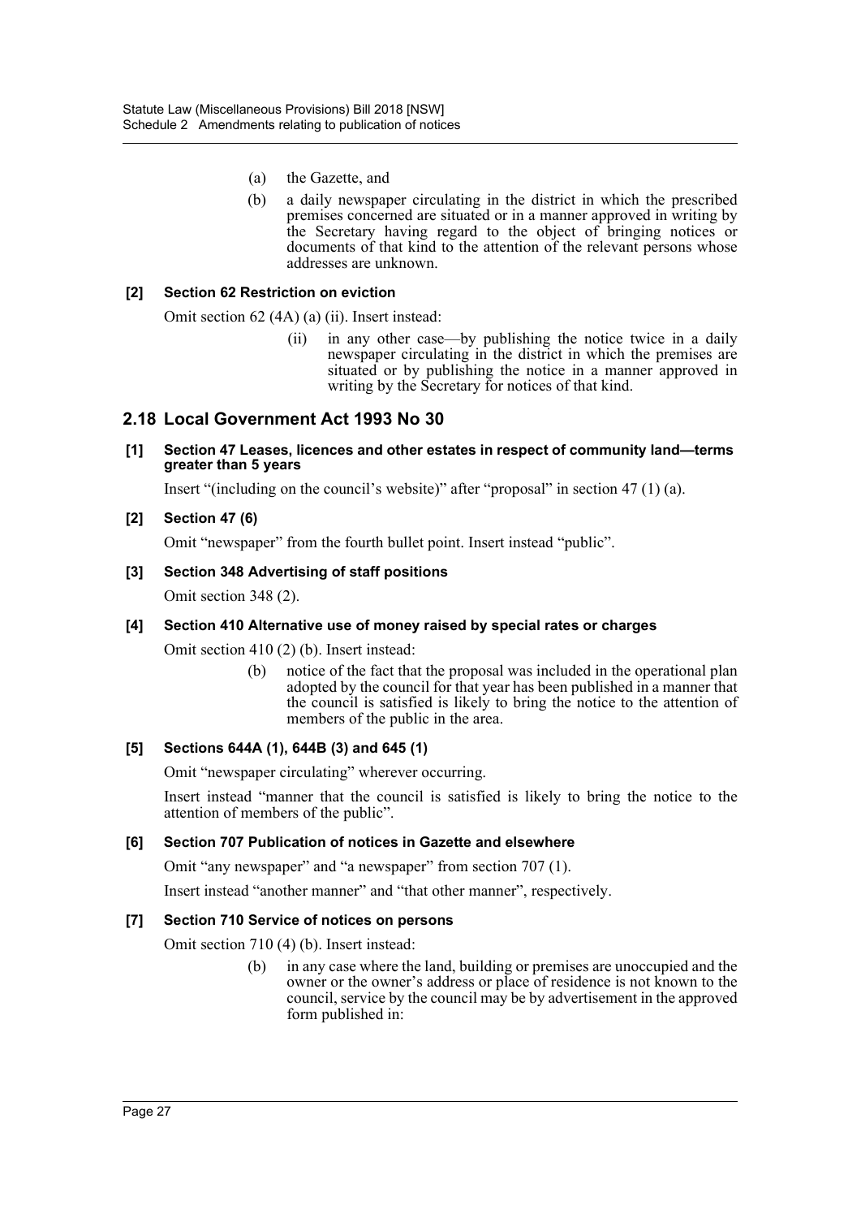(a) the Gazette, and

(b) a daily newspaper circulating in the district in which the prescribed premises concerned are situated or in a manner approved in writing by the Secretary having regard to the object of bringing notices or documents of that kind to the attention of the relevant persons whose addresses are unknown.

**[2] Section 62 Restriction on eviction**

Omit section 62 (4A) (a) (ii). Insert instead:

(ii) in any other case—by publishing the notice twice in a daily newspaper circulating in the district in which the premises are situated or by publishing the notice in a manner approved in writing by the Secretary for notices of that kind.

## 2.18 Local Government Act 1993 No 30

**[1] Section 47 Leases, licences and other estates in respect of community land—terms greater than 5 years**

Insert "(including on the council's website)" after "proposal" in section 47 (1) (a).

**[2] Section 47 (6)**

Omit "newspaper" from the fourth bullet point. Insert instead "public".

**[3] Section 348 Advertising of staff positions**

Omit section 348 (2).

**[4] Section 410 Alternative use of money raised by special rates or charges**

Omit section 410 (2) (b). Insert instead:

(b) notice of the fact that the proposal was included in the operational plan adopted by the council for that year has been published in a manner that the council is satisfied is likely to bring the notice to the attention of members of the public in the area.

**[5] Sections 644A (1), 644B (3) and 645 (1)**

Omit "newspaper circulating" wherever occurring.

Insert instead "manner that the council is satisfied is likely to bring the notice to the attention of members of the public".

**[6] Section 707 Publication of notices in Gazette and elsewhere**

Omit "any newspaper" and "a newspaper" from section 707 (1).

Insert instead "another manner" and "that other manner", respectively.

**[7] Section 710 Service of notices on persons**

Omit section 710 (4) (b). Insert instead:

(b) in any case where the land, building or premises are unoccupied and the owner or the owner's address or place of residence is not known to the council, service by the council may be by advertisement in the approved form published in: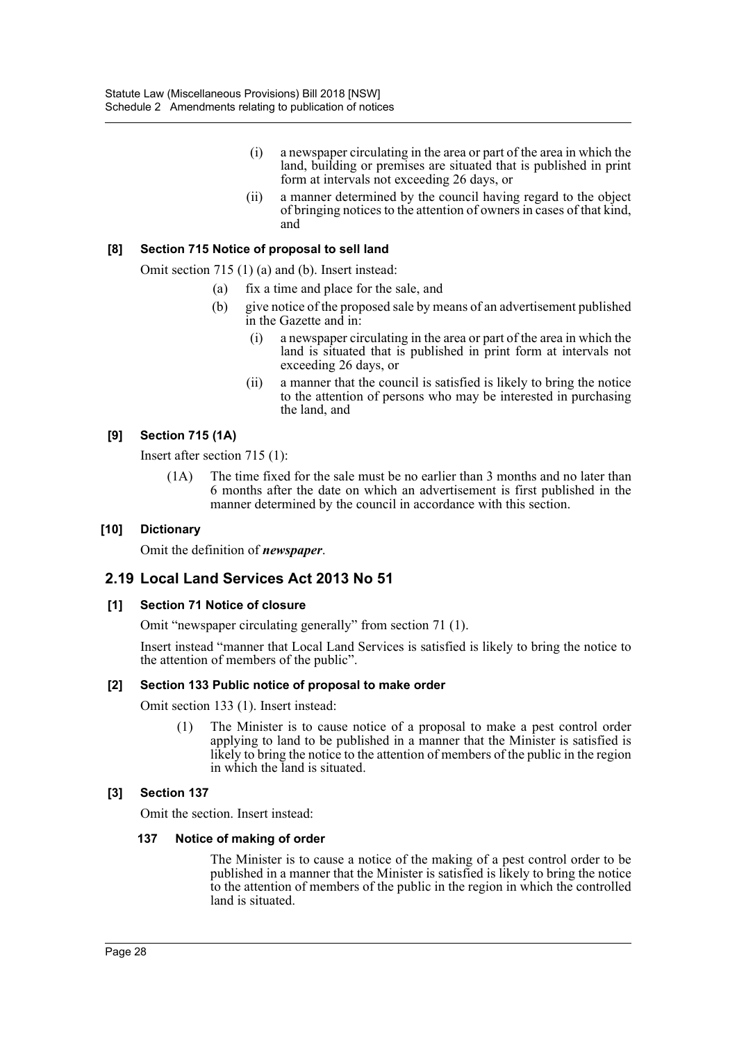(i) a newspaper circulating in the area or part of the area in which the land, building or premises are situated that is published in print form at intervals not exceeding 26 days, or

(ii) a manner determined by the council having regard to the object of bringing notices to the attention of owners in cases of that kind, and

#### [8] Section 715 Notice of proposal to sell land

Omit section 715 (1) (a) and (b). Insert instead:

(a) fix a time and place for the sale, and

(b) give notice of the proposed sale by means of an advertisement published in the Gazette and in:

(i) a newspaper circulating in the area or part of the area in which the land is situated that is published in print form at intervals not exceeding 26 days, or

(ii) a manner that the council is satisfied is likely to bring the notice to the attention of persons who may be interested in purchasing the land, and

#### [9] Section 715 (1A)

Insert after section 715 (1):

(1A) The time fixed for the sale must be no earlier than 3 months and no later than 6 months after the date on which an advertisement is first published in the manner determined by the council in accordance with this section.

#### [10] Dictionary

Omit the definition of ***newspaper***.

## 2.19 Local Land Services Act 2013 No 51

#### [1] Section 71 Notice of closure

Omit "newspaper circulating generally" from section 71 (1).

Insert instead "manner that Local Land Services is satisfied is likely to bring the notice to the attention of members of the public".

#### [2] Section 133 Public notice of proposal to make order

Omit section 133 (1). Insert instead:

(1) The Minister is to cause notice of a proposal to make a pest control order applying to land to be published in a manner that the Minister is satisfied is likely to bring the notice to the attention of members of the public in the region in which the land is situated.

#### [3] Section 137

Omit the section. Insert instead:

**137 Notice of making of order**

The Minister is to cause a notice of the making of a pest control order to be published in a manner that the Minister is satisfied is likely to bring the notice to the attention of members of the public in the region in which the controlled land is situated.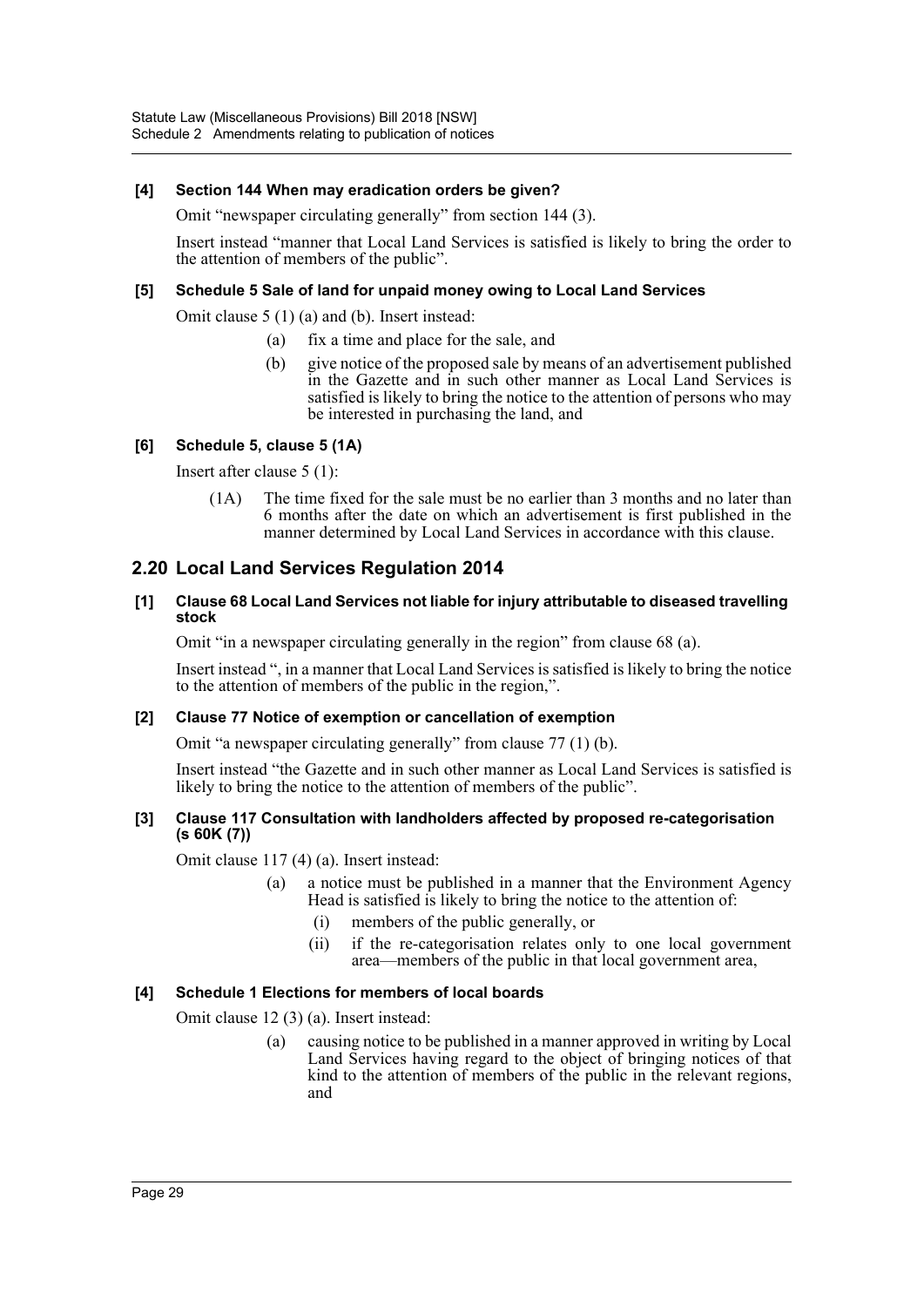**[4] Section 144 When may eradication orders be given?**

Omit "newspaper circulating generally" from section 144 (3).

Insert instead "manner that Local Land Services is satisfied is likely to bring the order to the attention of members of the public".

**[5] Schedule 5 Sale of land for unpaid money owing to Local Land Services**

Omit clause 5 (1) (a) and (b). Insert instead:

- (a) fix a time and place for the sale, and
- (b) give notice of the proposed sale by means of an advertisement published in the Gazette and in such other manner as Local Land Services is satisfied is likely to bring the notice to the attention of persons who may be interested in purchasing the land, and

**[6] Schedule 5, clause 5 (1A)**

Insert after clause 5 (1):

(1A) The time fixed for the sale must be no earlier than 3 months and no later than 6 months after the date on which an advertisement is first published in the manner determined by Local Land Services in accordance with this clause.

## 2.20 Local Land Services Regulation 2014

**[1] Clause 68 Local Land Services not liable for injury attributable to diseased travelling stock**

Omit "in a newspaper circulating generally in the region" from clause 68 (a).

Insert instead ", in a manner that Local Land Services is satisfied is likely to bring the notice to the attention of members of the public in the region,".

**[2] Clause 77 Notice of exemption or cancellation of exemption**

Omit "a newspaper circulating generally" from clause 77 (1) (b).

Insert instead "the Gazette and in such other manner as Local Land Services is satisfied is likely to bring the notice to the attention of members of the public".

**[3] Clause 117 Consultation with landholders affected by proposed re-categorisation (s 60K (7))**

Omit clause 117 (4) (a). Insert instead:

- (a) a notice must be published in a manner that the Environment Agency Head is satisfied is likely to bring the notice to the attention of:
  - (i) members of the public generally, or
  - (ii) if the re-categorisation relates only to one local government area—members of the public in that local government area,

**[4] Schedule 1 Elections for members of local boards**

Omit clause 12 (3) (a). Insert instead:

- (a) causing notice to be published in a manner approved in writing by Local Land Services having regard to the object of bringing notices of that kind to the attention of members of the public in the relevant regions, and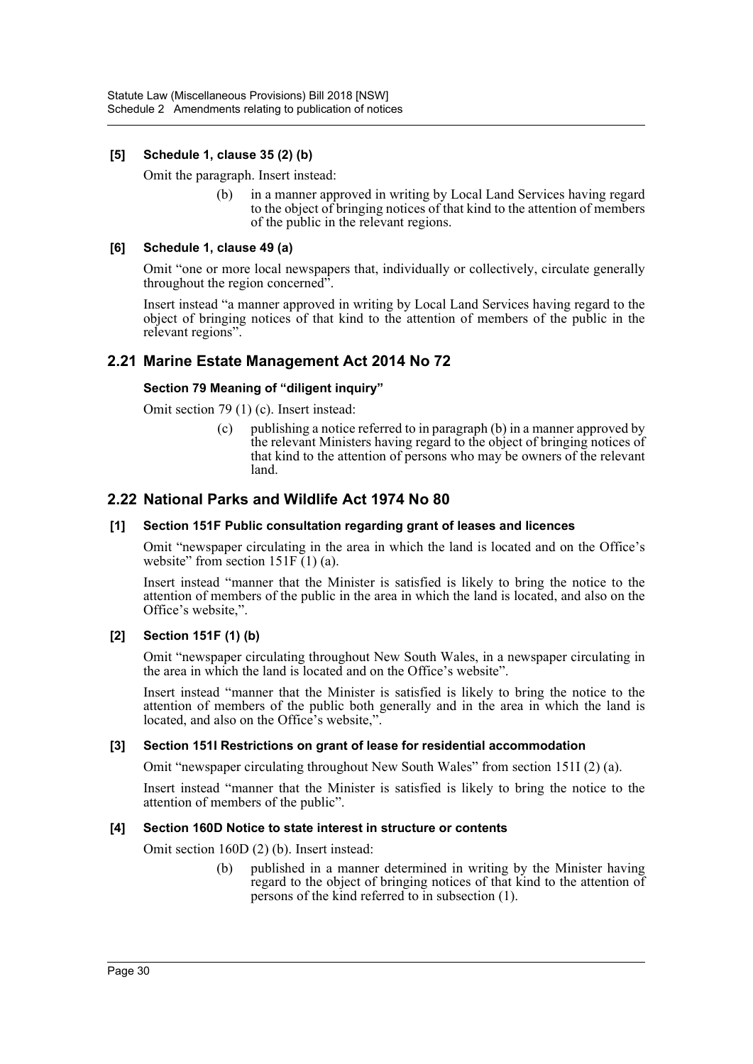#### [5] Schedule 1, clause 35 (2) (b)

Omit the paragraph. Insert instead:

> (b) in a manner approved in writing by Local Land Services having regard to the object of bringing notices of that kind to the attention of members of the public in the relevant regions.

#### [6] Schedule 1, clause 49 (a)

Omit "one or more local newspapers that, individually or collectively, circulate generally throughout the region concerned".

Insert instead "a manner approved in writing by Local Land Services having regard to the object of bringing notices of that kind to the attention of members of the public in the relevant regions".

## 2.21 Marine Estate Management Act 2014 No 72

#### Section 79 Meaning of "diligent inquiry"

Omit section 79 (1) (c). Insert instead:

> (c) publishing a notice referred to in paragraph (b) in a manner approved by the relevant Ministers having regard to the object of bringing notices of that kind to the attention of persons who may be owners of the relevant land.

## 2.22 National Parks and Wildlife Act 1974 No 80

#### [1] Section 151F Public consultation regarding grant of leases and licences

Omit "newspaper circulating in the area in which the land is located and on the Office's website" from section 151F (1) (a).

Insert instead "manner that the Minister is satisfied is likely to bring the notice to the attention of members of the public in the area in which the land is located, and also on the Office's website,".

#### [2] Section 151F (1) (b)

Omit "newspaper circulating throughout New South Wales, in a newspaper circulating in the area in which the land is located and on the Office's website".

Insert instead "manner that the Minister is satisfied is likely to bring the notice to the attention of members of the public both generally and in the area in which the land is located, and also on the Office's website,".

#### [3] Section 151I Restrictions on grant of lease for residential accommodation

Omit "newspaper circulating throughout New South Wales" from section 151I (2) (a).

Insert instead "manner that the Minister is satisfied is likely to bring the notice to the attention of members of the public".

#### [4] Section 160D Notice to state interest in structure or contents

Omit section 160D (2) (b). Insert instead:

> (b) published in a manner determined in writing by the Minister having regard to the object of bringing notices of that kind to the attention of persons of the kind referred to in subsection (1).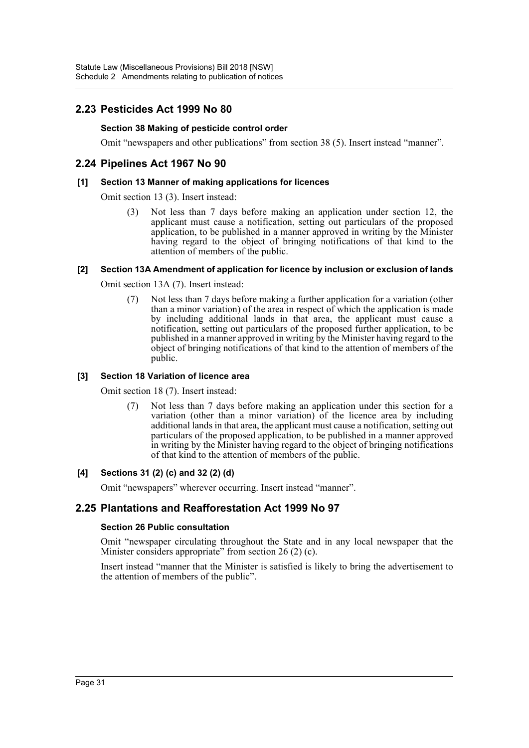## 2.23 Pesticides Act 1999 No 80

**Section 38 Making of pesticide control order**

Omit "newspapers and other publications" from section 38 (5). Insert instead "manner".

## 2.24 Pipelines Act 1967 No 90

**[1] Section 13 Manner of making applications for licences**

Omit section 13 (3). Insert instead:

> (3) Not less than 7 days before making an application under section 12, the applicant must cause a notification, setting out particulars of the proposed application, to be published in a manner approved in writing by the Minister having regard to the object of bringing notifications of that kind to the attention of members of the public.

**[2] Section 13A Amendment of application for licence by inclusion or exclusion of lands**

Omit section 13A (7). Insert instead:

> (7) Not less than 7 days before making a further application for a variation (other than a minor variation) of the area in respect of which the application is made by including additional lands in that area, the applicant must cause a notification, setting out particulars of the proposed further application, to be published in a manner approved in writing by the Minister having regard to the object of bringing notifications of that kind to the attention of members of the public.

**[3] Section 18 Variation of licence area**

Omit section 18 (7). Insert instead:

> (7) Not less than 7 days before making an application under this section for a variation (other than a minor variation) of the licence area by including additional lands in that area, the applicant must cause a notification, setting out particulars of the proposed application, to be published in a manner approved in writing by the Minister having regard to the object of bringing notifications of that kind to the attention of members of the public.

**[4] Sections 31 (2) (c) and 32 (2) (d)**

Omit "newspapers" wherever occurring. Insert instead "manner".

## 2.25 Plantations and Reafforestation Act 1999 No 97

**Section 26 Public consultation**

Omit "newspaper circulating throughout the State and in any local newspaper that the Minister considers appropriate" from section 26 (2) (c).

Insert instead "manner that the Minister is satisfied is likely to bring the advertisement to the attention of members of the public".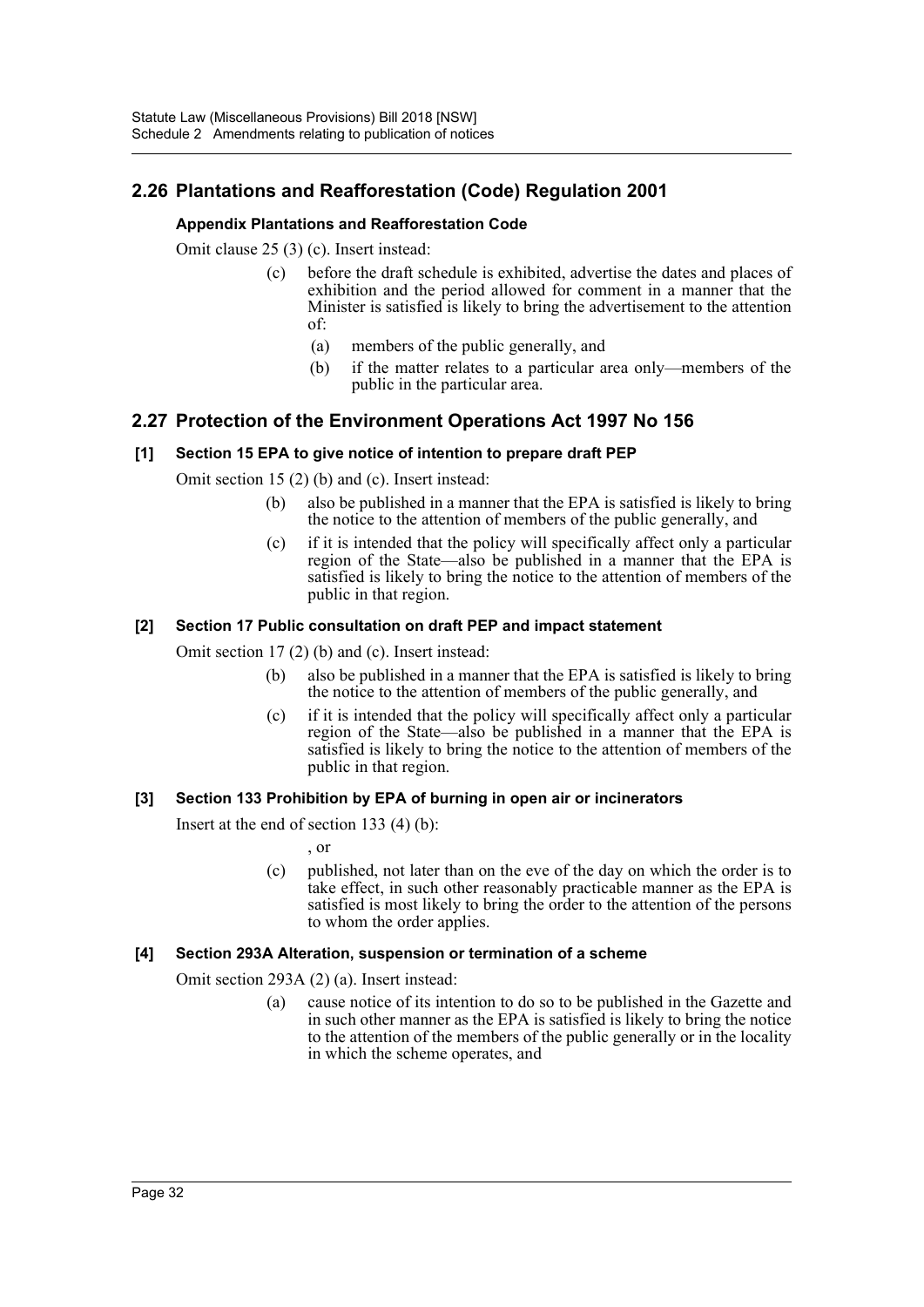## 2.26 Plantations and Reafforestation (Code) Regulation 2001

### Appendix Plantations and Reafforestation Code

Omit clause 25 (3) (c). Insert instead:

> (c) before the draft schedule is exhibited, advertise the dates and places of exhibition and the period allowed for comment in a manner that the Minister is satisfied is likely to bring the advertisement to the attention of:
>
> > (a) members of the public generally, and
> >
> > (b) if the matter relates to a particular area only—members of the public in the particular area.

## 2.27 Protection of the Environment Operations Act 1997 No 156

### [1] Section 15 EPA to give notice of intention to prepare draft PEP

Omit section 15 (2) (b) and (c). Insert instead:

> (b) also be published in a manner that the EPA is satisfied is likely to bring the notice to the attention of members of the public generally, and
>
> (c) if it is intended that the policy will specifically affect only a particular region of the State—also be published in a manner that the EPA is satisfied is likely to bring the notice to the attention of members of the public in that region.

### [2] Section 17 Public consultation on draft PEP and impact statement

Omit section 17 (2) (b) and (c). Insert instead:

> (b) also be published in a manner that the EPA is satisfied is likely to bring the notice to the attention of members of the public generally, and
>
> (c) if it is intended that the policy will specifically affect only a particular region of the State—also be published in a manner that the EPA is satisfied is likely to bring the notice to the attention of members of the public in that region.

### [3] Section 133 Prohibition by EPA of burning in open air or incinerators

Insert at the end of section 133 (4) (b):

> , or
>
> (c) published, not later than on the eve of the day on which the order is to take effect, in such other reasonably practicable manner as the EPA is satisfied is most likely to bring the order to the attention of the persons to whom the order applies.

### [4] Section 293A Alteration, suspension or termination of a scheme

Omit section 293A (2) (a). Insert instead:

> (a) cause notice of its intention to do so to be published in the Gazette and in such other manner as the EPA is satisfied is likely to bring the notice to the attention of the members of the public generally or in the locality in which the scheme operates, and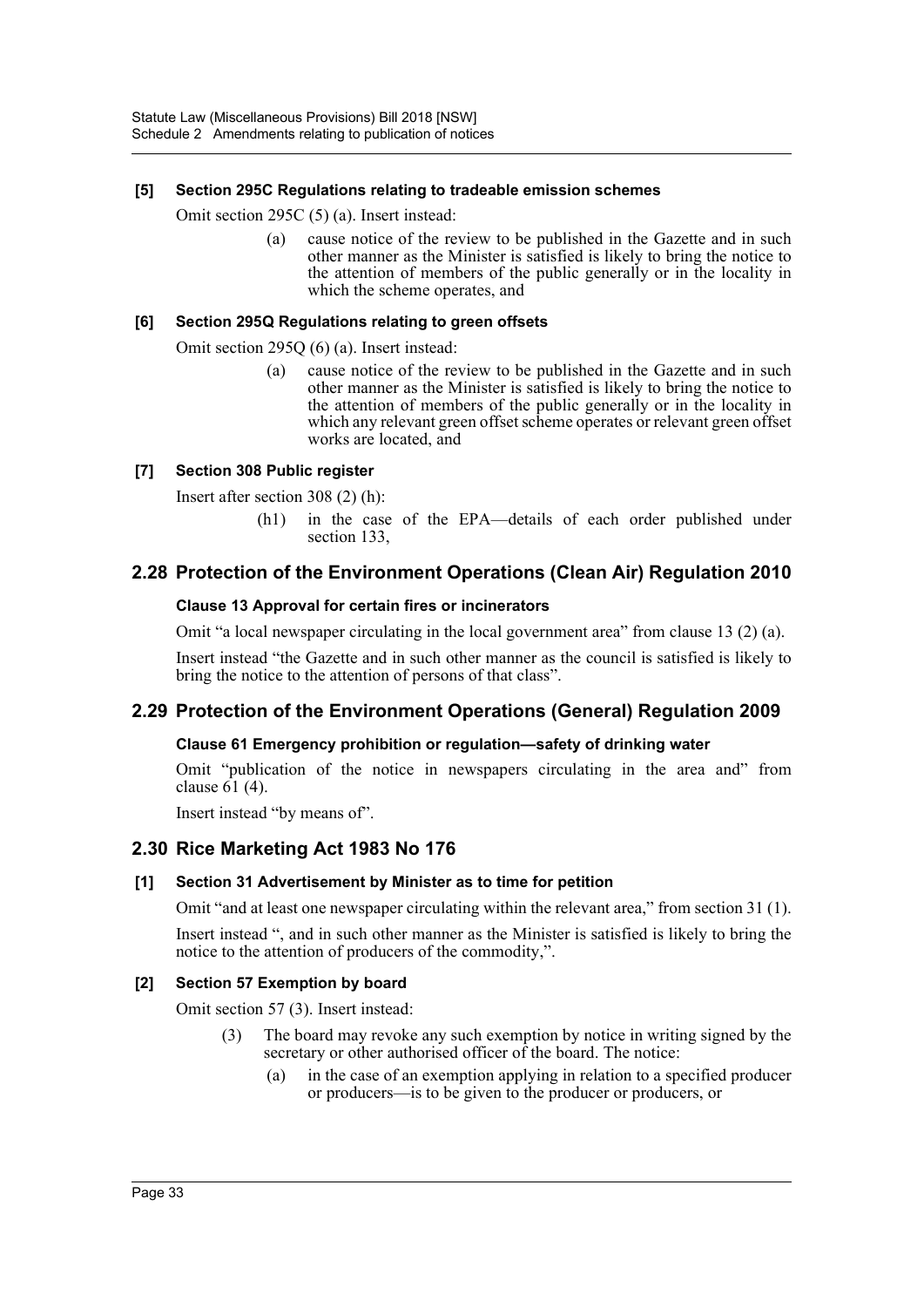#### [5] Section 295C Regulations relating to tradeable emission schemes

Omit section 295C (5) (a). Insert instead:

> (a) cause notice of the review to be published in the Gazette and in such other manner as the Minister is satisfied is likely to bring the notice to the attention of members of the public generally or in the locality in which the scheme operates, and

#### [6] Section 295Q Regulations relating to green offsets

Omit section 295Q (6) (a). Insert instead:

> (a) cause notice of the review to be published in the Gazette and in such other manner as the Minister is satisfied is likely to bring the notice to the attention of members of the public generally or in the locality in which any relevant green offset scheme operates or relevant green offset works are located, and

#### [7] Section 308 Public register

Insert after section 308 (2) (h):

> (h1) in the case of the EPA—details of each order published under section 133,

## 2.28 Protection of the Environment Operations (Clean Air) Regulation 2010

#### Clause 13 Approval for certain fires or incinerators

Omit "a local newspaper circulating in the local government area" from clause 13 (2) (a).

Insert instead "the Gazette and in such other manner as the council is satisfied is likely to bring the notice to the attention of persons of that class".

## 2.29 Protection of the Environment Operations (General) Regulation 2009

#### Clause 61 Emergency prohibition or regulation—safety of drinking water

Omit "publication of the notice in newspapers circulating in the area and" from clause 61 (4).

Insert instead "by means of".

## 2.30 Rice Marketing Act 1983 No 176

#### [1] Section 31 Advertisement by Minister as to time for petition

Omit "and at least one newspaper circulating within the relevant area," from section 31 (1).

Insert instead ", and in such other manner as the Minister is satisfied is likely to bring the notice to the attention of producers of the commodity,".

#### [2] Section 57 Exemption by board

Omit section 57 (3). Insert instead:

> (3) The board may revoke any such exemption by notice in writing signed by the secretary or other authorised officer of the board. The notice:
>
> (a) in the case of an exemption applying in relation to a specified producer or producers—is to be given to the producer or producers, or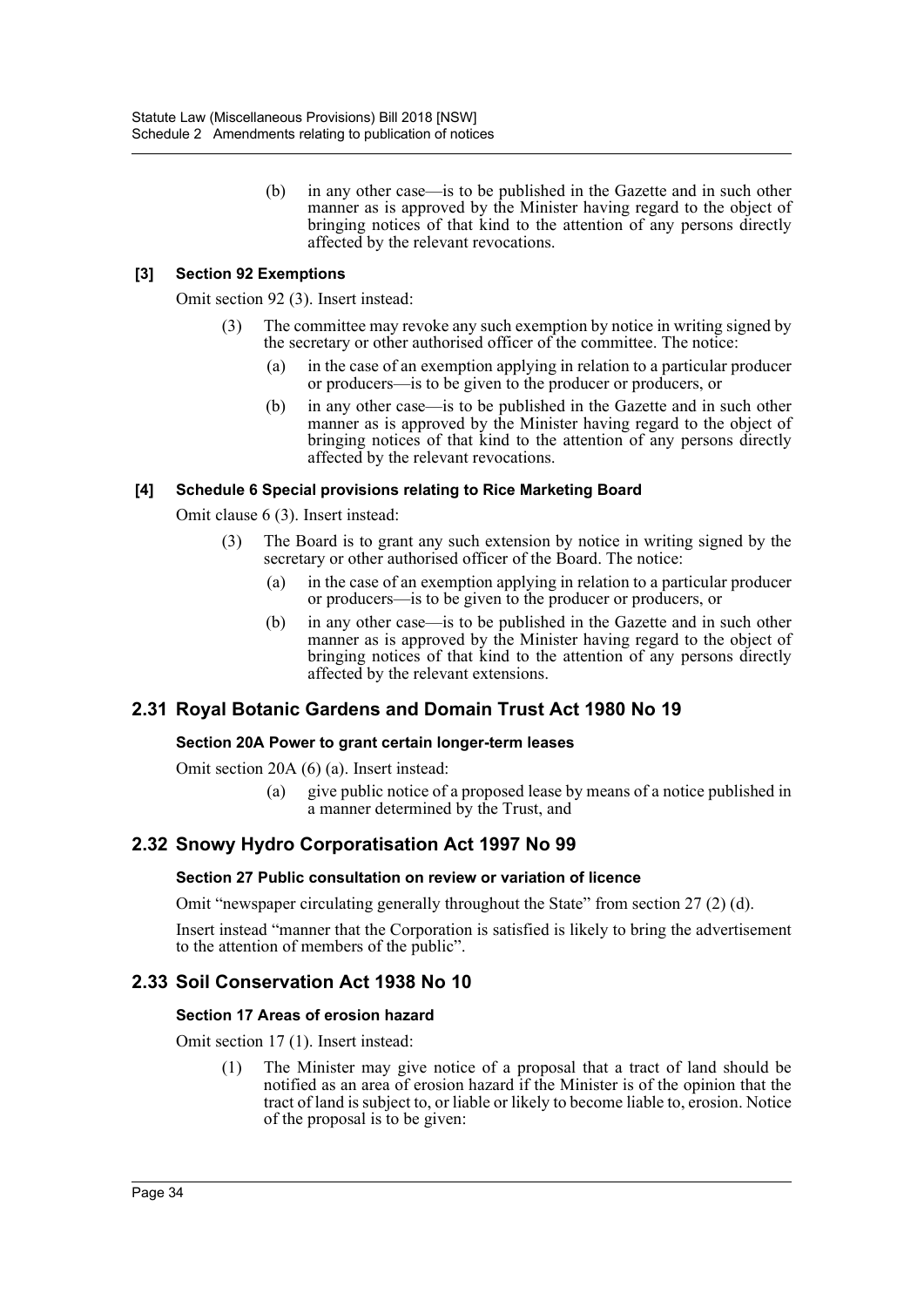(b) in any other case—is to be published in the Gazette and in such other manner as is approved by the Minister having regard to the object of bringing notices of that kind to the attention of any persons directly affected by the relevant revocations.

**[3] Section 92 Exemptions**

Omit section 92 (3). Insert instead:

(3) The committee may revoke any such exemption by notice in writing signed by the secretary or other authorised officer of the committee. The notice:

(a) in the case of an exemption applying in relation to a particular producer or producers—is to be given to the producer or producers, or

(b) in any other case—is to be published in the Gazette and in such other manner as is approved by the Minister having regard to the object of bringing notices of that kind to the attention of any persons directly affected by the relevant revocations.

**[4] Schedule 6 Special provisions relating to Rice Marketing Board**

Omit clause 6 (3). Insert instead:

(3) The Board is to grant any such extension by notice in writing signed by the secretary or other authorised officer of the Board. The notice:

(a) in the case of an exemption applying in relation to a particular producer or producers—is to be given to the producer or producers, or

(b) in any other case—is to be published in the Gazette and in such other manner as is approved by the Minister having regard to the object of bringing notices of that kind to the attention of any persons directly affected by the relevant extensions.

## 2.31 Royal Botanic Gardens and Domain Trust Act 1980 No 19

**Section 20A Power to grant certain longer-term leases**

Omit section 20A (6) (a). Insert instead:

(a) give public notice of a proposed lease by means of a notice published in a manner determined by the Trust, and

## 2.32 Snowy Hydro Corporatisation Act 1997 No 99

**Section 27 Public consultation on review or variation of licence**

Omit "newspaper circulating generally throughout the State" from section 27 (2) (d).

Insert instead "manner that the Corporation is satisfied is likely to bring the advertisement to the attention of members of the public".

## 2.33 Soil Conservation Act 1938 No 10

**Section 17 Areas of erosion hazard**

Omit section 17 (1). Insert instead:

(1) The Minister may give notice of a proposal that a tract of land should be notified as an area of erosion hazard if the Minister is of the opinion that the tract of land is subject to, or liable or likely to become liable to, erosion. Notice of the proposal is to be given: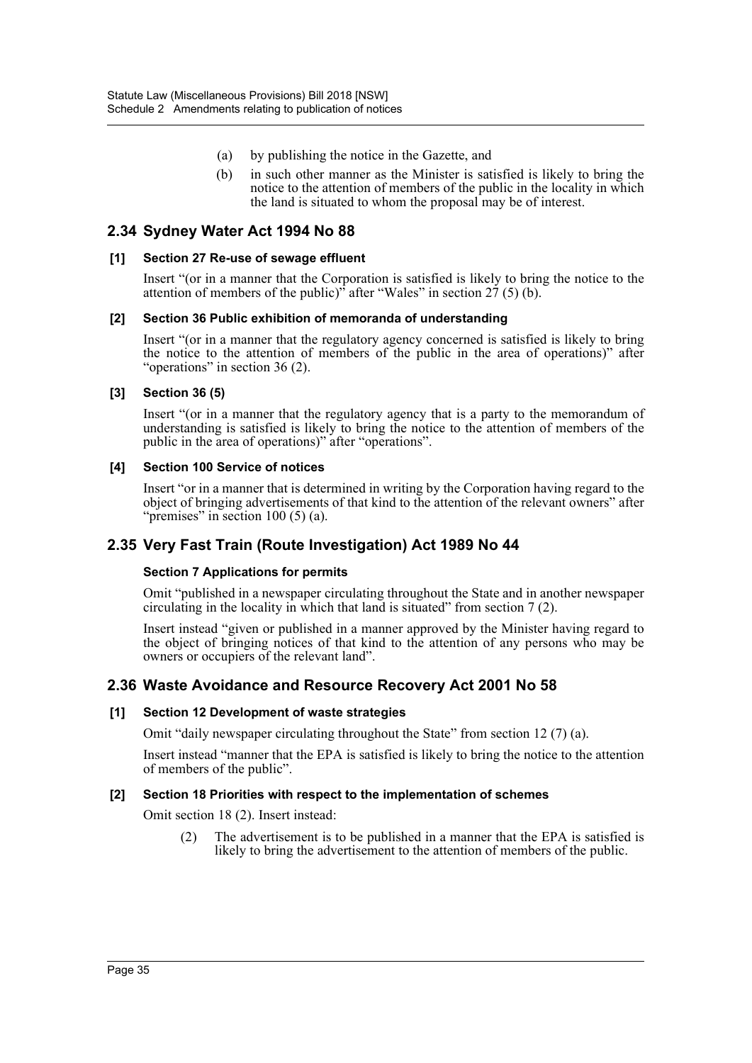(a) by publishing the notice in the Gazette, and

(b) in such other manner as the Minister is satisfied is likely to bring the notice to the attention of members of the public in the locality in which the land is situated to whom the proposal may be of interest.

## 2.34 Sydney Water Act 1994 No 88

### [1] Section 27 Re-use of sewage effluent

Insert "(or in a manner that the Corporation is satisfied is likely to bring the notice to the attention of members of the public)" after "Wales" in section 27 (5) (b).

### [2] Section 36 Public exhibition of memoranda of understanding

Insert "(or in a manner that the regulatory agency concerned is satisfied is likely to bring the notice to the attention of members of the public in the area of operations)" after "operations" in section 36 (2).

### [3] Section 36 (5)

Insert "(or in a manner that the regulatory agency that is a party to the memorandum of understanding is satisfied is likely to bring the notice to the attention of members of the public in the area of operations)" after "operations".

### [4] Section 100 Service of notices

Insert "or in a manner that is determined in writing by the Corporation having regard to the object of bringing advertisements of that kind to the attention of the relevant owners" after "premises" in section 100 (5) (a).

## 2.35 Very Fast Train (Route Investigation) Act 1989 No 44

### Section 7 Applications for permits

Omit "published in a newspaper circulating throughout the State and in another newspaper circulating in the locality in which that land is situated" from section 7 (2).

Insert instead "given or published in a manner approved by the Minister having regard to the object of bringing notices of that kind to the attention of any persons who may be owners or occupiers of the relevant land".

## 2.36 Waste Avoidance and Resource Recovery Act 2001 No 58

### [1] Section 12 Development of waste strategies

Omit "daily newspaper circulating throughout the State" from section 12 (7) (a).

Insert instead "manner that the EPA is satisfied is likely to bring the notice to the attention of members of the public".

### [2] Section 18 Priorities with respect to the implementation of schemes

Omit section 18 (2). Insert instead:

(2) The advertisement is to be published in a manner that the EPA is satisfied is likely to bring the advertisement to the attention of members of the public.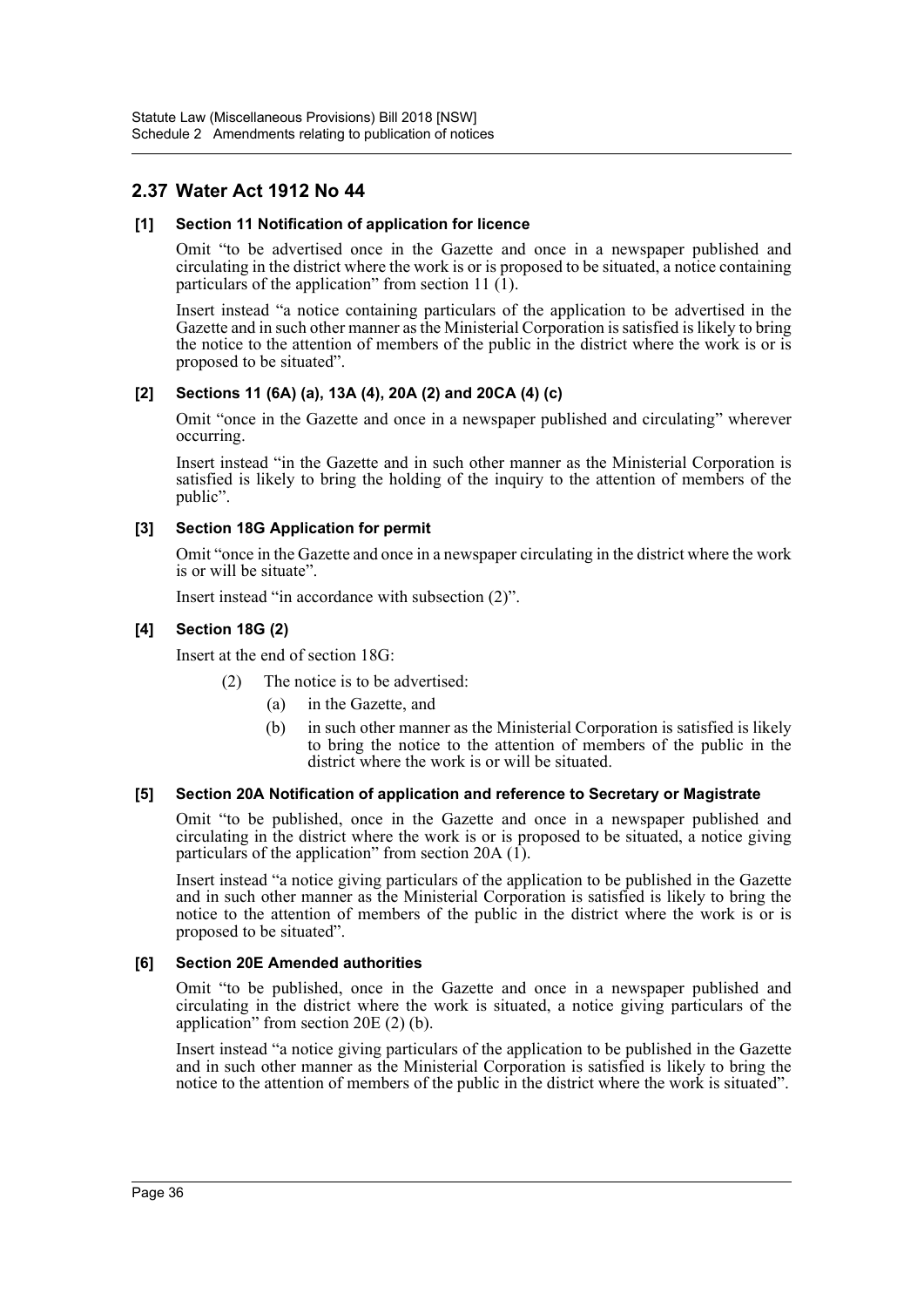## 2.37 Water Act 1912 No 44

### [1] Section 11 Notification of application for licence

Omit "to be advertised once in the Gazette and once in a newspaper published and circulating in the district where the work is or is proposed to be situated, a notice containing particulars of the application" from section 11 (1).

Insert instead "a notice containing particulars of the application to be advertised in the Gazette and in such other manner as the Ministerial Corporation is satisfied is likely to bring the notice to the attention of members of the public in the district where the work is or is proposed to be situated".

### [2] Sections 11 (6A) (a), 13A (4), 20A (2) and 20CA (4) (c)

Omit "once in the Gazette and once in a newspaper published and circulating" wherever occurring.

Insert instead "in the Gazette and in such other manner as the Ministerial Corporation is satisfied is likely to bring the holding of the inquiry to the attention of members of the public".

### [3] Section 18G Application for permit

Omit "once in the Gazette and once in a newspaper circulating in the district where the work is or will be situate".

Insert instead "in accordance with subsection (2)".

### [4] Section 18G (2)

Insert at the end of section 18G:

> (2) The notice is to be advertised:
>
> (a) in the Gazette, and
>
> (b) in such other manner as the Ministerial Corporation is satisfied is likely to bring the notice to the attention of members of the public in the district where the work is or will be situated.

### [5] Section 20A Notification of application and reference to Secretary or Magistrate

Omit "to be published, once in the Gazette and once in a newspaper published and circulating in the district where the work is or is proposed to be situated, a notice giving particulars of the application" from section 20A (1).

Insert instead "a notice giving particulars of the application to be published in the Gazette and in such other manner as the Ministerial Corporation is satisfied is likely to bring the notice to the attention of members of the public in the district where the work is or is proposed to be situated".

### [6] Section 20E Amended authorities

Omit "to be published, once in the Gazette and once in a newspaper published and circulating in the district where the work is situated, a notice giving particulars of the application" from section 20E (2) (b).

Insert instead "a notice giving particulars of the application to be published in the Gazette and in such other manner as the Ministerial Corporation is satisfied is likely to bring the notice to the attention of members of the public in the district where the work is situated".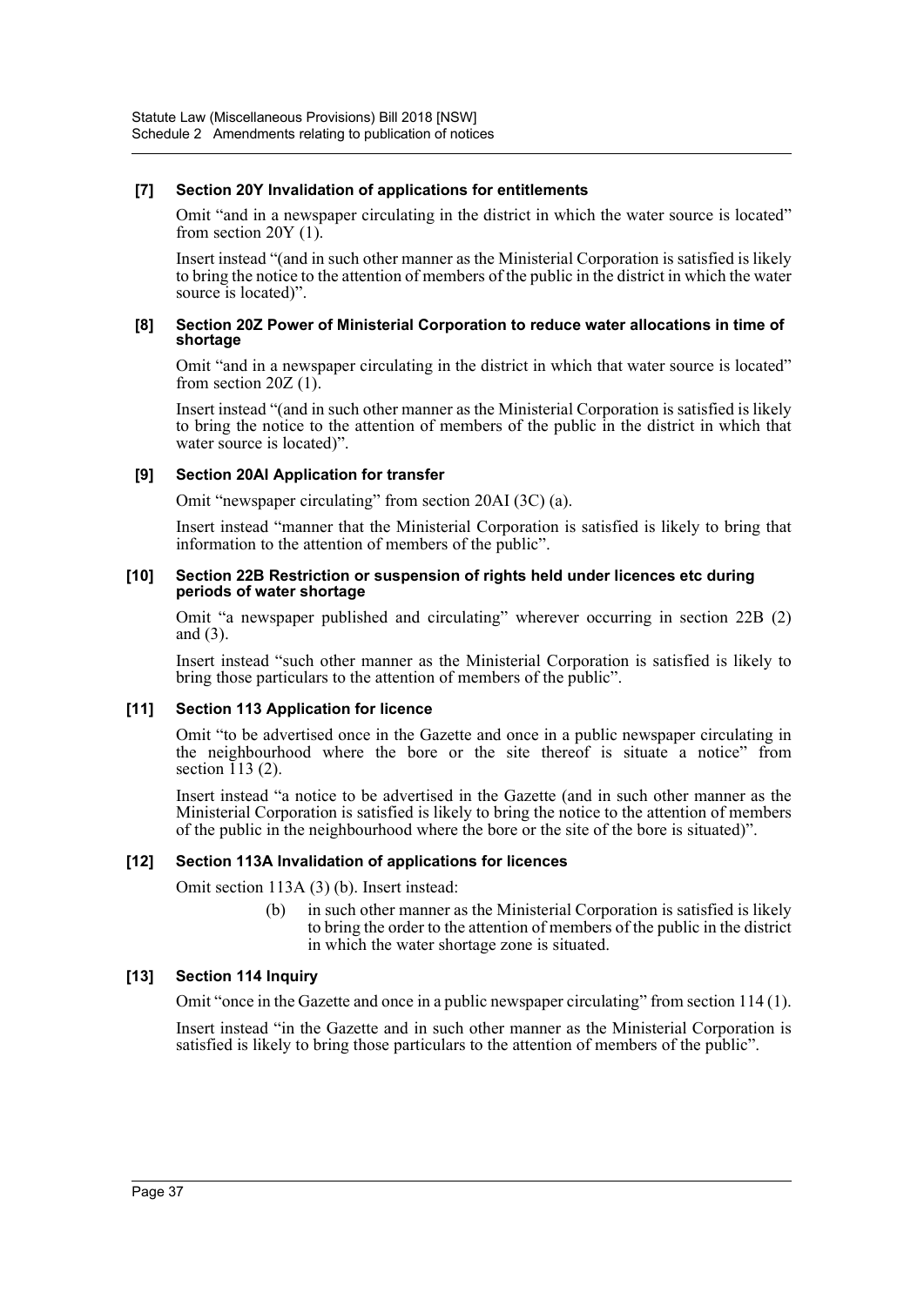**[7] Section 20Y Invalidation of applications for entitlements**

Omit "and in a newspaper circulating in the district in which the water source is located" from section 20Y (1).

Insert instead "(and in such other manner as the Ministerial Corporation is satisfied is likely to bring the notice to the attention of members of the public in the district in which the water source is located)".

**[8] Section 20Z Power of Ministerial Corporation to reduce water allocations in time of shortage**

Omit "and in a newspaper circulating in the district in which that water source is located" from section 20Z (1).

Insert instead "(and in such other manner as the Ministerial Corporation is satisfied is likely to bring the notice to the attention of members of the public in the district in which that water source is located)".

**[9] Section 20AI Application for transfer**

Omit "newspaper circulating" from section 20AI (3C) (a).

Insert instead "manner that the Ministerial Corporation is satisfied is likely to bring that information to the attention of members of the public".

**[10] Section 22B Restriction or suspension of rights held under licences etc during periods of water shortage**

Omit "a newspaper published and circulating" wherever occurring in section 22B (2) and (3).

Insert instead "such other manner as the Ministerial Corporation is satisfied is likely to bring those particulars to the attention of members of the public".

**[11] Section 113 Application for licence**

Omit "to be advertised once in the Gazette and once in a public newspaper circulating in the neighbourhood where the bore or the site thereof is situate a notice" from section 113 (2).

Insert instead "a notice to be advertised in the Gazette (and in such other manner as the Ministerial Corporation is satisfied is likely to bring the notice to the attention of members of the public in the neighbourhood where the bore or the site of the bore is situated)".

**[12] Section 113A Invalidation of applications for licences**

Omit section 113A (3) (b). Insert instead:

> (b) in such other manner as the Ministerial Corporation is satisfied is likely to bring the order to the attention of members of the public in the district in which the water shortage zone is situated.

**[13] Section 114 Inquiry**

Omit "once in the Gazette and once in a public newspaper circulating" from section 114 (1).

Insert instead "in the Gazette and in such other manner as the Ministerial Corporation is satisfied is likely to bring those particulars to the attention of members of the public".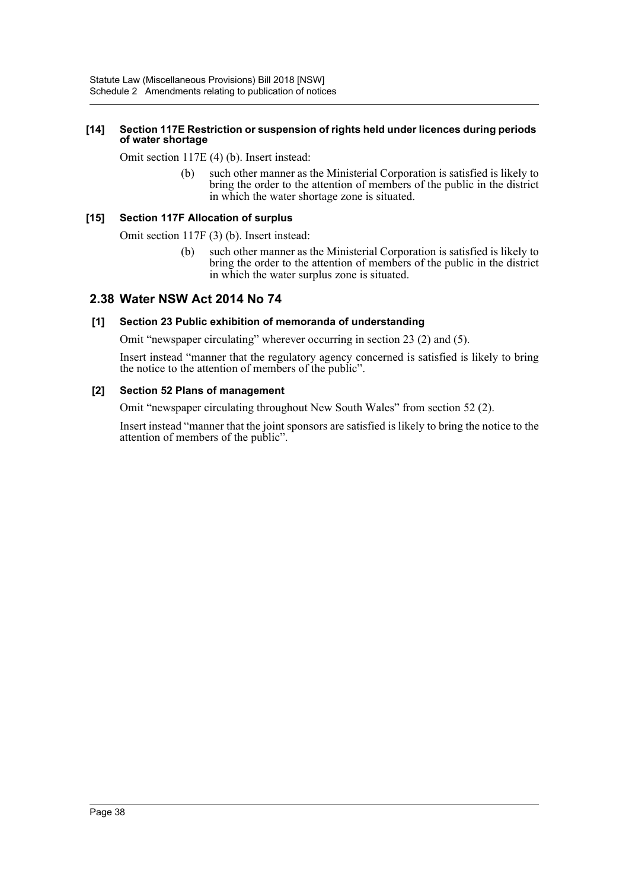**[14] Section 117E Restriction or suspension of rights held under licences during periods of water shortage**

Omit section 117E (4) (b). Insert instead:

> (b) such other manner as the Ministerial Corporation is satisfied is likely to bring the order to the attention of members of the public in the district in which the water shortage zone is situated.

**[15] Section 117F Allocation of surplus**

Omit section 117F (3) (b). Insert instead:

> (b) such other manner as the Ministerial Corporation is satisfied is likely to bring the order to the attention of members of the public in the district in which the water surplus zone is situated.

## 2.38 Water NSW Act 2014 No 74

**[1] Section 23 Public exhibition of memoranda of understanding**

Omit "newspaper circulating" wherever occurring in section 23 (2) and (5).

Insert instead "manner that the regulatory agency concerned is satisfied is likely to bring the notice to the attention of members of the public".

**[2] Section 52 Plans of management**

Omit "newspaper circulating throughout New South Wales" from section 52 (2).

Insert instead "manner that the joint sponsors are satisfied is likely to bring the notice to the attention of members of the public".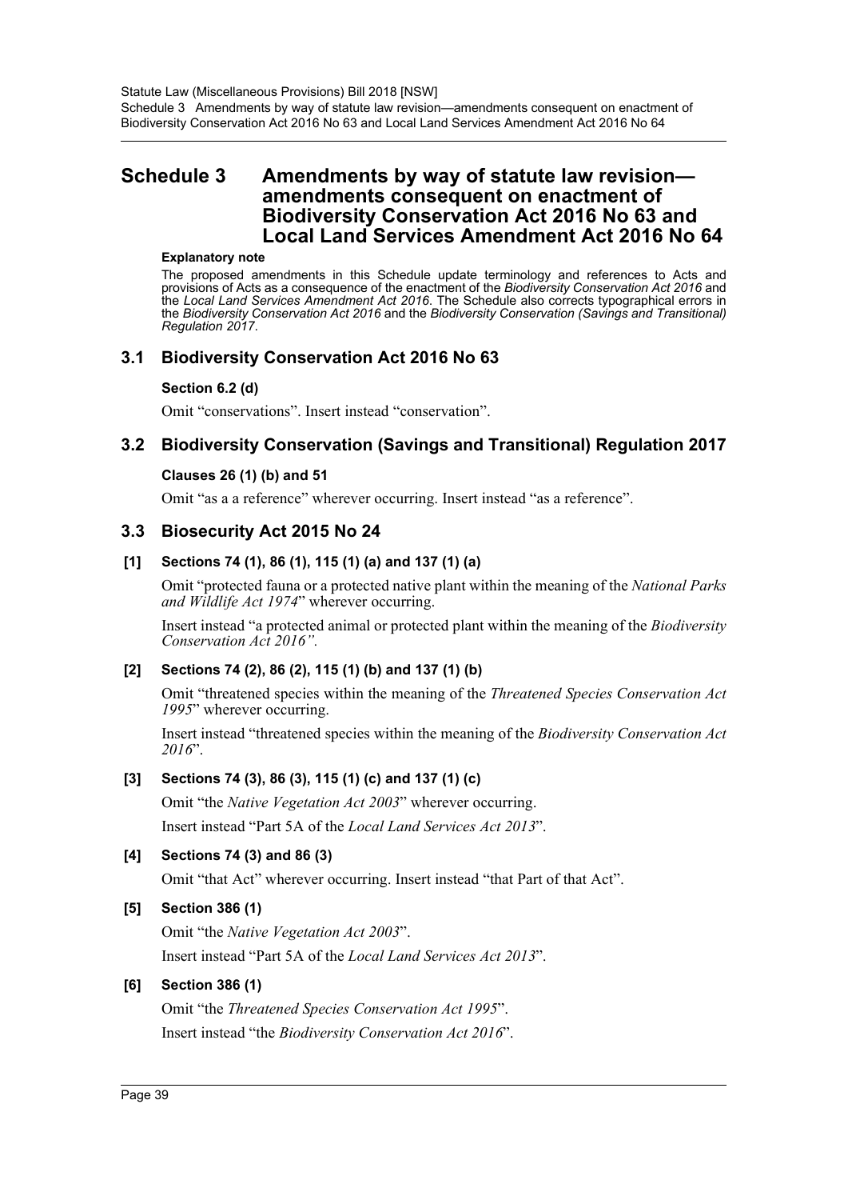# Schedule 3 Amendments by way of statute law revision—amendments consequent on enactment of Biodiversity Conservation Act 2016 No 63 and Local Land Services Amendment Act 2016 No 64

**Explanatory note**

The proposed amendments in this Schedule update terminology and references to Acts and provisions of Acts as a consequence of the enactment of the *Biodiversity Conservation Act 2016* and the *Local Land Services Amendment Act 2016*. The Schedule also corrects typographical errors in the *Biodiversity Conservation Act 2016* and the *Biodiversity Conservation (Savings and Transitional) Regulation 2017*.

## 3.1 Biodiversity Conservation Act 2016 No 63

**Section 6.2 (d)**

Omit "conservations". Insert instead "conservation".

## 3.2 Biodiversity Conservation (Savings and Transitional) Regulation 2017

**Clauses 26 (1) (b) and 51**

Omit "as a a reference" wherever occurring. Insert instead "as a reference".

## 3.3 Biosecurity Act 2015 No 24

**[1] Sections 74 (1), 86 (1), 115 (1) (a) and 137 (1) (a)**

Omit "protected fauna or a protected native plant within the meaning of the *National Parks and Wildlife Act 1974*" wherever occurring.

Insert instead "a protected animal or protected plant within the meaning of the *Biodiversity Conservation Act 2016"*.

**[2] Sections 74 (2), 86 (2), 115 (1) (b) and 137 (1) (b)**

Omit "threatened species within the meaning of the *Threatened Species Conservation Act 1995*" wherever occurring.

Insert instead "threatened species within the meaning of the *Biodiversity Conservation Act 2016*".

**[3] Sections 74 (3), 86 (3), 115 (1) (c) and 137 (1) (c)**

Omit "the *Native Vegetation Act 2003*" wherever occurring.

Insert instead "Part 5A of the *Local Land Services Act 2013*".

**[4] Sections 74 (3) and 86 (3)**

Omit "that Act" wherever occurring. Insert instead "that Part of that Act".

**[5] Section 386 (1)**

Omit "the *Native Vegetation Act 2003*".

Insert instead "Part 5A of the *Local Land Services Act 2013*".

**[6] Section 386 (1)**

Omit "the *Threatened Species Conservation Act 1995*".

Insert instead "the *Biodiversity Conservation Act 2016*".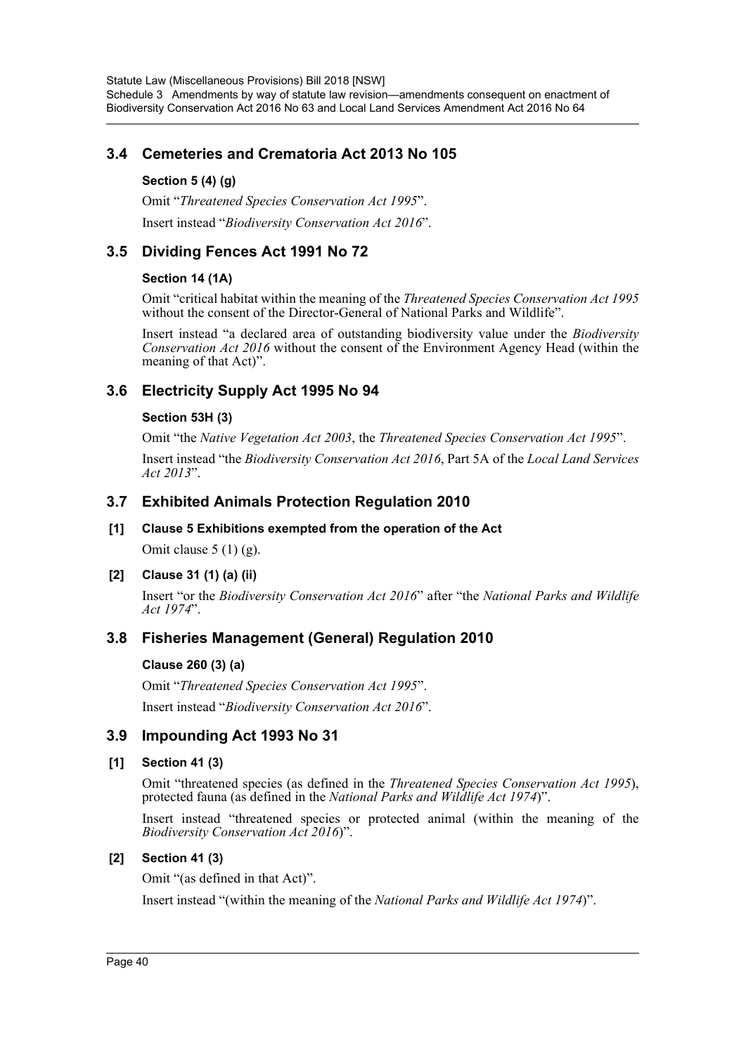## 3.4 Cemeteries and Crematoria Act 2013 No 105

### Section 5 (4) (g)

Omit "*Threatened Species Conservation Act 1995*".

Insert instead "*Biodiversity Conservation Act 2016*".

## 3.5 Dividing Fences Act 1991 No 72

### Section 14 (1A)

Omit "critical habitat within the meaning of the *Threatened Species Conservation Act 1995* without the consent of the Director-General of National Parks and Wildlife".

Insert instead "a declared area of outstanding biodiversity value under the *Biodiversity Conservation Act 2016* without the consent of the Environment Agency Head (within the meaning of that Act)".

## 3.6 Electricity Supply Act 1995 No 94

### Section 53H (3)

Omit "the *Native Vegetation Act 2003*, the *Threatened Species Conservation Act 1995*".

Insert instead "the *Biodiversity Conservation Act 2016*, Part 5A of the *Local Land Services Act 2013*".

## 3.7 Exhibited Animals Protection Regulation 2010

### [1] Clause 5 Exhibitions exempted from the operation of the Act

Omit clause 5 (1) (g).

### [2] Clause 31 (1) (a) (ii)

Insert "or the *Biodiversity Conservation Act 2016*" after "the *National Parks and Wildlife Act 1974*".

## 3.8 Fisheries Management (General) Regulation 2010

### Clause 260 (3) (a)

Omit "*Threatened Species Conservation Act 1995*".

Insert instead "*Biodiversity Conservation Act 2016*".

## 3.9 Impounding Act 1993 No 31

### [1] Section 41 (3)

Omit "threatened species (as defined in the *Threatened Species Conservation Act 1995*), protected fauna (as defined in the *National Parks and Wildlife Act 1974*)".

Insert instead "threatened species or protected animal (within the meaning of the *Biodiversity Conservation Act 2016*)".

### [2] Section 41 (3)

Omit "(as defined in that Act)".

Insert instead "(within the meaning of the *National Parks and Wildlife Act 1974*)".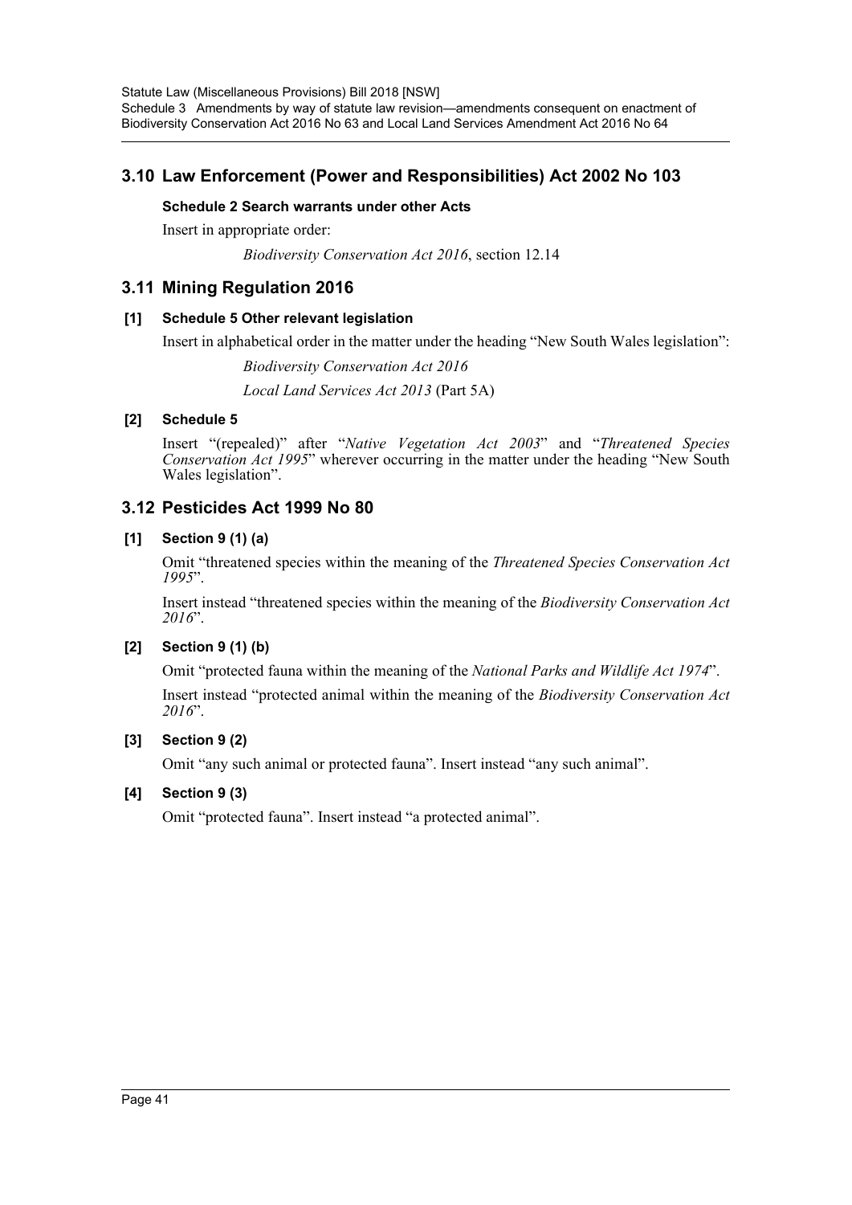## 3.10 Law Enforcement (Power and Responsibilities) Act 2002 No 103

### Schedule 2 Search warrants under other Acts

Insert in appropriate order:

*Biodiversity Conservation Act 2016*, section 12.14

## 3.11 Mining Regulation 2016

### [1] Schedule 5 Other relevant legislation

Insert in alphabetical order in the matter under the heading "New South Wales legislation":

*Biodiversity Conservation Act 2016*

*Local Land Services Act 2013* (Part 5A)

### [2] Schedule 5

Insert "(repealed)" after "*Native Vegetation Act 2003*" and "*Threatened Species Conservation Act 1995*" wherever occurring in the matter under the heading "New South Wales legislation".

## 3.12 Pesticides Act 1999 No 80

### [1] Section 9 (1) (a)

Omit "threatened species within the meaning of the *Threatened Species Conservation Act 1995*".

Insert instead "threatened species within the meaning of the *Biodiversity Conservation Act 2016*".

### [2] Section 9 (1) (b)

Omit "protected fauna within the meaning of the *National Parks and Wildlife Act 1974*".

Insert instead "protected animal within the meaning of the *Biodiversity Conservation Act 2016*".

### [3] Section 9 (2)

Omit "any such animal or protected fauna". Insert instead "any such animal".

### [4] Section 9 (3)

Omit "protected fauna". Insert instead "a protected animal".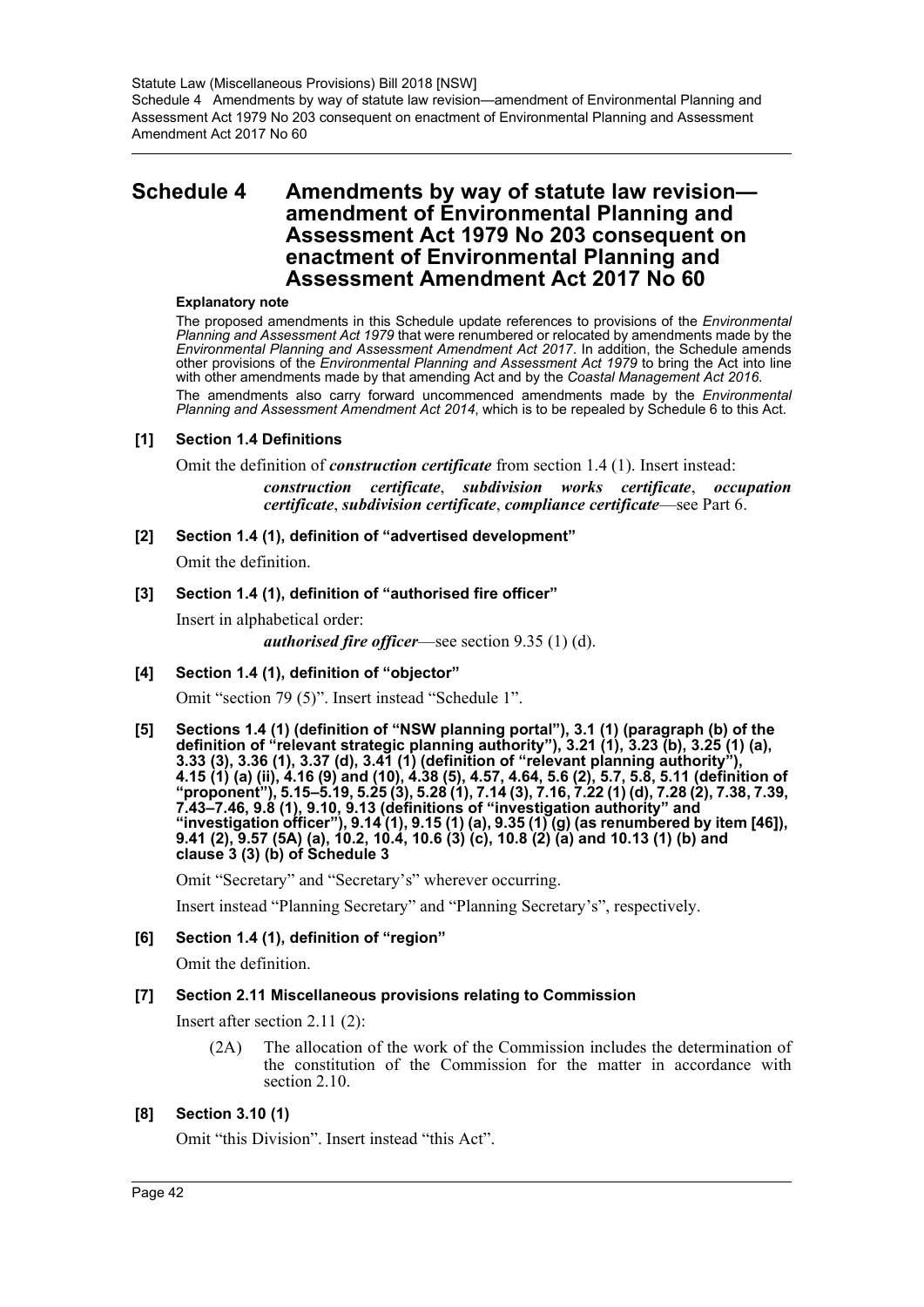# Schedule 4 Amendments by way of statute law revision—amendment of Environmental Planning and Assessment Act 1979 No 203 consequent on enactment of Environmental Planning and Assessment Amendment Act 2017 No 60

#### Explanatory note

The proposed amendments in this Schedule update references to provisions of the *Environmental Planning and Assessment Act 1979* that were renumbered or relocated by amendments made by the *Environmental Planning and Assessment Amendment Act 2017*. In addition, the Schedule amends other provisions of the *Environmental Planning and Assessment Act 1979* to bring the Act into line with other amendments made by that amending Act and by the *Coastal Management Act 2016*.

The amendments also carry forward uncommenced amendments made by the *Environmental Planning and Assessment Amendment Act 2014*, which is to be repealed by Schedule 6 to this Act.

### [1] Section 1.4 Definitions

Omit the definition of ***construction certificate*** from section 1.4 (1). Insert instead:

> ***construction certificate***, ***subdivision works certificate***, ***occupation certificate***, ***subdivision certificate***, ***compliance certificate***—see Part 6.

### [2] Section 1.4 (1), definition of "advertised development"

Omit the definition.

### [3] Section 1.4 (1), definition of "authorised fire officer"

Insert in alphabetical order:

> ***authorised fire officer***—see section 9.35 (1) (d).

### [4] Section 1.4 (1), definition of "objector"

Omit "section 79 (5)". Insert instead "Schedule 1".

### [5] Sections 1.4 (1) (definition of "NSW planning portal"), 3.1 (1) (paragraph (b) of the definition of "relevant strategic planning authority"), 3.21 (1), 3.23 (b), 3.25 (1) (a), 3.33 (3), 3.36 (1), 3.37 (d), 3.41 (1) (definition of "relevant planning authority"), 4.15 (1) (a) (ii), 4.16 (9) and (10), 4.38 (5), 4.57, 4.64, 5.6 (2), 5.7, 5.8, 5.11 (definition of "proponent"), 5.15–5.19, 5.25 (3), 5.28 (1), 7.14 (3), 7.16, 7.22 (1) (d), 7.28 (2), 7.38, 7.39, 7.43–7.46, 9.8 (1), 9.10, 9.13 (definitions of "investigation authority" and "investigation officer"), 9.14 (1), 9.15 (1) (a), 9.35 (1) (g) (as renumbered by item [46]), 9.41 (2), 9.57 (5A) (a), 10.2, 10.4, 10.6 (3) (c), 10.8 (2) (a) and 10.13 (1) (b) and clause 3 (3) (b) of Schedule 3

Omit "Secretary" and "Secretary's" wherever occurring.

Insert instead "Planning Secretary" and "Planning Secretary's", respectively.

### [6] Section 1.4 (1), definition of "region"

Omit the definition.

### [7] Section 2.11 Miscellaneous provisions relating to Commission

Insert after section 2.11 (2):

> (2A) The allocation of the work of the Commission includes the determination of the constitution of the Commission for the matter in accordance with section 2.10.

### [8] Section 3.10 (1)

Omit "this Division". Insert instead "this Act".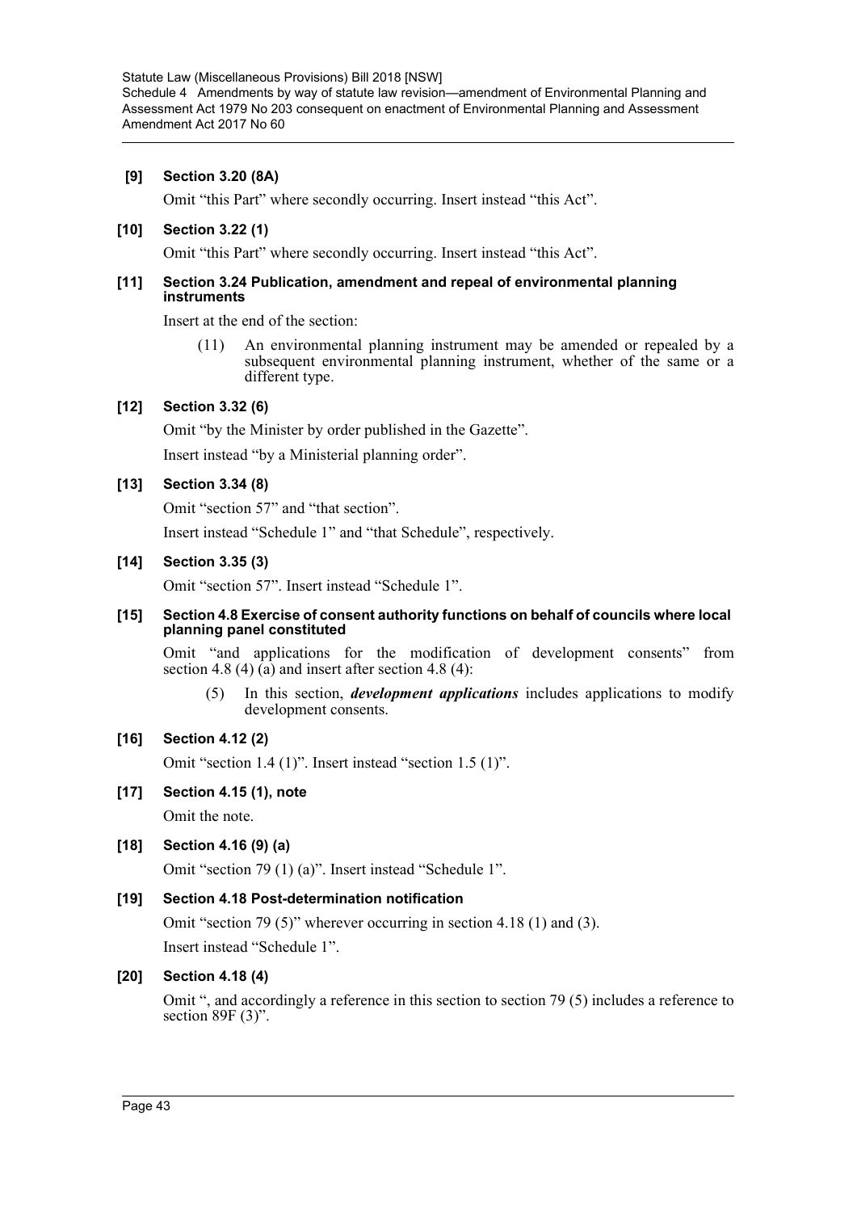**[9] Section 3.20 (8A)**

Omit "this Part" where secondly occurring. Insert instead "this Act".

**[10] Section 3.22 (1)**

Omit "this Part" where secondly occurring. Insert instead "this Act".

**[11] Section 3.24 Publication, amendment and repeal of environmental planning instruments**

Insert at the end of the section:

> (11) An environmental planning instrument may be amended or repealed by a subsequent environmental planning instrument, whether of the same or a different type.

**[12] Section 3.32 (6)**

Omit "by the Minister by order published in the Gazette".

Insert instead "by a Ministerial planning order".

**[13] Section 3.34 (8)**

Omit "section 57" and "that section".

Insert instead "Schedule 1" and "that Schedule", respectively.

**[14] Section 3.35 (3)**

Omit "section 57". Insert instead "Schedule 1".

**[15] Section 4.8 Exercise of consent authority functions on behalf of councils where local planning panel constituted**

Omit "and applications for the modification of development consents" from section 4.8 (4) (a) and insert after section 4.8 (4):

> (5) In this section, ***development applications*** includes applications to modify development consents.

**[16] Section 4.12 (2)**

Omit "section 1.4 (1)". Insert instead "section 1.5 (1)".

**[17] Section 4.15 (1), note**

Omit the note.

**[18] Section 4.16 (9) (a)**

Omit "section 79 (1) (a)". Insert instead "Schedule 1".

**[19] Section 4.18 Post-determination notification**

Omit "section 79 (5)" wherever occurring in section 4.18 (1) and (3).

Insert instead "Schedule 1".

**[20] Section 4.18 (4)**

Omit ", and accordingly a reference in this section to section 79 (5) includes a reference to section 89F (3)".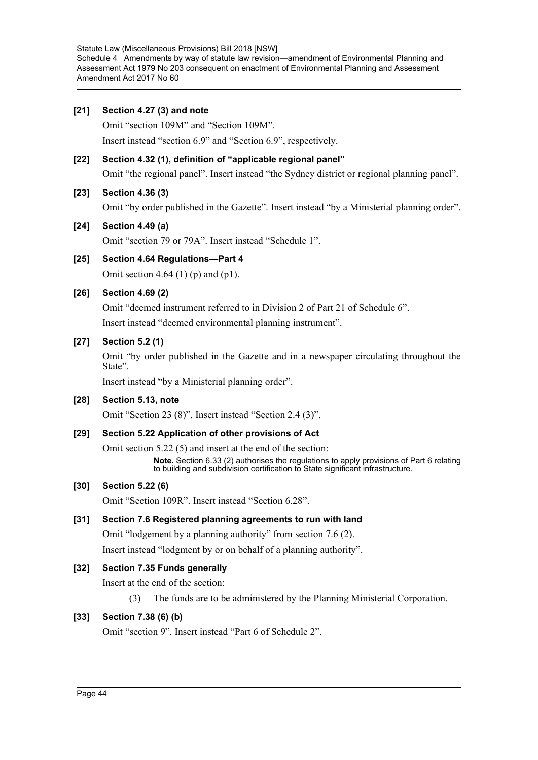**[21] Section 4.27 (3) and note**

Omit "section 109M" and "Section 109M".

Insert instead "section 6.9" and "Section 6.9", respectively.

**[22] Section 4.32 (1), definition of "applicable regional panel"**

Omit "the regional panel". Insert instead "the Sydney district or regional planning panel".

**[23] Section 4.36 (3)**

Omit "by order published in the Gazette". Insert instead "by a Ministerial planning order".

**[24] Section 4.49 (a)**

Omit "section 79 or 79A". Insert instead "Schedule 1".

**[25] Section 4.64 Regulations—Part 4**

Omit section 4.64 (1) (p) and (p1).

**[26] Section 4.69 (2)**

Omit "deemed instrument referred to in Division 2 of Part 21 of Schedule 6".

Insert instead "deemed environmental planning instrument".

**[27] Section 5.2 (1)**

Omit "by order published in the Gazette and in a newspaper circulating throughout the State".

Insert instead "by a Ministerial planning order".

**[28] Section 5.13, note**

Omit "Section 23 (8)". Insert instead "Section 2.4 (3)".

**[29] Section 5.22 Application of other provisions of Act**

Omit section 5.22 (5) and insert at the end of the section:

**Note.** Section 6.33 (2) authorises the regulations to apply provisions of Part 6 relating to building and subdivision certification to State significant infrastructure.

**[30] Section 5.22 (6)**

Omit "Section 109R". Insert instead "Section 6.28".

**[31] Section 7.6 Registered planning agreements to run with land**

Omit "lodgement by a planning authority" from section 7.6 (2).

Insert instead "lodgment by or on behalf of a planning authority".

**[32] Section 7.35 Funds generally**

Insert at the end of the section:

(3) The funds are to be administered by the Planning Ministerial Corporation.

**[33] Section 7.38 (6) (b)**

Omit "section 9". Insert instead "Part 6 of Schedule 2".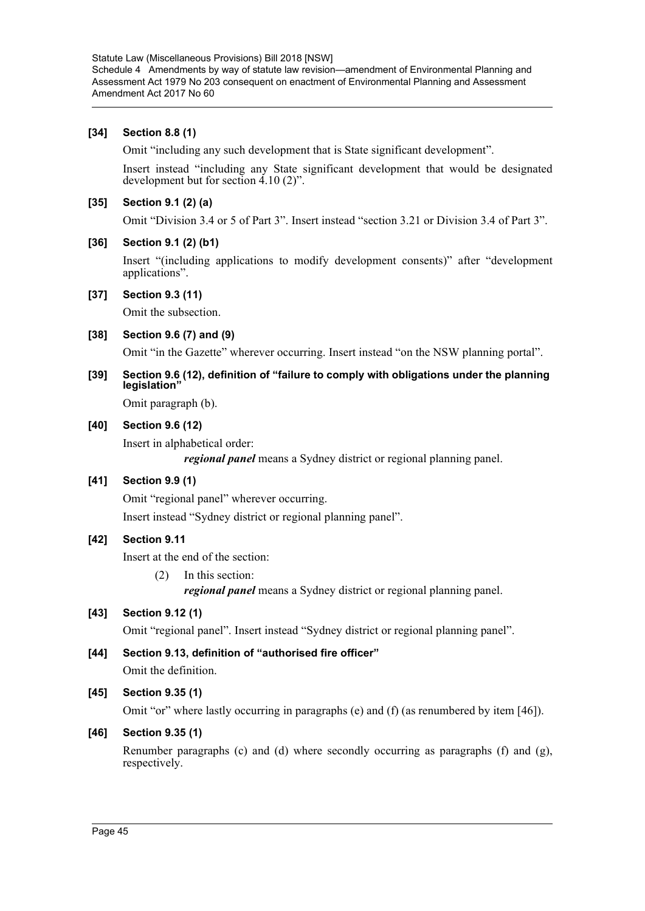**[34] Section 8.8 (1)**

Omit "including any such development that is State significant development".

Insert instead "including any State significant development that would be designated development but for section 4.10 (2)".

**[35] Section 9.1 (2) (a)**

Omit "Division 3.4 or 5 of Part 3". Insert instead "section 3.21 or Division 3.4 of Part 3".

**[36] Section 9.1 (2) (b1)**

Insert "(including applications to modify development consents)" after "development applications".

**[37] Section 9.3 (11)**

Omit the subsection.

**[38] Section 9.6 (7) and (9)**

Omit "in the Gazette" wherever occurring. Insert instead "on the NSW planning portal".

**[39] Section 9.6 (12), definition of "failure to comply with obligations under the planning legislation"**

Omit paragraph (b).

**[40] Section 9.6 (12)**

Insert in alphabetical order:

> ***regional panel*** means a Sydney district or regional planning panel.

**[41] Section 9.9 (1)**

Omit "regional panel" wherever occurring.

Insert instead "Sydney district or regional planning panel".

**[42] Section 9.11**

Insert at the end of the section:

> (2) In this section:
>
> ***regional panel*** means a Sydney district or regional planning panel.

**[43] Section 9.12 (1)**

Omit "regional panel". Insert instead "Sydney district or regional planning panel".

**[44] Section 9.13, definition of "authorised fire officer"**

Omit the definition.

**[45] Section 9.35 (1)**

Omit "or" where lastly occurring in paragraphs (e) and (f) (as renumbered by item [46]).

**[46] Section 9.35 (1)**

Renumber paragraphs (c) and (d) where secondly occurring as paragraphs (f) and (g), respectively.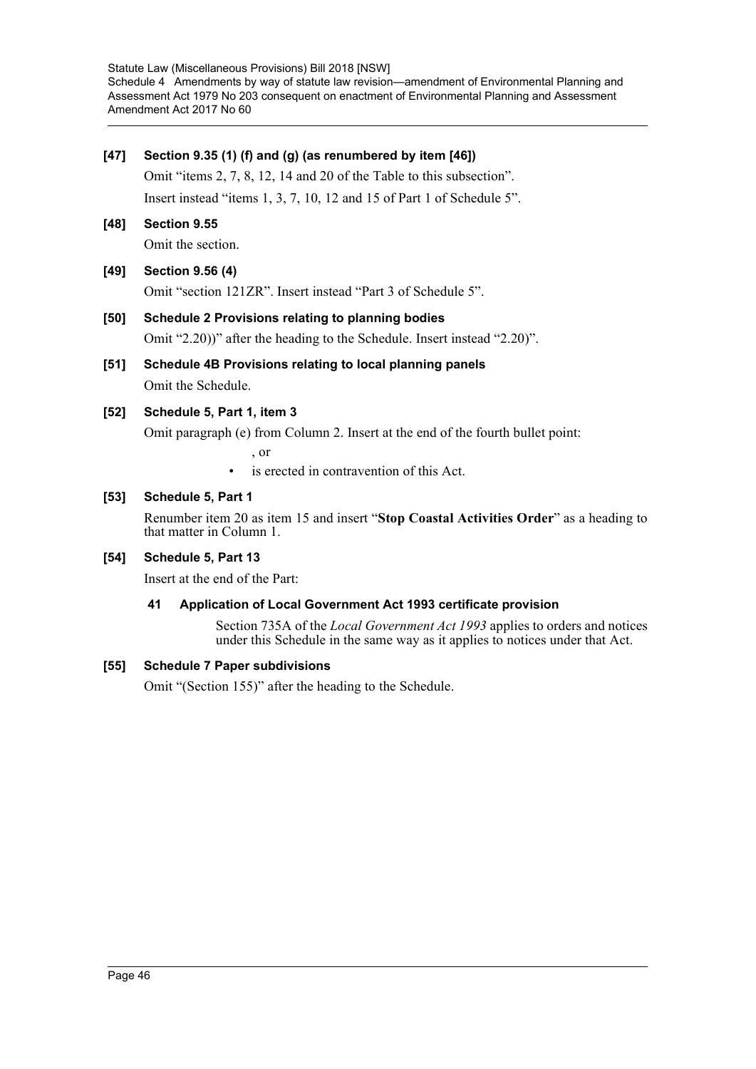**[47] Section 9.35 (1) (f) and (g) (as renumbered by item [46])**

Omit "items 2, 7, 8, 12, 14 and 20 of the Table to this subsection".

Insert instead "items 1, 3, 7, 10, 12 and 15 of Part 1 of Schedule 5".

**[48] Section 9.55**

Omit the section.

**[49] Section 9.56 (4)**

Omit "section 121ZR". Insert instead "Part 3 of Schedule 5".

**[50] Schedule 2 Provisions relating to planning bodies**

Omit "2.20))" after the heading to the Schedule. Insert instead "2.20)".

**[51] Schedule 4B Provisions relating to local planning panels**

Omit the Schedule.

**[52] Schedule 5, Part 1, item 3**

Omit paragraph (e) from Column 2. Insert at the end of the fourth bullet point:

, or

- is erected in contravention of this Act.

**[53] Schedule 5, Part 1**

Renumber item 20 as item 15 and insert "**Stop Coastal Activities Order**" as a heading to that matter in Column 1.

**[54] Schedule 5, Part 13**

Insert at the end of the Part:

**41 Application of Local Government Act 1993 certificate provision**

Section 735A of the *Local Government Act 1993* applies to orders and notices under this Schedule in the same way as it applies to notices under that Act.

**[55] Schedule 7 Paper subdivisions**

Omit "(Section 155)" after the heading to the Schedule.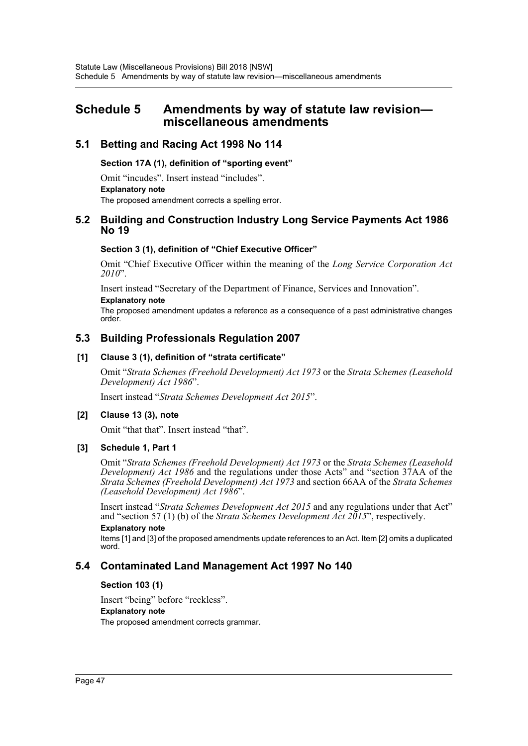# Schedule 5 Amendments by way of statute law revision—miscellaneous amendments

## 5.1 Betting and Racing Act 1998 No 114

### Section 17A (1), definition of "sporting event"

Omit "incudes". Insert instead "includes".

**Explanatory note**

The proposed amendment corrects a spelling error.

## 5.2 Building and Construction Industry Long Service Payments Act 1986 No 19

### Section 3 (1), definition of "Chief Executive Officer"

Omit "Chief Executive Officer within the meaning of the *Long Service Corporation Act 2010*".

Insert instead "Secretary of the Department of Finance, Services and Innovation".

**Explanatory note**

The proposed amendment updates a reference as a consequence of a past administrative changes order.

## 5.3 Building Professionals Regulation 2007

### [1] Clause 3 (1), definition of "strata certificate"

Omit "*Strata Schemes (Freehold Development) Act 1973* or the *Strata Schemes (Leasehold Development) Act 1986*".

Insert instead "*Strata Schemes Development Act 2015*".

### [2] Clause 13 (3), note

Omit "that that". Insert instead "that".

### [3] Schedule 1, Part 1

Omit "*Strata Schemes (Freehold Development) Act 1973* or the *Strata Schemes (Leasehold Development) Act 1986* and the regulations under those Acts" and "section 37AA of the *Strata Schemes (Freehold Development) Act 1973* and section 66AA of the *Strata Schemes (Leasehold Development) Act 1986*".

Insert instead "*Strata Schemes Development Act 2015* and any regulations under that Act" and "section 57 (1) (b) of the *Strata Schemes Development Act 2015*", respectively.

**Explanatory note**

Items [1] and [3] of the proposed amendments update references to an Act. Item [2] omits a duplicated word.

## 5.4 Contaminated Land Management Act 1997 No 140

### Section 103 (1)

Insert "being" before "reckless".

**Explanatory note**

The proposed amendment corrects grammar.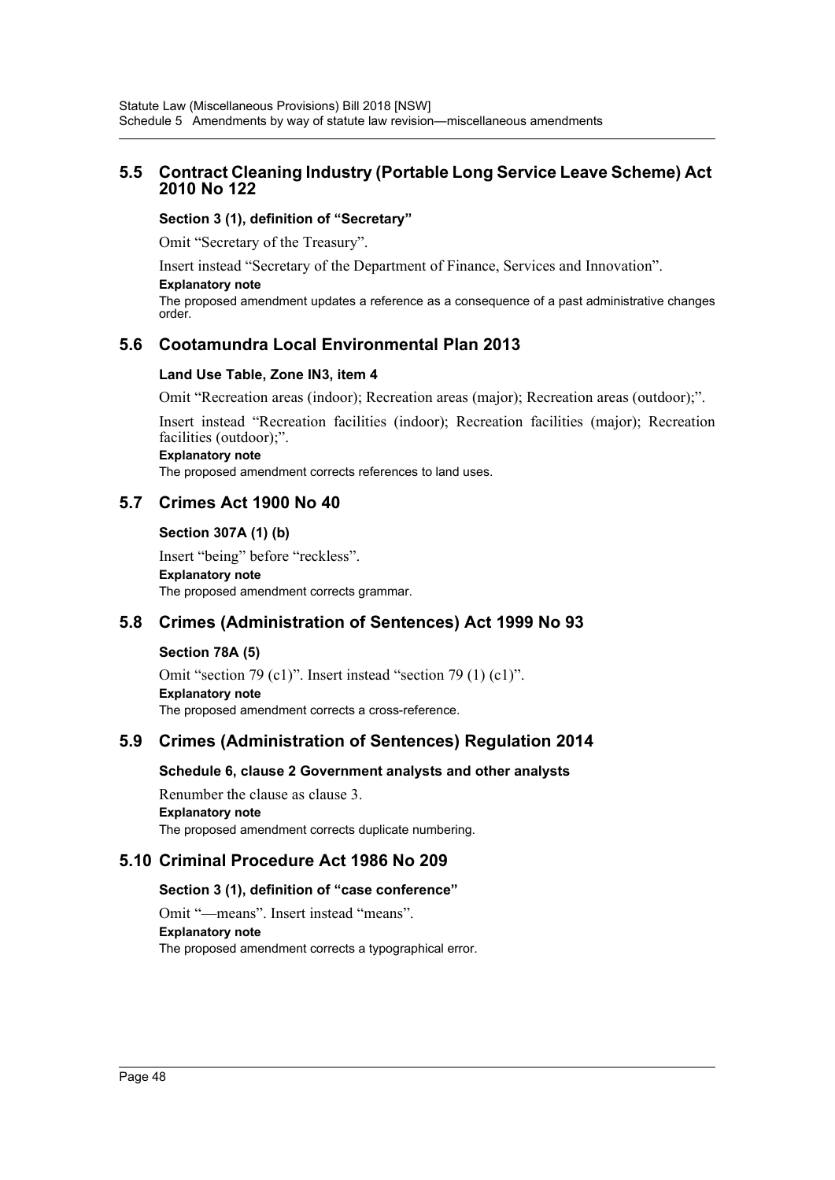## 5.5 Contract Cleaning Industry (Portable Long Service Leave Scheme) Act 2010 No 122

**Section 3 (1), definition of "Secretary"**

Omit "Secretary of the Treasury".

Insert instead "Secretary of the Department of Finance, Services and Innovation".

**Explanatory note**

The proposed amendment updates a reference as a consequence of a past administrative changes order.

## 5.6 Cootamundra Local Environmental Plan 2013

**Land Use Table, Zone IN3, item 4**

Omit "Recreation areas (indoor); Recreation areas (major); Recreation areas (outdoor);".

Insert instead "Recreation facilities (indoor); Recreation facilities (major); Recreation facilities (outdoor);".

**Explanatory note**

The proposed amendment corrects references to land uses.

## 5.7 Crimes Act 1900 No 40

**Section 307A (1) (b)**

Insert "being" before "reckless".

**Explanatory note**

The proposed amendment corrects grammar.

## 5.8 Crimes (Administration of Sentences) Act 1999 No 93

**Section 78A (5)**

Omit "section 79 (c1)". Insert instead "section 79 (1) (c1)".

**Explanatory note**

The proposed amendment corrects a cross-reference.

## 5.9 Crimes (Administration of Sentences) Regulation 2014

**Schedule 6, clause 2 Government analysts and other analysts**

Renumber the clause as clause 3.

**Explanatory note**

The proposed amendment corrects duplicate numbering.

## 5.10 Criminal Procedure Act 1986 No 209

**Section 3 (1), definition of "case conference"**

Omit "—means". Insert instead "means".

**Explanatory note**

The proposed amendment corrects a typographical error.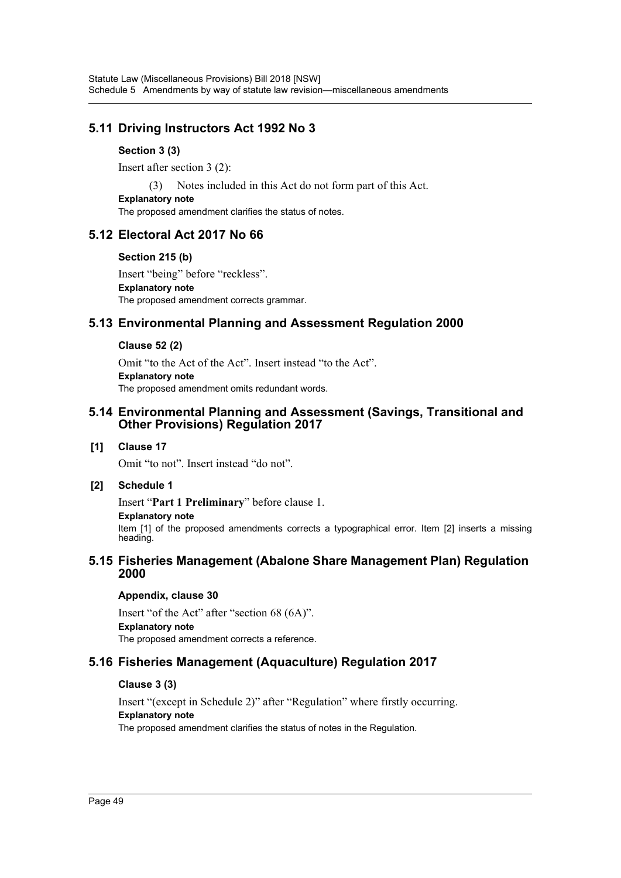## 5.11 Driving Instructors Act 1992 No 3

### Section 3 (3)

Insert after section 3 (2):

(3) Notes included in this Act do not form part of this Act.

**Explanatory note**

The proposed amendment clarifies the status of notes.

## 5.12 Electoral Act 2017 No 66

### Section 215 (b)

Insert "being" before "reckless".

**Explanatory note**

The proposed amendment corrects grammar.

## 5.13 Environmental Planning and Assessment Regulation 2000

### Clause 52 (2)

Omit "to the Act of the Act". Insert instead "to the Act".

**Explanatory note**

The proposed amendment omits redundant words.

## 5.14 Environmental Planning and Assessment (Savings, Transitional and Other Provisions) Regulation 2017

### [1] Clause 17

Omit "to not". Insert instead "do not".

### [2] Schedule 1

Insert "**Part 1 Preliminary**" before clause 1.

**Explanatory note**

Item [1] of the proposed amendments corrects a typographical error. Item [2] inserts a missing heading.

## 5.15 Fisheries Management (Abalone Share Management Plan) Regulation 2000

### Appendix, clause 30

Insert "of the Act" after "section 68 (6A)".

**Explanatory note**

The proposed amendment corrects a reference.

## 5.16 Fisheries Management (Aquaculture) Regulation 2017

### Clause 3 (3)

Insert "(except in Schedule 2)" after "Regulation" where firstly occurring.

**Explanatory note**

The proposed amendment clarifies the status of notes in the Regulation.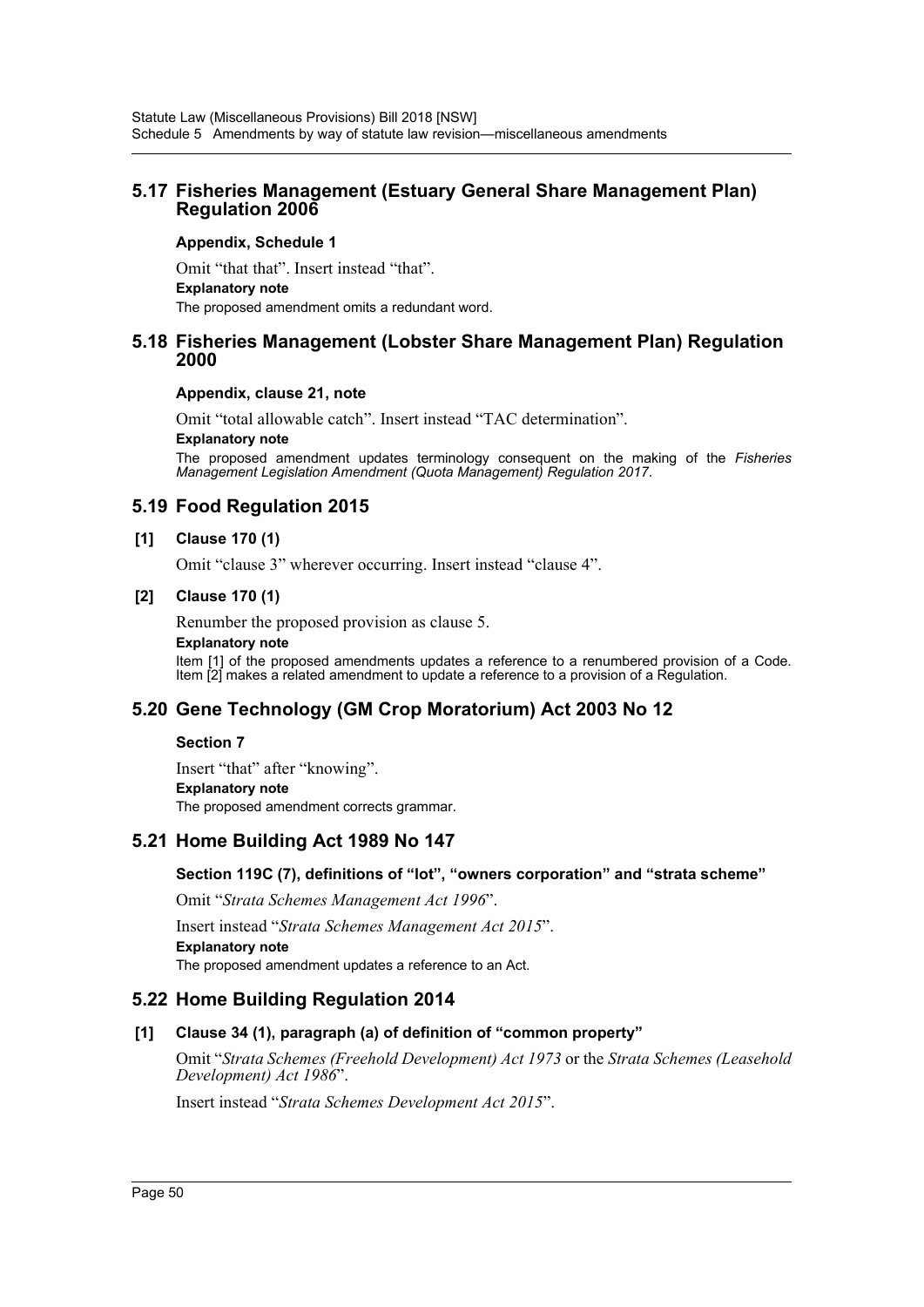## 5.17 Fisheries Management (Estuary General Share Management Plan) Regulation 2006

### Appendix, Schedule 1

Omit "that that". Insert instead "that".

**Explanatory note**

The proposed amendment omits a redundant word.

## 5.18 Fisheries Management (Lobster Share Management Plan) Regulation 2000

### Appendix, clause 21, note

Omit "total allowable catch". Insert instead "TAC determination".

**Explanatory note**

The proposed amendment updates terminology consequent on the making of the *Fisheries Management Legislation Amendment (Quota Management) Regulation 2017*.

## 5.19 Food Regulation 2015

### [1] Clause 170 (1)

Omit "clause 3" wherever occurring. Insert instead "clause 4".

### [2] Clause 170 (1)

Renumber the proposed provision as clause 5.

**Explanatory note**

Item [1] of the proposed amendments updates a reference to a renumbered provision of a Code. Item [2] makes a related amendment to update a reference to a provision of a Regulation.

## 5.20 Gene Technology (GM Crop Moratorium) Act 2003 No 12

### Section 7

Insert "that" after "knowing".

**Explanatory note**

The proposed amendment corrects grammar.

## 5.21 Home Building Act 1989 No 147

### Section 119C (7), definitions of "lot", "owners corporation" and "strata scheme"

Omit "*Strata Schemes Management Act 1996*".

Insert instead "*Strata Schemes Management Act 2015*".

**Explanatory note**

The proposed amendment updates a reference to an Act.

## 5.22 Home Building Regulation 2014

### [1] Clause 34 (1), paragraph (a) of definition of "common property"

Omit "*Strata Schemes (Freehold Development) Act 1973* or the *Strata Schemes (Leasehold Development) Act 1986*".

Insert instead "*Strata Schemes Development Act 2015*".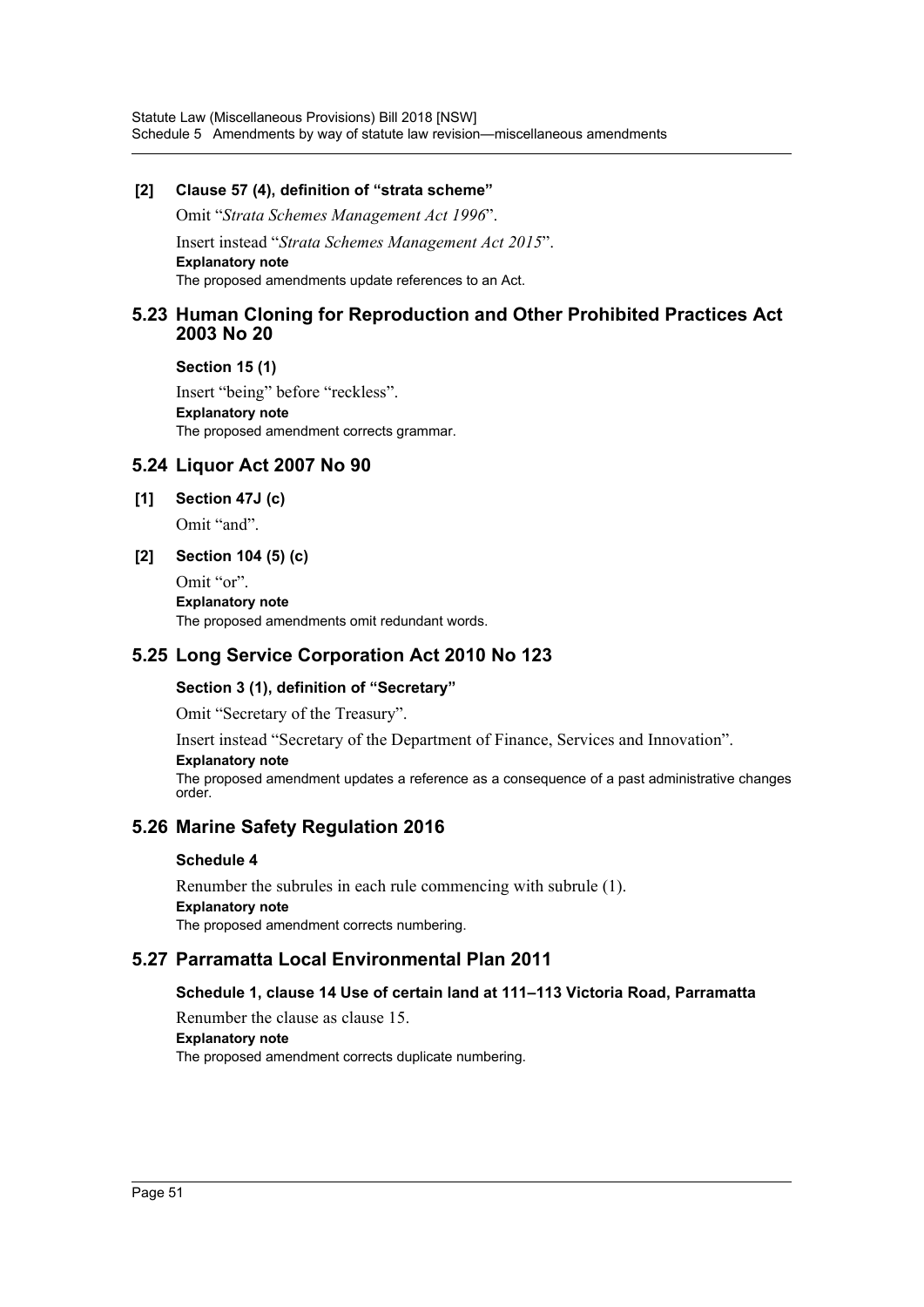**[2] Clause 57 (4), definition of "strata scheme"**

Omit "*Strata Schemes Management Act 1996*".

Insert instead "*Strata Schemes Management Act 2015*".

**Explanatory note**

The proposed amendments update references to an Act.

## 5.23 Human Cloning for Reproduction and Other Prohibited Practices Act 2003 No 20

**Section 15 (1)**

Insert "being" before "reckless".

**Explanatory note**

The proposed amendment corrects grammar.

## 5.24 Liquor Act 2007 No 90

**[1] Section 47J (c)**

Omit "and".

**[2] Section 104 (5) (c)**

Omit "or".

**Explanatory note**

The proposed amendments omit redundant words.

## 5.25 Long Service Corporation Act 2010 No 123

**Section 3 (1), definition of "Secretary"**

Omit "Secretary of the Treasury".

Insert instead "Secretary of the Department of Finance, Services and Innovation".

**Explanatory note**

The proposed amendment updates a reference as a consequence of a past administrative changes order.

## 5.26 Marine Safety Regulation 2016

**Schedule 4**

Renumber the subrules in each rule commencing with subrule (1).

**Explanatory note**

The proposed amendment corrects numbering.

## 5.27 Parramatta Local Environmental Plan 2011

**Schedule 1, clause 14 Use of certain land at 111–113 Victoria Road, Parramatta**

Renumber the clause as clause 15.

**Explanatory note**

The proposed amendment corrects duplicate numbering.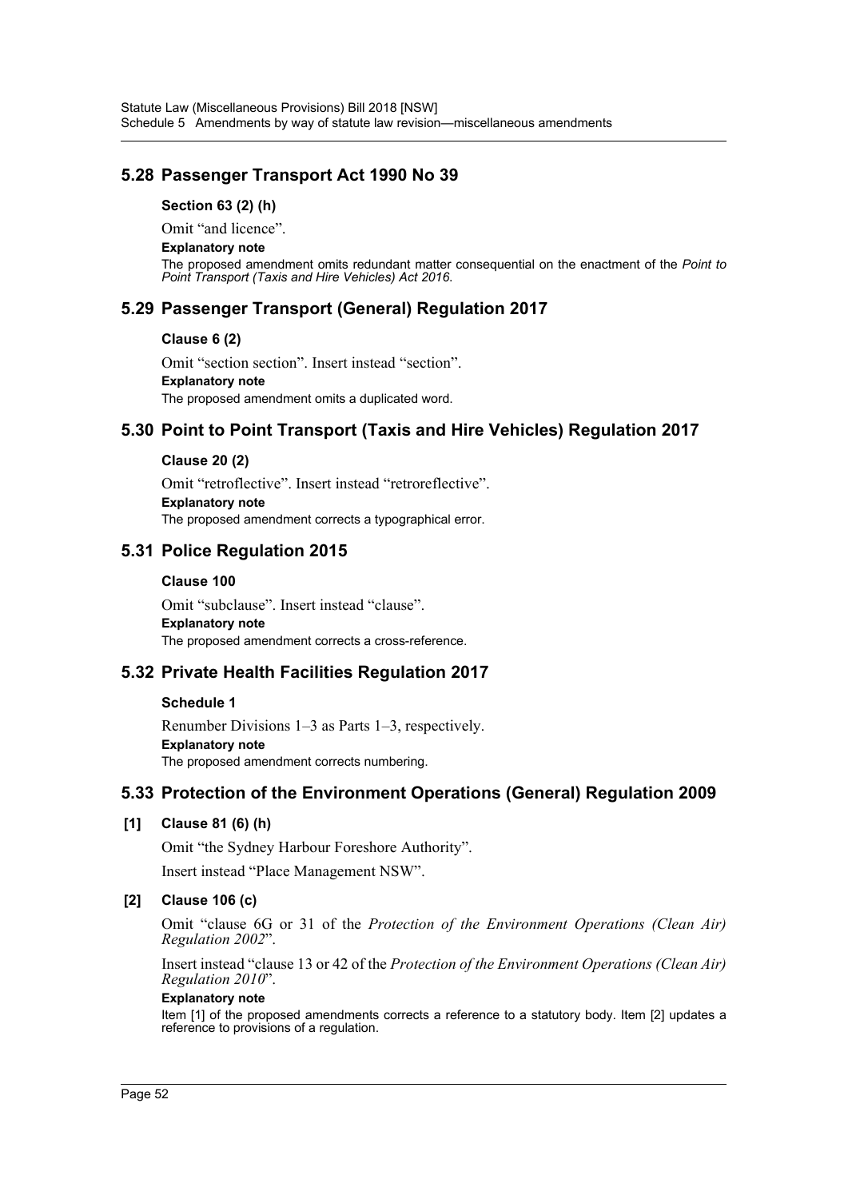## 5.28 Passenger Transport Act 1990 No 39

### Section 63 (2) (h)

Omit "and licence".

**Explanatory note**

The proposed amendment omits redundant matter consequential on the enactment of the *Point to Point Transport (Taxis and Hire Vehicles) Act 2016*.

## 5.29 Passenger Transport (General) Regulation 2017

### Clause 6 (2)

Omit "section section". Insert instead "section".

**Explanatory note**

The proposed amendment omits a duplicated word.

## 5.30 Point to Point Transport (Taxis and Hire Vehicles) Regulation 2017

### Clause 20 (2)

Omit "retroflective". Insert instead "retroreflective".

**Explanatory note**

The proposed amendment corrects a typographical error.

## 5.31 Police Regulation 2015

### Clause 100

Omit "subclause". Insert instead "clause".

**Explanatory note**

The proposed amendment corrects a cross-reference.

## 5.32 Private Health Facilities Regulation 2017

### Schedule 1

Renumber Divisions 1–3 as Parts 1–3, respectively.

**Explanatory note**

The proposed amendment corrects numbering.

## 5.33 Protection of the Environment Operations (General) Regulation 2009

### [1] Clause 81 (6) (h)

Omit "the Sydney Harbour Foreshore Authority".

Insert instead "Place Management NSW".

### [2] Clause 106 (c)

Omit "clause 6G or 31 of the *Protection of the Environment Operations (Clean Air) Regulation 2002*".

Insert instead "clause 13 or 42 of the *Protection of the Environment Operations (Clean Air) Regulation 2010*".

**Explanatory note**

Item [1] of the proposed amendments corrects a reference to a statutory body. Item [2] updates a reference to provisions of a regulation.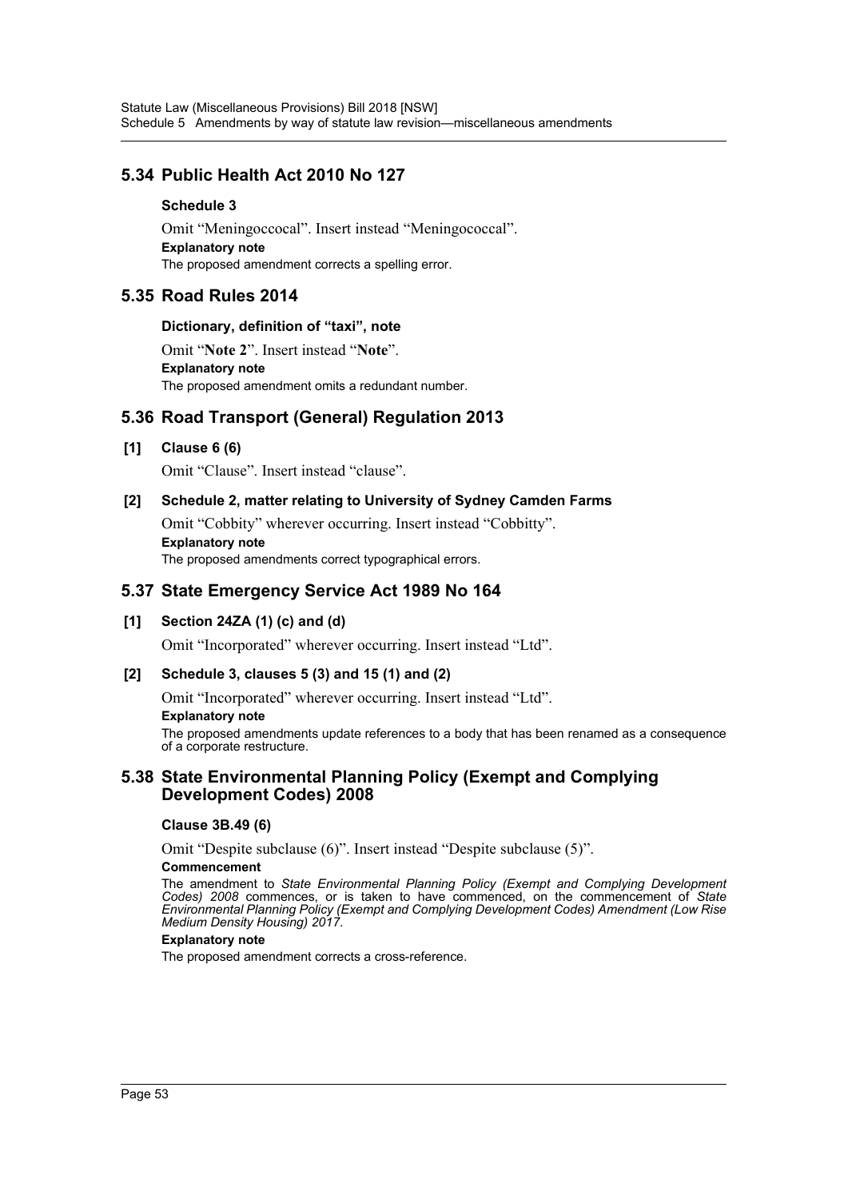## 5.34 Public Health Act 2010 No 127

### Schedule 3

Omit "Meningoccocal". Insert instead "Meningococcal".

**Explanatory note**

The proposed amendment corrects a spelling error.

## 5.35 Road Rules 2014

### Dictionary, definition of "taxi", note

Omit "**Note 2**". Insert instead "**Note**".

**Explanatory note**

The proposed amendment omits a redundant number.

## 5.36 Road Transport (General) Regulation 2013

### [1] Clause 6 (6)

Omit "Clause". Insert instead "clause".

### [2] Schedule 2, matter relating to University of Sydney Camden Farms

Omit "Cobbity" wherever occurring. Insert instead "Cobbitty".

**Explanatory note**

The proposed amendments correct typographical errors.

## 5.37 State Emergency Service Act 1989 No 164

### [1] Section 24ZA (1) (c) and (d)

Omit "Incorporated" wherever occurring. Insert instead "Ltd".

### [2] Schedule 3, clauses 5 (3) and 15 (1) and (2)

Omit "Incorporated" wherever occurring. Insert instead "Ltd".

**Explanatory note**

The proposed amendments update references to a body that has been renamed as a consequence of a corporate restructure.

## 5.38 State Environmental Planning Policy (Exempt and Complying Development Codes) 2008

### Clause 3B.49 (6)

Omit "Despite subclause (6)". Insert instead "Despite subclause (5)".

**Commencement**

The amendment to *State Environmental Planning Policy (Exempt and Complying Development Codes) 2008* commences, or is taken to have commenced, on the commencement of *State Environmental Planning Policy (Exempt and Complying Development Codes) Amendment (Low Rise Medium Density Housing) 2017*.

**Explanatory note**

The proposed amendment corrects a cross-reference.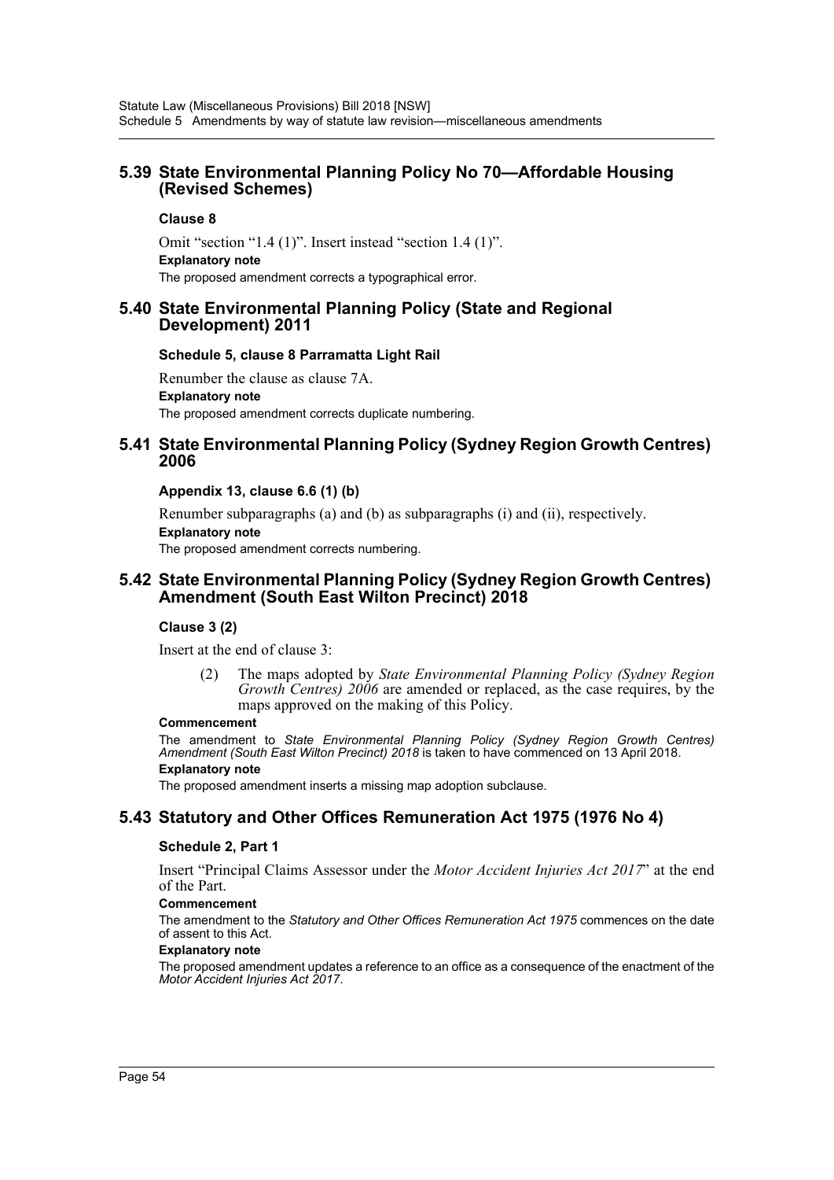## 5.39 State Environmental Planning Policy No 70—Affordable Housing (Revised Schemes)

### Clause 8

Omit "section "1.4 (1)". Insert instead "section 1.4 (1)".

**Explanatory note**

The proposed amendment corrects a typographical error.

## 5.40 State Environmental Planning Policy (State and Regional Development) 2011

### Schedule 5, clause 8 Parramatta Light Rail

Renumber the clause as clause 7A.

**Explanatory note**

The proposed amendment corrects duplicate numbering.

## 5.41 State Environmental Planning Policy (Sydney Region Growth Centres) 2006

### Appendix 13, clause 6.6 (1) (b)

Renumber subparagraphs (a) and (b) as subparagraphs (i) and (ii), respectively.

**Explanatory note**

The proposed amendment corrects numbering.

## 5.42 State Environmental Planning Policy (Sydney Region Growth Centres) Amendment (South East Wilton Precinct) 2018

### Clause 3 (2)

Insert at the end of clause 3:

> (2) The maps adopted by *State Environmental Planning Policy (Sydney Region Growth Centres) 2006* are amended or replaced, as the case requires, by the maps approved on the making of this Policy.

**Commencement**

The amendment to *State Environmental Planning Policy (Sydney Region Growth Centres) Amendment (South East Wilton Precinct) 2018* is taken to have commenced on 13 April 2018.

**Explanatory note**

The proposed amendment inserts a missing map adoption subclause.

## 5.43 Statutory and Other Offices Remuneration Act 1975 (1976 No 4)

### Schedule 2, Part 1

Insert "Principal Claims Assessor under the *Motor Accident Injuries Act 2017*" at the end of the Part.

**Commencement**

The amendment to the *Statutory and Other Offices Remuneration Act 1975* commences on the date of assent to this Act.

**Explanatory note**

The proposed amendment updates a reference to an office as a consequence of the enactment of the *Motor Accident Injuries Act 2017*.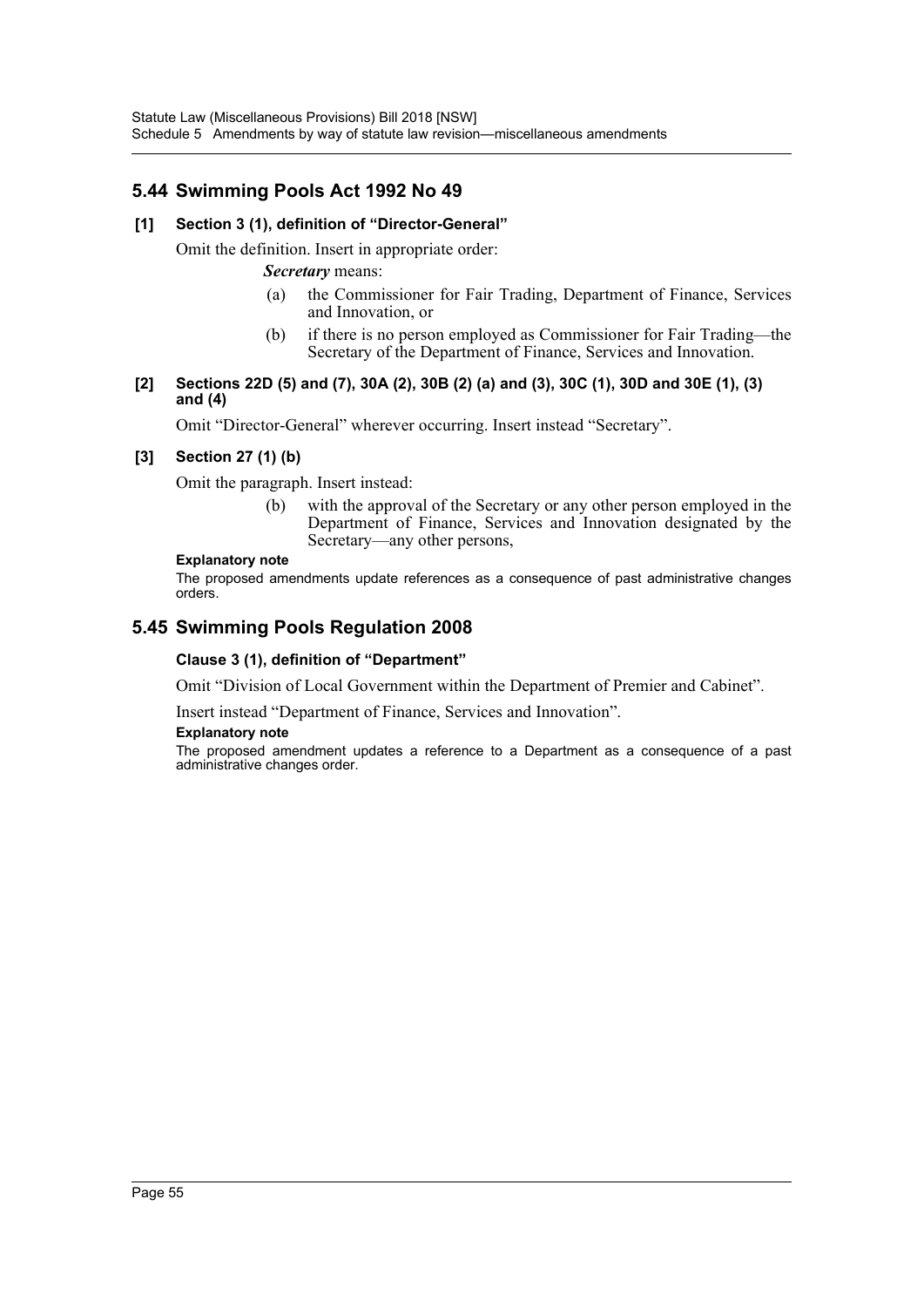## 5.44 Swimming Pools Act 1992 No 49

### [1] Section 3 (1), definition of "Director-General"

Omit the definition. Insert in appropriate order:

***Secretary*** means:

(a) the Commissioner for Fair Trading, Department of Finance, Services and Innovation, or

(b) if there is no person employed as Commissioner for Fair Trading—the Secretary of the Department of Finance, Services and Innovation.

### [2] Sections 22D (5) and (7), 30A (2), 30B (2) (a) and (3), 30C (1), 30D and 30E (1), (3) and (4)

Omit "Director-General" wherever occurring. Insert instead "Secretary".

### [3] Section 27 (1) (b)

Omit the paragraph. Insert instead:

(b) with the approval of the Secretary or any other person employed in the Department of Finance, Services and Innovation designated by the Secretary—any other persons,

**Explanatory note**

The proposed amendments update references as a consequence of past administrative changes orders.

## 5.45 Swimming Pools Regulation 2008

### Clause 3 (1), definition of "Department"

Omit "Division of Local Government within the Department of Premier and Cabinet".

Insert instead "Department of Finance, Services and Innovation".

**Explanatory note**

The proposed amendment updates a reference to a Department as a consequence of a past administrative changes order.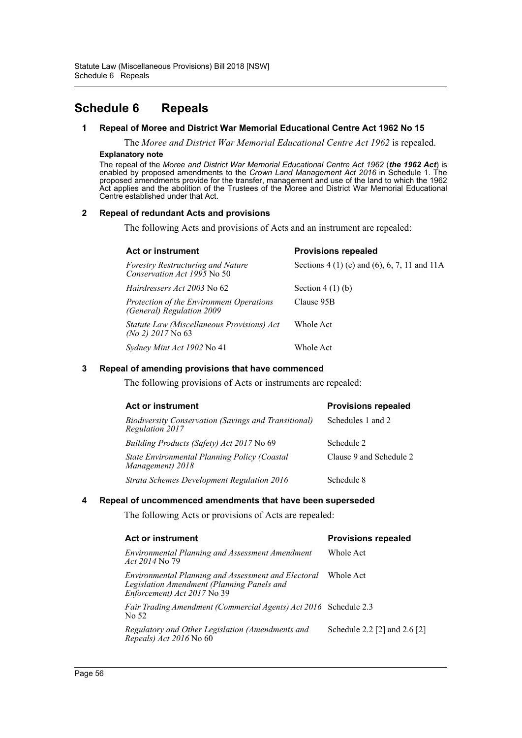# Schedule 6 Repeals

### 1 Repeal of Moree and District War Memorial Educational Centre Act 1962 No 15

The *Moree and District War Memorial Educational Centre Act 1962* is repealed.

**Explanatory note**

The repeal of the *Moree and District War Memorial Educational Centre Act 1962* (***the 1962 Act***) is enabled by proposed amendments to the *Crown Land Management Act 2016* in Schedule 1. The proposed amendments provide for the transfer, management and use of the land to which the 1962 Act applies and the abolition of the Trustees of the Moree and District War Memorial Educational Centre established under that Act.

### 2 Repeal of redundant Acts and provisions

The following Acts and provisions of Acts and an instrument are repealed:

| Act or instrument | Provisions repealed |
|---|---|
| *Forestry Restructuring and Nature Conservation Act 1995* No 50 | Sections 4 (1) (e) and (6), 6, 7, 11 and 11A |
| *Hairdressers Act 2003* No 62 | Section 4 (1) (b) |
| *Protection of the Environment Operations (General) Regulation 2009* | Clause 95B |
| *Statute Law (Miscellaneous Provisions) Act (No 2) 2017* No 63 | Whole Act |
| *Sydney Mint Act 1902* No 41 | Whole Act |

### 3 Repeal of amending provisions that have commenced

The following provisions of Acts or instruments are repealed:

| Act or instrument | Provisions repealed |
|---|---|
| *Biodiversity Conservation (Savings and Transitional) Regulation 2017* | Schedules 1 and 2 |
| *Building Products (Safety) Act 2017* No 69 | Schedule 2 |
| *State Environmental Planning Policy (Coastal Management) 2018* | Clause 9 and Schedule 2 |
| *Strata Schemes Development Regulation 2016* | Schedule 8 |

### 4 Repeal of uncommenced amendments that have been superseded

The following Acts or provisions of Acts are repealed:

| Act or instrument | Provisions repealed |
|---|---|
| *Environmental Planning and Assessment Amendment Act 2014* No 79 | Whole Act |
| *Environmental Planning and Assessment and Electoral Legislation Amendment (Planning Panels and Enforcement) Act 2017* No 39 | Whole Act |
| *Fair Trading Amendment (Commercial Agents) Act 2016* No 52 | Schedule 2.3 |
| *Regulatory and Other Legislation (Amendments and Repeals) Act 2016* No 60 | Schedule 2.2 [2] and 2.6 [2] |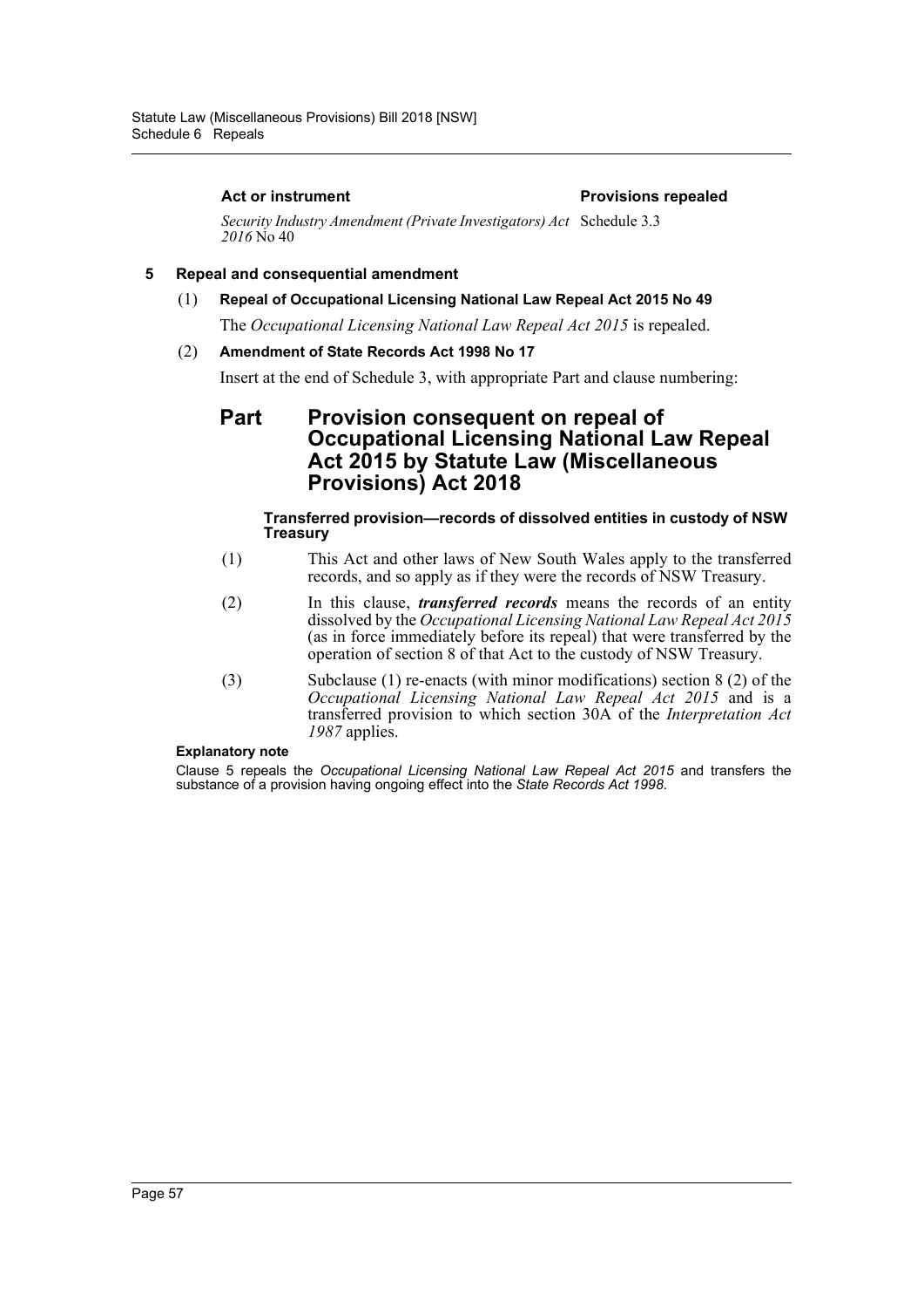| Act or instrument | Provisions repealed |
|---|---|
| *Security Industry Amendment (Private Investigators) Act 2016* No 40 | Schedule 3.3 |

**5 Repeal and consequential amendment**

(1) **Repeal of Occupational Licensing National Law Repeal Act 2015 No 49**

The *Occupational Licensing National Law Repeal Act 2015* is repealed.

(2) **Amendment of State Records Act 1998 No 17**

Insert at the end of Schedule 3, with appropriate Part and clause numbering:

## Part Provision consequent on repeal of Occupational Licensing National Law Repeal Act 2015 by Statute Law (Miscellaneous Provisions) Act 2018

**Transferred provision—records of dissolved entities in custody of NSW Treasury**

(1) This Act and other laws of New South Wales apply to the transferred records, and so apply as if they were the records of NSW Treasury.

(2) In this clause, ***transferred records*** means the records of an entity dissolved by the *Occupational Licensing National Law Repeal Act 2015* (as in force immediately before its repeal) that were transferred by the operation of section 8 of that Act to the custody of NSW Treasury.

(3) Subclause (1) re-enacts (with minor modifications) section 8 (2) of the *Occupational Licensing National Law Repeal Act 2015* and is a transferred provision to which section 30A of the *Interpretation Act 1987* applies.

**Explanatory note**

Clause 5 repeals the *Occupational Licensing National Law Repeal Act 2015* and transfers the substance of a provision having ongoing effect into the *State Records Act 1998*.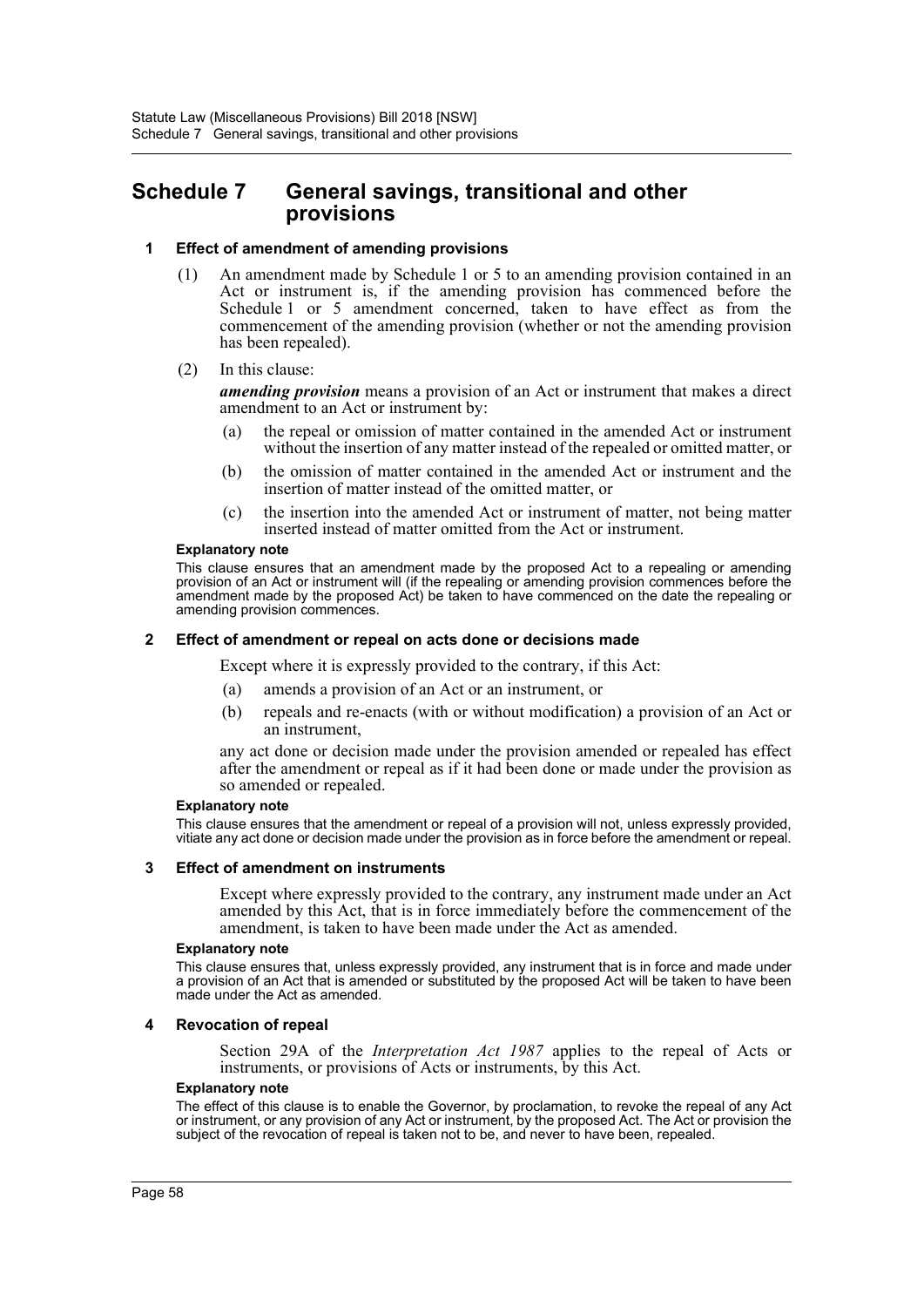# Schedule 7 General savings, transitional and other provisions

## 1 Effect of amendment of amending provisions

(1) An amendment made by Schedule 1 or 5 to an amending provision contained in an Act or instrument is, if the amending provision has commenced before the Schedule 1 or 5 amendment concerned, taken to have effect as from the commencement of the amending provision (whether or not the amending provision has been repealed).

(2) In this clause:

***amending provision*** means a provision of an Act or instrument that makes a direct amendment to an Act or instrument by:

(a) the repeal or omission of matter contained in the amended Act or instrument without the insertion of any matter instead of the repealed or omitted matter, or

(b) the omission of matter contained in the amended Act or instrument and the insertion of matter instead of the omitted matter, or

(c) the insertion into the amended Act or instrument of matter, not being matter inserted instead of matter omitted from the Act or instrument.

**Explanatory note**

This clause ensures that an amendment made by the proposed Act to a repealing or amending provision of an Act or instrument will (if the repealing or amending provision commences before the amendment made by the proposed Act) be taken to have commenced on the date the repealing or amending provision commences.

## 2 Effect of amendment or repeal on acts done or decisions made

Except where it is expressly provided to the contrary, if this Act:

(a) amends a provision of an Act or an instrument, or

(b) repeals and re-enacts (with or without modification) a provision of an Act or an instrument,

any act done or decision made under the provision amended or repealed has effect after the amendment or repeal as if it had been done or made under the provision as so amended or repealed.

**Explanatory note**

This clause ensures that the amendment or repeal of a provision will not, unless expressly provided, vitiate any act done or decision made under the provision as in force before the amendment or repeal.

## 3 Effect of amendment on instruments

Except where expressly provided to the contrary, any instrument made under an Act amended by this Act, that is in force immediately before the commencement of the amendment, is taken to have been made under the Act as amended.

**Explanatory note**

This clause ensures that, unless expressly provided, any instrument that is in force and made under a provision of an Act that is amended or substituted by the proposed Act will be taken to have been made under the Act as amended.

## 4 Revocation of repeal

Section 29A of the *Interpretation Act 1987* applies to the repeal of Acts or instruments, or provisions of Acts or instruments, by this Act.

**Explanatory note**

The effect of this clause is to enable the Governor, by proclamation, to revoke the repeal of any Act or instrument, or any provision of any Act or instrument, by the proposed Act. The Act or provision the subject of the revocation of repeal is taken not to be, and never to have been, repealed.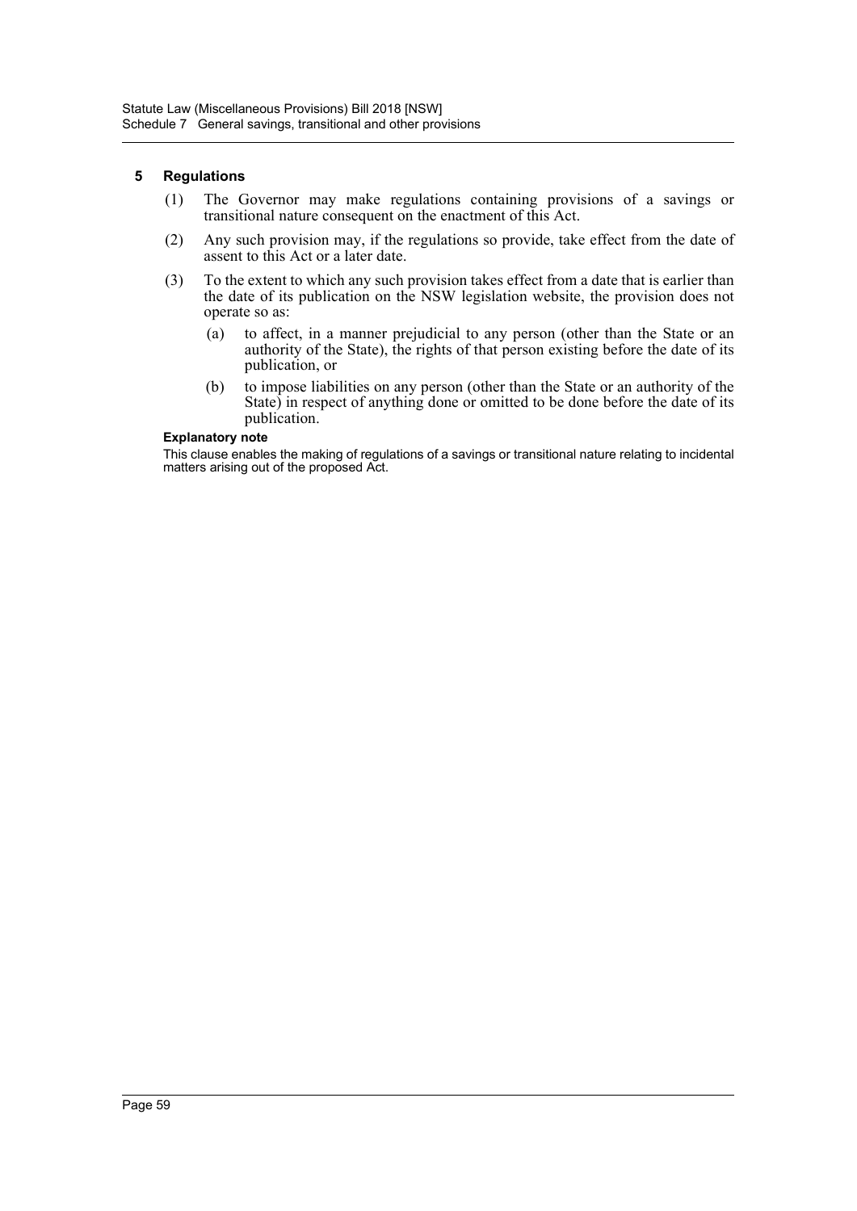### 5 Regulations

(1) The Governor may make regulations containing provisions of a savings or transitional nature consequent on the enactment of this Act.

(2) Any such provision may, if the regulations so provide, take effect from the date of assent to this Act or a later date.

(3) To the extent to which any such provision takes effect from a date that is earlier than the date of its publication on the NSW legislation website, the provision does not operate so as:

(a) to affect, in a manner prejudicial to any person (other than the State or an authority of the State), the rights of that person existing before the date of its publication, or

(b) to impose liabilities on any person (other than the State or an authority of the State) in respect of anything done or omitted to be done before the date of its publication.

**Explanatory note**

This clause enables the making of regulations of a savings or transitional nature relating to incidental matters arising out of the proposed Act.